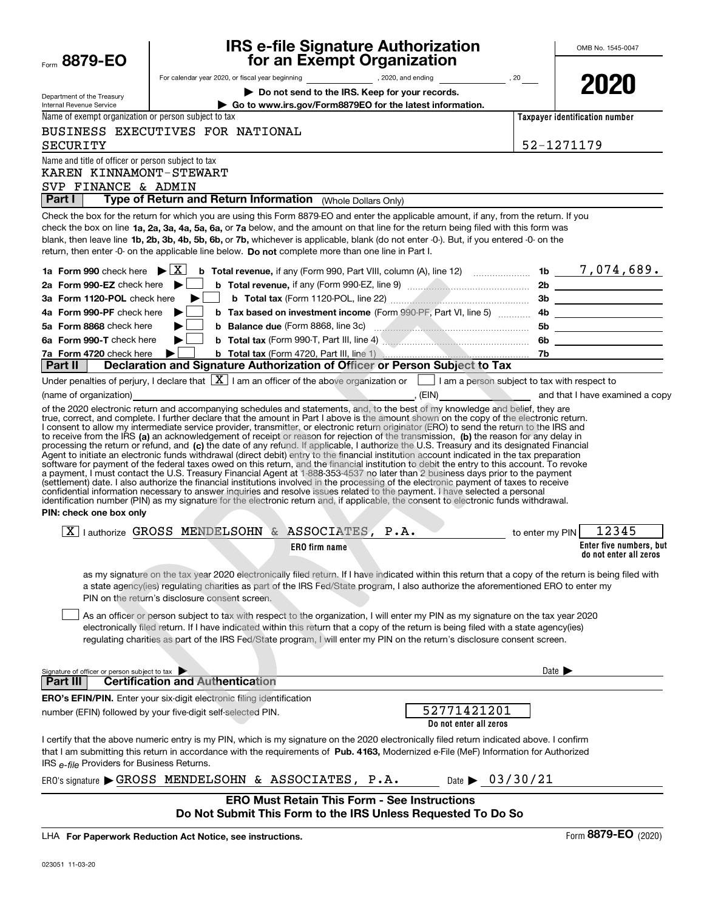Form **8879-EO**

Department of the Treasury
Internal Revenue Service

# IRS e-file Signature Authorization for an Exempt Organization

For calendar year 2020, or fiscal year beginning \_\_\_\_\_\_\_\_, 2020, and ending \_\_\_\_\_\_\_\_, 20\_\_\_

▶ **Do not send to the IRS. Keep for your records.**

▶ **Go to www.irs.gov/Form8879EO for the latest information.**

OMB No. 1545-0047

**2020**

Name of exempt organization or person subject to tax: BUSINESS EXECUTIVES FOR NATIONAL SECURITY

**Taxpayer identification number:** 52-1271179

Name and title of officer or person subject to tax:
KAREN KINNAMONT-STEWART
SVP FINANCE & ADMIN

## Part I — Type of Return and Return Information (Whole Dollars Only)

Check the box for the return for which you are using this Form 8879-EO and enter the applicable amount, if any, from the return. If you check the box on line **1a, 2a, 3a, 4a, 5a, 6a,** or **7a** below, and the amount on that line for the return being filed with this form was blank, then leave line **1b, 2b, 3b, 4b, 5b, 6b,** or **7b,** whichever is applicable, blank (do not enter -0-). But, if you entered -0- on the return, then enter -0- on the applicable line below. **Do not** complete more than one line in Part I.

| | | | |
|---|---|---|---|
| **1a Form 990** check here ▶ [X] | **b Total revenue,** if any (Form 990, Part VIII, column (A), line 12) | 1b | 7,074,689. |
| **2a Form 990-EZ** check here ▶ [ ] | **b Total revenue,** if any (Form 990-EZ, line 9) | 2b | |
| **3a Form 1120-POL** check here ▶ [ ] | **b Total tax** (Form 1120-POL, line 22) | 3b | |
| **4a Form 990-PF** check here ▶ [ ] | **b Tax based on investment income** (Form 990-PF, Part VI, line 5) | 4b | |
| **5a Form 8868** check here ▶ [ ] | **b Balance due** (Form 8868, line 3c) | 5b | |
| **6a Form 990-T** check here ▶ [ ] | **b Total tax** (Form 990-T, Part III, line 4) | 6b | |
| **7a Form 4720** check here ▶ [ ] | **b Total tax** (Form 4720, Part III, line 1) | 7b | |

## Part II — Declaration and Signature Authorization of Officer or Person Subject to Tax

Under penalties of perjury, I declare that [X] I am an officer of the above organization or [ ] I am a person subject to tax with respect to (name of organization) \_\_\_\_\_\_\_\_, (EIN) \_\_\_\_\_\_\_\_ and that I have examined a copy of the 2020 electronic return and accompanying schedules and statements, and, to the best of my knowledge and belief, they are true, correct, and complete. I further declare that the amount in Part I above is the amount shown on the copy of the electronic return. I consent to allow my intermediate service provider, transmitter, or electronic return originator (ERO) to send the return to the IRS and to receive from the IRS **(a)** an acknowledgement of receipt or reason for rejection of the transmission, **(b)** the reason for any delay in processing the return or refund, and **(c)** the date of any refund. If applicable, I authorize the U.S. Treasury and its designated Financial Agent to initiate an electronic funds withdrawal (direct debit) entry to the financial institution account indicated in the tax preparation software for payment of the federal taxes owed on this return, and the financial institution to debit the entry to this account. To revoke a payment, I must contact the U.S. Treasury Financial Agent at 1-888-353-4537 no later than 2 business days prior to the payment (settlement) date. I also authorize the financial institutions involved in the processing of the electronic payment of taxes to receive confidential information necessary to answer inquiries and resolve issues related to the payment. I have selected a personal identification number (PIN) as my signature for the electronic return and, if applicable, the consent to electronic funds withdrawal.

**PIN: check one box only**

[X] I authorize GROSS MENDELSOHN & ASSOCIATES, P.A. (**ERO firm name**) to enter my PIN 12345 (**Enter five numbers, but do not enter all zeros**) as my signature on the tax year 2020 electronically filed return. If I have indicated within this return that a copy of the return is being filed with a state agency(ies) regulating charities as part of the IRS Fed/State program, I also authorize the aforementioned ERO to enter my PIN on the return's disclosure consent screen.

[ ] As an officer or person subject to tax with respect to the organization, I will enter my PIN as my signature on the tax year 2020 electronically filed return. If I have indicated within this return that a copy of the return is being filed with a state agency(ies) regulating charities as part of the IRS Fed/State program, I will enter my PIN on the return's disclosure consent screen.

Signature of officer or person subject to tax ▶ \_\_\_\_\_\_\_\_ Date ▶ \_\_\_\_\_\_\_\_

## Part III — Certification and Authentication

**ERO's EFIN/PIN.** Enter your six-digit electronic filing identification number (EFIN) followed by your five-digit self-selected PIN.

52771421201
**Do not enter all zeros**

I certify that the above numeric entry is my PIN, which is my signature on the 2020 electronically filed return indicated above. I confirm that I am submitting this return in accordance with the requirements of **Pub. 4163,** Modernized e-File (MeF) Information for Authorized IRS *e-file* Providers for Business Returns.

ERO's signature ▶ GROSS MENDELSOHN & ASSOCIATES, P.A. Date ▶ 03/30/21

**ERO Must Retain This Form - See Instructions**
**Do Not Submit This Form to the IRS Unless Requested To Do So**

LHA **For Paperwork Reduction Act Notice, see instructions.** Form **8879-EO** (2020)

023051 11-03-20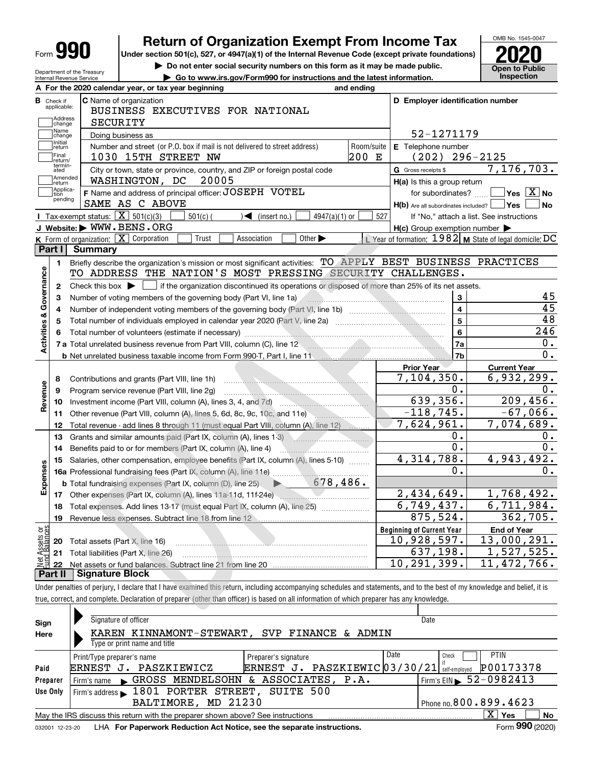# Form 990 — Return of Organization Exempt From Income Tax

**2020**

OMB No. 1545-0047

Under section 501(c), 527, or 4947(a)(1) of the Internal Revenue Code (except private foundations)

▶ Do not enter social security numbers on this form as it may be made public.

▶ Go to www.irs.gov/Form990 for instructions and the latest information.

Department of the Treasury
Internal Revenue Service

**Open to Public Inspection**

**A** For the 2020 calendar year, or tax year beginning and ending

**B** Check if applicable: Address change / Name change / Initial return / Final return/terminated / Amended return / Application pending

**C** Name of organization: BUSINESS EXECUTIVES FOR NATIONAL SECURITY

Doing business as

Number and street (or P.O. box if mail is not delivered to street address): 1030 15TH STREET NW — Room/suite: 200 E

City or town, state or province, country, and ZIP or foreign postal code: WASHINGTON, DC 20005

**D** Employer identification number: 52-1271179

**E** Telephone number: (202) 296-2125

**G** Gross receipts $ 7,176,703.

**F** Name and address of principal officer: JOSEPH VOTEL, SAME AS C ABOVE

**H(a)** Is this a group return for subordinates? Yes [ ] No [X]

**H(b)** Are all subordinates included? Yes [ ] No [ ] — If "No," attach a list. See instructions

**H(c)** Group exemption number ▶

**I** Tax-exempt status: [X] 501(c)(3) [ ] 501(c) ( ) ◀ (insert no.) [ ] 4947(a)(1) or [ ] 527

**J** Website: ▶ WWW.BENS.ORG

**K** Form of organization: [X] Corporation [ ] Trust [ ] Association [ ] Other ▶

**L** Year of formation: 1982 **M** State of legal domicile: DC

## Part I Summary

**Activities & Governance**

1. Briefly describe the organization's mission or most significant activities: TO APPLY BEST BUSINESS PRACTICES TO ADDRESS THE NATION'S MOST PRESSING SECURITY CHALLENGES.
2. Check this box ▶ [ ] if the organization discontinued its operations or disposed of more than 25% of its net assets.

| Line | Description | No. | Value |
|---|---|---|---|
| 3 | Number of voting members of the governing body (Part VI, line 1a) | 3 | 45 |
| 4 | Number of independent voting members of the governing body (Part VI, line 1b) | 4 | 45 |
| 5 | Total number of individuals employed in calendar year 2020 (Part V, line 2a) | 5 | 48 |
| 6 | Total number of volunteers (estimate if necessary) | 6 | 246 |
| 7a | Total unrelated business revenue from Part VIII, column (C), line 12 | 7a | 0. |
| 7b | Net unrelated business taxable income from Form 990-T, Part I, line 11 | 7b | 0. |

| Line | Description | Prior Year | Current Year |
|---|---|---|---|
| | **Revenue** | | |
| 8 | Contributions and grants (Part VIII, line 1h) | 7,104,350. | 6,932,299. |
| 9 | Program service revenue (Part VIII, line 2g) | 0. | 0. |
| 10 | Investment income (Part VIII, column (A), lines 3, 4, and 7d) | 639,356. | 209,456. |
| 11 | Other revenue (Part VIII, column (A), lines 5, 6d, 8c, 9c, 10c, and 11e) | -118,745. | -67,066. |
| 12 | Total revenue - add lines 8 through 11 (must equal Part VIII, column (A), line 12) | 7,624,961. | 7,074,689. |
| | **Expenses** | | |
| 13 | Grants and similar amounts paid (Part IX, column (A), lines 1-3) | 0. | 0. |
| 14 | Benefits paid to or for members (Part IX, column (A), line 4) | 0. | 0. |
| 15 | Salaries, other compensation, employee benefits (Part IX, column (A), lines 5-10) | 4,314,788. | 4,943,492. |
| 16a | Professional fundraising fees (Part IX, column (A), line 11e) | 0. | 0. |
| b | Total fundraising expenses (Part IX, column (D), line 25) ▶ 678,486. | | |
| 17 | Other expenses (Part IX, column (A), lines 11a-11d, 11f-24e) | 2,434,649. | 1,768,492. |
| 18 | Total expenses. Add lines 13-17 (must equal Part IX, column (A), line 25) | 6,749,437. | 6,711,984. |
| 19 | Revenue less expenses. Subtract line 18 from line 12 | 875,524. | 362,705. |

| Line | Net Assets or Fund Balances | Beginning of Current Year | End of Year |
|---|---|---|---|
| 20 | Total assets (Part X, line 16) | 10,928,597. | 13,000,291. |
| 21 | Total liabilities (Part X, line 26) | 637,198. | 1,527,525. |
| 22 | Net assets or fund balances. Subtract line 21 from line 20 | 10,291,399. | 11,472,766. |

## Part II Signature Block

Under penalties of perjury, I declare that I have examined this return, including accompanying schedules and statements, and to the best of my knowledge and belief, it is true, correct, and complete. Declaration of preparer (other than officer) is based on all information of which preparer has any knowledge.

**Sign Here**

Signature of officer — Date

KAREN KINNAMONT-STEWART, SVP FINANCE & ADMIN
Type or print name and title

**Paid Preparer Use Only**

| Print/Type preparer's name | Preparer's signature | Date | Check if self-employed | PTIN |
|---|---|---|---|---|
| ERNEST J. PASZKIEWICZ | ERNEST J. PASZKIEWIC | 03/30/21 | [ ] | P00173378 |

Firm's name ▶ GROSS MENDELSOHN & ASSOCIATES, P.A. — Firm's EIN ▶ 52-0982413

Firm's address ▶ 1801 PORTER STREET, SUITE 500, BALTIMORE, MD 21230 — Phone no. 800.899.4623

May the IRS discuss this return with the preparer shown above? See instructions [X] Yes [ ] No

032001 12-23-20 LHA For Paperwork Reduction Act Notice, see the separate instructions. Form **990** (2020)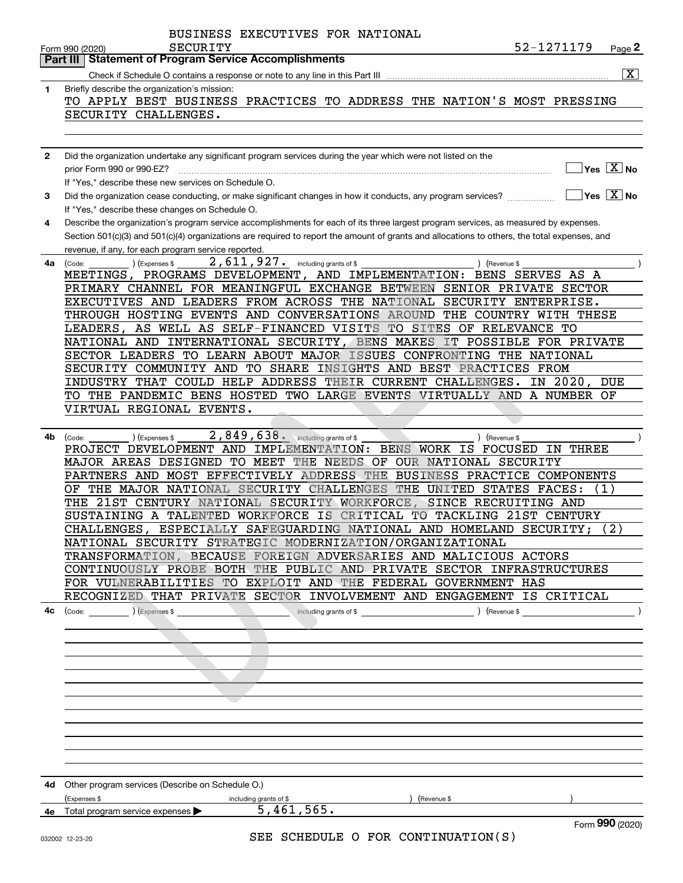BUSINESS EXECUTIVES FOR NATIONAL SECURITY

Form 990 (2020) 52-1271179 Page **2**

## Part III Statement of Program Service Accomplishments

Check if Schedule O contains a response or note to any line in this Part III .......... [X]

**1** Briefly describe the organization's mission:

TO APPLY BEST BUSINESS PRACTICES TO ADDRESS THE NATION'S MOST PRESSING SECURITY CHALLENGES.

**2** Did the organization undertake any significant program services during the year which were not listed on the prior Form 990 or 990-EZ? .......... [ ] Yes [X] No

If "Yes," describe these new services on Schedule O.

**3** Did the organization cease conducting, or make significant changes in how it conducts, any program services? .......... [ ] Yes [X] No

If "Yes," describe these changes on Schedule O.

**4** Describe the organization's program service accomplishments for each of its three largest program services, as measured by expenses. Section 501(c)(3) and 501(c)(4) organizations are required to report the amount of grants and allocations to others, the total expenses, and revenue, if any, for each program service reported.

**4a** (Code: ) (Expenses $ 2,611,927. including grants of $ ) (Revenue $ )

MEETINGS, PROGRAMS DEVELOPMENT, AND IMPLEMENTATION: BENS SERVES AS A PRIMARY CHANNEL FOR MEANINGFUL EXCHANGE BETWEEN SENIOR PRIVATE SECTOR EXECUTIVES AND LEADERS FROM ACROSS THE NATIONAL SECURITY ENTERPRISE. THROUGH HOSTING EVENTS AND CONVERSATIONS AROUND THE COUNTRY WITH THESE LEADERS, AS WELL AS SELF-FINANCED VISITS TO SITES OF RELEVANCE TO NATIONAL AND INTERNATIONAL SECURITY, BENS MAKES IT POSSIBLE FOR PRIVATE SECTOR LEADERS TO LEARN ABOUT MAJOR ISSUES CONFRONTING THE NATIONAL SECURITY COMMUNITY AND TO SHARE INSIGHTS AND BEST PRACTICES FROM INDUSTRY THAT COULD HELP ADDRESS THEIR CURRENT CHALLENGES. IN 2020, DUE TO THE PANDEMIC BENS HOSTED TWO LARGE EVENTS VIRTUALLY AND A NUMBER OF VIRTUAL REGIONAL EVENTS.

**4b** (Code: ) (Expenses $ 2,849,638. including grants of $ ) (Revenue $ )

PROJECT DEVELOPMENT AND IMPLEMENTATION: BENS WORK IS FOCUSED IN THREE MAJOR AREAS DESIGNED TO MEET THE NEEDS OF OUR NATIONAL SECURITY PARTNERS AND MOST EFFECTIVELY ADDRESS THE BUSINESS PRACTICE COMPONENTS OF THE MAJOR NATIONAL SECURITY CHALLENGES THE UNITED STATES FACES: (1) THE 21ST CENTURY NATIONAL SECURITY WORKFORCE, SINCE RECRUITING AND SUSTAINING A TALENTED WORKFORCE IS CRITICAL TO TACKLING 21ST CENTURY CHALLENGES, ESPECIALLY SAFEGUARDING NATIONAL AND HOMELAND SECURITY; (2) NATIONAL SECURITY STRATEGIC MODERNIZATION/ORGANIZATIONAL TRANSFORMATION, BECAUSE FOREIGN ADVERSARIES AND MALICIOUS ACTORS CONTINUOUSLY PROBE BOTH THE PUBLIC AND PRIVATE SECTOR INFRASTRUCTURES FOR VULNERABILITIES TO EXPLOIT AND THE FEDERAL GOVERNMENT HAS RECOGNIZED THAT PRIVATE SECTOR INVOLVEMENT AND ENGAGEMENT IS CRITICAL

**4c** (Code: ) (Expenses $ including grants of $ ) (Revenue $ )

**4d** Other program services (Describe on Schedule O.)

(Expenses $ including grants of $ ) (Revenue $ )

**4e** Total program service expenses ▶ 5,461,565.

SEE SCHEDULE O FOR CONTINUATION(S)

Form **990** (2020)

032002 12-23-20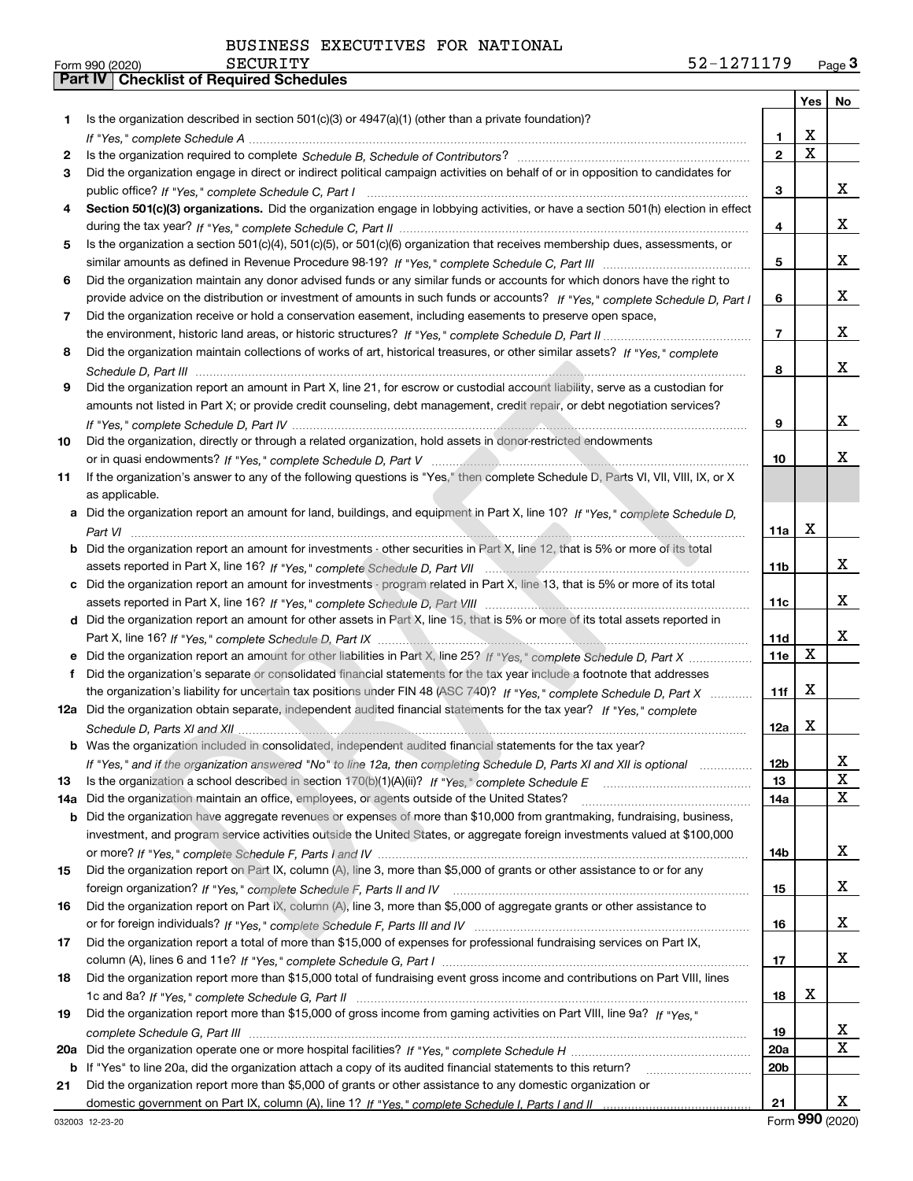BUSINESS EXECUTIVES FOR NATIONAL SECURITY

Form 990 (2020) 52-1271179 Page **3**

**Part IV | Checklist of Required Schedules**

| | | | Yes | No |
|---|---|---|---|---|
| 1 | Is the organization described in section 501(c)(3) or 4947(a)(1) (other than a private foundation)? *If "Yes," complete Schedule A* | 1 | X | |
| 2 | Is the organization required to complete *Schedule B, Schedule of Contributors*? | 2 | X | |
| 3 | Did the organization engage in direct or indirect political campaign activities on behalf of or in opposition to candidates for public office? *If "Yes," complete Schedule C, Part I* | 3 | | X |
| 4 | **Section 501(c)(3) organizations.** Did the organization engage in lobbying activities, or have a section 501(h) election in effect during the tax year? *If "Yes," complete Schedule C, Part II* | 4 | | X |
| 5 | Is the organization a section 501(c)(4), 501(c)(5), or 501(c)(6) organization that receives membership dues, assessments, or similar amounts as defined in Revenue Procedure 98-19? *If "Yes," complete Schedule C, Part III* | 5 | | X |
| 6 | Did the organization maintain any donor advised funds or any similar funds or accounts for which donors have the right to provide advice on the distribution or investment of amounts in such funds or accounts? *If "Yes," complete Schedule D, Part I* | 6 | | X |
| 7 | Did the organization receive or hold a conservation easement, including easements to preserve open space, the environment, historic land areas, or historic structures? *If "Yes," complete Schedule D, Part II* | 7 | | X |
| 8 | Did the organization maintain collections of works of art, historical treasures, or other similar assets? *If "Yes," complete Schedule D, Part III* | 8 | | X |
| 9 | Did the organization report an amount in Part X, line 21, for escrow or custodial account liability, serve as a custodian for amounts not listed in Part X; or provide credit counseling, debt management, credit repair, or debt negotiation services? *If "Yes," complete Schedule D, Part IV* | 9 | | X |
| 10 | Did the organization, directly or through a related organization, hold assets in donor-restricted endowments or in quasi endowments? *If "Yes," complete Schedule D, Part V* | 10 | | X |
| 11 | If the organization's answer to any of the following questions is "Yes," then complete Schedule D, Parts VI, VII, VIII, IX, or X as applicable. | | | |
| a | Did the organization report an amount for land, buildings, and equipment in Part X, line 10? *If "Yes," complete Schedule D, Part VI* | 11a | X | |
| b | Did the organization report an amount for investments - other securities in Part X, line 12, that is 5% or more of its total assets reported in Part X, line 16? *If "Yes," complete Schedule D, Part VII* | 11b | | X |
| c | Did the organization report an amount for investments - program related in Part X, line 13, that is 5% or more of its total assets reported in Part X, line 16? *If "Yes," complete Schedule D, Part VIII* | 11c | | X |
| d | Did the organization report an amount for other assets in Part X, line 15, that is 5% or more of its total assets reported in Part X, line 16? *If "Yes," complete Schedule D, Part IX* | 11d | | X |
| e | Did the organization report an amount for other liabilities in Part X, line 25? *If "Yes," complete Schedule D, Part X* | 11e | X | |
| f | Did the organization's separate or consolidated financial statements for the tax year include a footnote that addresses the organization's liability for uncertain tax positions under FIN 48 (ASC 740)? *If "Yes," complete Schedule D, Part X* | 11f | X | |
| 12a | Did the organization obtain separate, independent audited financial statements for the tax year? *If "Yes," complete Schedule D, Parts XI and XII* | 12a | X | |
| b | Was the organization included in consolidated, independent audited financial statements for the tax year? *If "Yes," and if the organization answered "No" to line 12a, then completing Schedule D, Parts XI and XII is optional* | 12b | | X |
| 13 | Is the organization a school described in section 170(b)(1)(A)(ii)? *If "Yes," complete Schedule E* | 13 | | X |
| 14a | Did the organization maintain an office, employees, or agents outside of the United States? | 14a | | X |
| b | Did the organization have aggregate revenues or expenses of more than $10,000 from grantmaking, fundraising, business, investment, and program service activities outside the United States, or aggregate foreign investments valued at $100,000 or more? *If "Yes," complete Schedule F, Parts I and IV* | 14b | | X |
| 15 | Did the organization report on Part IX, column (A), line 3, more than $5,000 of grants or other assistance to or for any foreign organization? *If "Yes," complete Schedule F, Parts II and IV* | 15 | | X |
| 16 | Did the organization report on Part IX, column (A), line 3, more than $5,000 of aggregate grants or other assistance to or for foreign individuals? *If "Yes," complete Schedule F, Parts III and IV* | 16 | | X |
| 17 | Did the organization report a total of more than $15,000 of expenses for professional fundraising services on Part IX, column (A), lines 6 and 11e? *If "Yes," complete Schedule G, Part I* | 17 | | X |
| 18 | Did the organization report more than $15,000 total of fundraising event gross income and contributions on Part VIII, lines 1c and 8a? *If "Yes," complete Schedule G, Part II* | 18 | X | |
| 19 | Did the organization report more than $15,000 of gross income from gaming activities on Part VIII, line 9a? *If "Yes," complete Schedule G, Part III* | 19 | | X |
| 20a | Did the organization operate one or more hospital facilities? *If "Yes," complete Schedule H* | 20a | | X |
| b | If "Yes" to line 20a, did the organization attach a copy of its audited financial statements to this return? | 20b | | |
| 21 | Did the organization report more than $5,000 of grants or other assistance to any domestic organization or domestic government on Part IX, column (A), line 1? *If "Yes," complete Schedule I, Parts I and II* | 21 | | X |

032003 12-23-20 Form **990** (2020)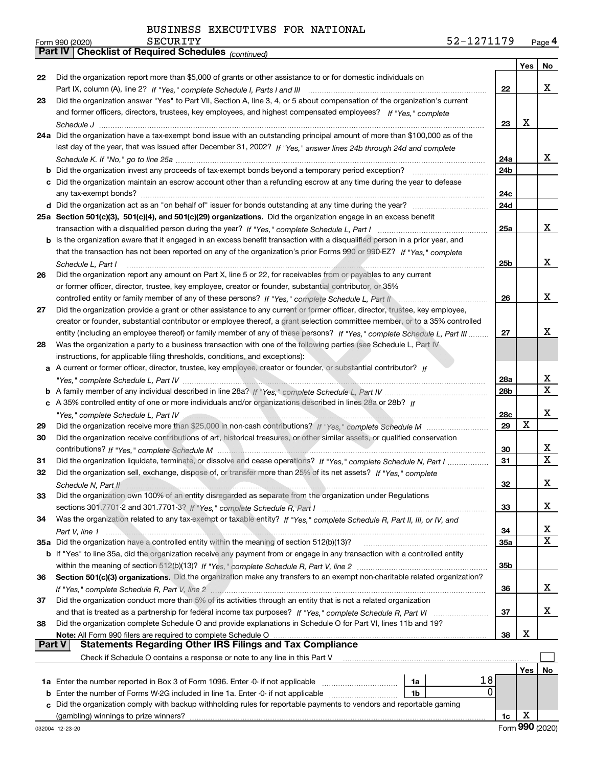BUSINESS EXECUTIVES FOR NATIONAL SECURITY

Form 990 (2020) 52-1271179 Page **4**

**Part IV | Checklist of Required Schedules** *(continued)*

| | | | Yes | No |
|---|---|---|---|---|
| 22 | Did the organization report more than $5,000 of grants or other assistance to or for domestic individuals on Part IX, column (A), line 2? *If "Yes," complete Schedule I, Parts I and III* | 22 | | X |
| 23 | Did the organization answer "Yes" to Part VII, Section A, line 3, 4, or 5 about compensation of the organization's current and former officers, directors, trustees, key employees, and highest compensated employees? *If "Yes," complete Schedule J* | 23 | X | |
| 24a | Did the organization have a tax-exempt bond issue with an outstanding principal amount of more than $100,000 as of the last day of the year, that was issued after December 31, 2002? *If "Yes," answer lines 24b through 24d and complete Schedule K. If "No," go to line 25a* | 24a | | X |
| b | Did the organization invest any proceeds of tax-exempt bonds beyond a temporary period exception? | 24b | | |
| c | Did the organization maintain an escrow account other than a refunding escrow at any time during the year to defease any tax-exempt bonds? | 24c | | |
| d | Did the organization act as an "on behalf of" issuer for bonds outstanding at any time during the year? | 24d | | |
| 25a | **Section 501(c)(3), 501(c)(4), and 501(c)(29) organizations.** Did the organization engage in an excess benefit transaction with a disqualified person during the year? *If "Yes," complete Schedule L, Part I* | 25a | | X |
| b | Is the organization aware that it engaged in an excess benefit transaction with a disqualified person in a prior year, and that the transaction has not been reported on any of the organization's prior Forms 990 or 990-EZ? *If "Yes," complete Schedule L, Part I* | 25b | | X |
| 26 | Did the organization report any amount on Part X, line 5 or 22, for receivables from or payables to any current or former officer, director, trustee, key employee, creator or founder, substantial contributor, or 35% controlled entity or family member of any of these persons? *If "Yes," complete Schedule L, Part II* | 26 | | X |
| 27 | Did the organization provide a grant or other assistance to any current or former officer, director, trustee, key employee, creator or founder, substantial contributor or employee thereof, a grant selection committee member, or to a 35% controlled entity (including an employee thereof) or family member of any of these persons? *If "Yes," complete Schedule L, Part III* | 27 | | X |
| 28 | Was the organization a party to a business transaction with one of the following parties (see Schedule L, Part IV instructions, for applicable filing thresholds, conditions, and exceptions): | | | |
| a | A current or former officer, director, trustee, key employee, creator or founder, or substantial contributor? *If "Yes," complete Schedule L, Part IV* | 28a | | X |
| b | A family member of any individual described in line 28a? *If "Yes," complete Schedule L, Part IV* | 28b | | X |
| c | A 35% controlled entity of one or more individuals and/or organizations described in lines 28a or 28b? *If "Yes," complete Schedule L, Part IV* | 28c | | X |
| 29 | Did the organization receive more than $25,000 in non-cash contributions? *If "Yes," complete Schedule M* | 29 | X | |
| 30 | Did the organization receive contributions of art, historical treasures, or other similar assets, or qualified conservation contributions? *If "Yes," complete Schedule M* | 30 | | X |
| 31 | Did the organization liquidate, terminate, or dissolve and cease operations? *If "Yes," complete Schedule N, Part I* | 31 | | X |
| 32 | Did the organization sell, exchange, dispose of, or transfer more than 25% of its net assets? *If "Yes," complete Schedule N, Part II* | 32 | | X |
| 33 | Did the organization own 100% of an entity disregarded as separate from the organization under Regulations sections 301.7701-2 and 301.7701-3? *If "Yes," complete Schedule R, Part I* | 33 | | X |
| 34 | Was the organization related to any tax-exempt or taxable entity? *If "Yes," complete Schedule R, Part II, III, or IV, and Part V, line 1* | 34 | | X |
| 35a | Did the organization have a controlled entity within the meaning of section 512(b)(13)? | 35a | | X |
| b | If "Yes" to line 35a, did the organization receive any payment from or engage in any transaction with a controlled entity within the meaning of section 512(b)(13)? *If "Yes," complete Schedule R, Part V, line 2* | 35b | | |
| 36 | **Section 501(c)(3) organizations.** Did the organization make any transfers to an exempt non-charitable related organization? *If "Yes," complete Schedule R, Part V, line 2* | 36 | | X |
| 37 | Did the organization conduct more than 5% of its activities through an entity that is not a related organization and that is treated as a partnership for federal income tax purposes? *If "Yes," complete Schedule R, Part VI* | 37 | | X |
| 38 | Did the organization complete Schedule O and provide explanations in Schedule O for Part VI, lines 11b and 19? **Note:** All Form 990 filers are required to complete Schedule O | 38 | X | |

**Part V | Statements Regarding Other IRS Filings and Tax Compliance**

Check if Schedule O contains a response or note to any line in this Part V

| | | | | | Yes | No |
|---|---|---|---|---|---|---|
| 1a | Enter the number reported in Box 3 of Form 1096. Enter -0- if not applicable | 1a | 18 | | | |
| b | Enter the number of Forms W-2G included in line 1a. Enter -0- if not applicable | 1b | 0 | | | |
| c | Did the organization comply with backup withholding rules for reportable payments to vendors and reportable gaming (gambling) winnings to prize winners? | | | 1c | X | |

032004 12-23-20 Form **990** (2020)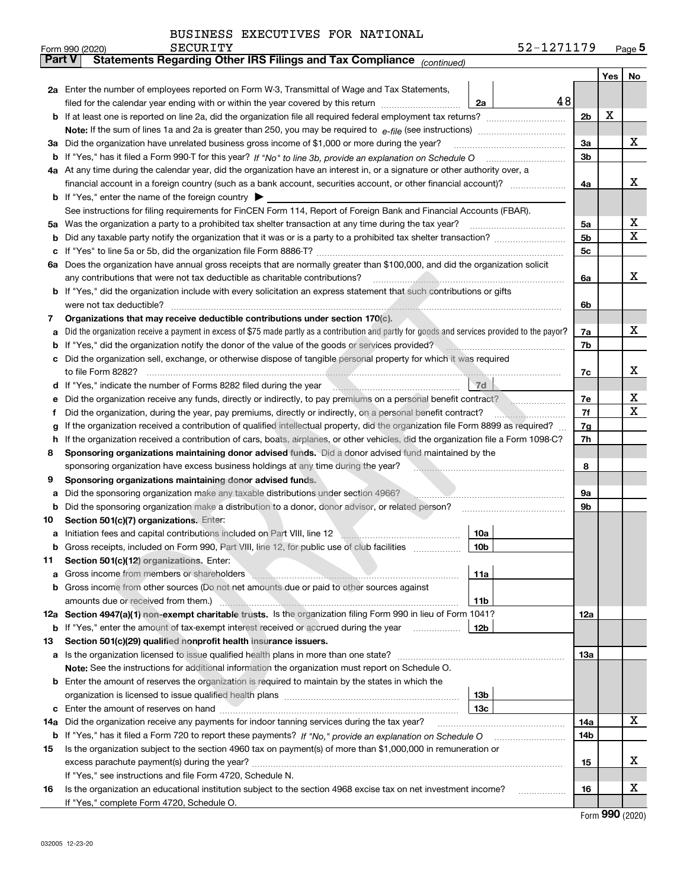BUSINESS EXECUTIVES FOR NATIONAL SECURITY

Form 990 (2020) 52-1271179 Page **5**

## Part V Statements Regarding Other IRS Filings and Tax Compliance *(continued)*

| | | | | Yes | No |
|---|---|---|---|---|---|
| **2a** | Enter the number of employees reported on Form W-3, Transmittal of Wage and Tax Statements, filed for the calendar year ending with or within the year covered by this return | 2a | 48 | | |
| **b** | If at least one is reported on line 2a, did the organization file all required federal employment tax returns? | | 2b | X | |
| | **Note:** If the sum of lines 1a and 2a is greater than 250, you may be required to *e-file* (see instructions) | | | | |
| **3a** | Did the organization have unrelated business gross income of $1,000 or more during the year? | | 3a | | X |
| **b** | If "Yes," has it filed a Form 990-T for this year? *If "No" to line 3b, provide an explanation on Schedule O* | | 3b | | |
| **4a** | At any time during the calendar year, did the organization have an interest in, or a signature or other authority over, a financial account in a foreign country (such as a bank account, securities account, or other financial account)? | | 4a | | X |
| **b** | If "Yes," enter the name of the foreign country ▶ | | | | |
| | See instructions for filing requirements for FinCEN Form 114, Report of Foreign Bank and Financial Accounts (FBAR). | | | | |
| **5a** | Was the organization a party to a prohibited tax shelter transaction at any time during the tax year? | | 5a | | X |
| **b** | Did any taxable party notify the organization that it was or is a party to a prohibited tax shelter transaction? | | 5b | | X |
| **c** | If "Yes" to line 5a or 5b, did the organization file Form 8886-T? | | 5c | | |
| **6a** | Does the organization have annual gross receipts that are normally greater than $100,000, and did the organization solicit any contributions that were not tax deductible as charitable contributions? | | 6a | | X |
| **b** | If "Yes," did the organization include with every solicitation an express statement that such contributions or gifts were not tax deductible? | | 6b | | |
| **7** | **Organizations that may receive deductible contributions under section 170(c).** | | | | |
| **a** | Did the organization receive a payment in excess of $75 made partly as a contribution and partly for goods and services provided to the payor? | | 7a | | X |
| **b** | If "Yes," did the organization notify the donor of the value of the goods or services provided? | | 7b | | |
| **c** | Did the organization sell, exchange, or otherwise dispose of tangible personal property for which it was required to file Form 8282? | | 7c | | X |
| **d** | If "Yes," indicate the number of Forms 8282 filed during the year | 7d | | | |
| **e** | Did the organization receive any funds, directly or indirectly, to pay premiums on a personal benefit contract? | | 7e | | X |
| **f** | Did the organization, during the year, pay premiums, directly or indirectly, on a personal benefit contract? | | 7f | | X |
| **g** | If the organization received a contribution of qualified intellectual property, did the organization file Form 8899 as required? | | 7g | | |
| **h** | If the organization received a contribution of cars, boats, airplanes, or other vehicles, did the organization file a Form 1098-C? | | 7h | | |
| **8** | **Sponsoring organizations maintaining donor advised funds.** Did a donor advised fund maintained by the sponsoring organization have excess business holdings at any time during the year? | | 8 | | |
| **9** | **Sponsoring organizations maintaining donor advised funds.** | | | | |
| **a** | Did the sponsoring organization make any taxable distributions under section 4966? | | 9a | | |
| **b** | Did the sponsoring organization make a distribution to a donor, donor advisor, or related person? | | 9b | | |
| **10** | **Section 501(c)(7) organizations.** Enter: | | | | |
| **a** | Initiation fees and capital contributions included on Part VIII, line 12 | 10a | | | |
| **b** | Gross receipts, included on Form 990, Part VIII, line 12, for public use of club facilities | 10b | | | |
| **11** | **Section 501(c)(12) organizations.** Enter: | | | | |
| **a** | Gross income from members or shareholders | 11a | | | |
| **b** | Gross income from other sources (Do not net amounts due or paid to other sources against amounts due or received from them.) | 11b | | | |
| **12a** | **Section 4947(a)(1) non-exempt charitable trusts.** Is the organization filing Form 990 in lieu of Form 1041? | | 12a | | |
| **b** | If "Yes," enter the amount of tax-exempt interest received or accrued during the year | 12b | | | |
| **13** | **Section 501(c)(29) qualified nonprofit health insurance issuers.** | | | | |
| **a** | Is the organization licensed to issue qualified health plans in more than one state? | | 13a | | |
| | **Note:** See the instructions for additional information the organization must report on Schedule O. | | | | |
| **b** | Enter the amount of reserves the organization is required to maintain by the states in which the organization is licensed to issue qualified health plans | 13b | | | |
| **c** | Enter the amount of reserves on hand | 13c | | | |
| **14a** | Did the organization receive any payments for indoor tanning services during the tax year? | | 14a | | X |
| **b** | If "Yes," has it filed a Form 720 to report these payments? *If "No," provide an explanation on Schedule O* | | 14b | | |
| **15** | Is the organization subject to the section 4960 tax on payment(s) of more than $1,000,000 in remuneration or excess parachute payment(s) during the year? | | 15 | | X |
| | If "Yes," see instructions and file Form 4720, Schedule N. | | | | |
| **16** | Is the organization an educational institution subject to the section 4968 excise tax on net investment income? | | 16 | | X |
| | If "Yes," complete Form 4720, Schedule O. | | | | |

Form **990** (2020)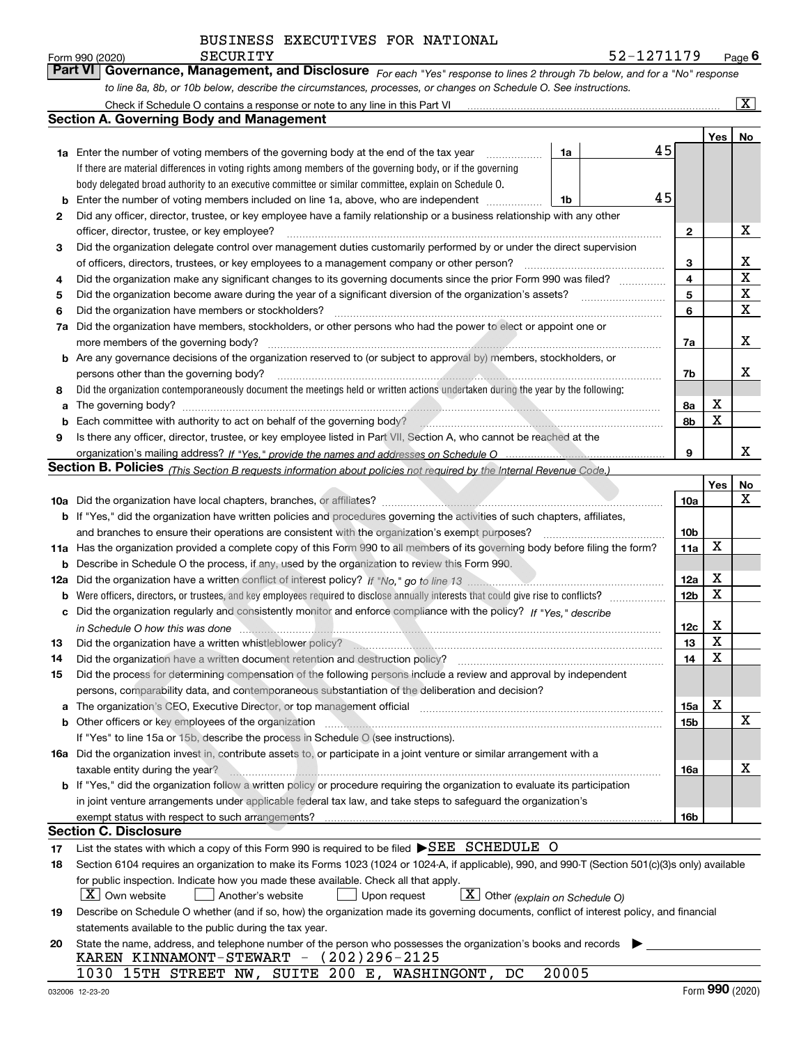BUSINESS EXECUTIVES FOR NATIONAL SECURITY

Form 990 (2020) 52-1271179 Page 6

## Part VI Governance, Management, and Disclosure

*For each "Yes" response to lines 2 through 7b below, and for a "No" response to line 8a, 8b, or 10b below, describe the circumstances, processes, or changes on Schedule O. See instructions.*

Check if Schedule O contains a response or note to any line in this Part VI ... [X]

### Section A. Governing Body and Management

| | | | | Yes | No |
|---|---|---|---|---|---|
| 1a | Enter the number of voting members of the governing body at the end of the tax year | 1a | 45 | | |
| | If there are material differences in voting rights among members of the governing body, or if the governing body delegated broad authority to an executive committee or similar committee, explain on Schedule O. | | | | |
| b | Enter the number of voting members included on line 1a, above, who are independent | 1b | 45 | | |
| 2 | Did any officer, director, trustee, or key employee have a family relationship or a business relationship with any other officer, director, trustee, or key employee? | 2 | | | X |
| 3 | Did the organization delegate control over management duties customarily performed by or under the direct supervision of officers, directors, trustees, or key employees to a management company or other person? | 3 | | | X |
| 4 | Did the organization make any significant changes to its governing documents since the prior Form 990 was filed? | 4 | | | X |
| 5 | Did the organization become aware during the year of a significant diversion of the organization's assets? | 5 | | | X |
| 6 | Did the organization have members or stockholders? | 6 | | | X |
| 7a | Did the organization have members, stockholders, or other persons who had the power to elect or appoint one or more members of the governing body? | 7a | | | X |
| b | Are any governance decisions of the organization reserved to (or subject to approval by) members, stockholders, or persons other than the governing body? | 7b | | | X |
| 8 | Did the organization contemporaneously document the meetings held or written actions undertaken during the year by the following: | | | | |
| a | The governing body? | 8a | | X | |
| b | Each committee with authority to act on behalf of the governing body? | 8b | | X | |
| 9 | Is there any officer, director, trustee, or key employee listed in Part VII, Section A, who cannot be reached at the organization's mailing address? *If "Yes," provide the names and addresses on Schedule O* | 9 | | | X |

### Section B. Policies *(This Section B requests information about policies not required by the Internal Revenue Code.)*

| | | | Yes | No |
|---|---|---|---|---|
| 10a | Did the organization have local chapters, branches, or affiliates? | 10a | | X |
| b | If "Yes," did the organization have written policies and procedures governing the activities of such chapters, affiliates, and branches to ensure their operations are consistent with the organization's exempt purposes? | 10b | | |
| 11a | Has the organization provided a complete copy of this Form 990 to all members of its governing body before filing the form? | 11a | X | |
| b | Describe in Schedule O the process, if any, used by the organization to review this Form 990. | | | |
| 12a | Did the organization have a written conflict of interest policy? *If "No," go to line 13* | 12a | X | |
| b | Were officers, directors, or trustees, and key employees required to disclose annually interests that could give rise to conflicts? | 12b | X | |
| c | Did the organization regularly and consistently monitor and enforce compliance with the policy? *If "Yes," describe in Schedule O how this was done* | 12c | X | |
| 13 | Did the organization have a written whistleblower policy? | 13 | X | |
| 14 | Did the organization have a written document retention and destruction policy? | 14 | X | |
| 15 | Did the process for determining compensation of the following persons include a review and approval by independent persons, comparability data, and contemporaneous substantiation of the deliberation and decision? | | | |
| a | The organization's CEO, Executive Director, or top management official | 15a | X | |
| b | Other officers or key employees of the organization | 15b | | X |
| | If "Yes" to line 15a or 15b, describe the process in Schedule O (see instructions). | | | |
| 16a | Did the organization invest in, contribute assets to, or participate in a joint venture or similar arrangement with a taxable entity during the year? | 16a | | X |
| b | If "Yes," did the organization follow a written policy or procedure requiring the organization to evaluate its participation in joint venture arrangements under applicable federal tax law, and take steps to safeguard the organization's exempt status with respect to such arrangements? | 16b | | |

### Section C. Disclosure

17 List the states with which a copy of this Form 990 is required to be filed ▶SEE SCHEDULE O

18 Section 6104 requires an organization to make its Forms 1023 (1024 or 1024-A, if applicable), 990, and 990-T (Section 501(c)(3)s only) available for public inspection. Indicate how you made these available. Check all that apply.

[X] Own website [ ] Another's website [ ] Upon request [X] Other *(explain on Schedule O)*

19 Describe on Schedule O whether (and if so, how) the organization made its governing documents, conflict of interest policy, and financial statements available to the public during the tax year.

20 State the name, address, and telephone number of the person who possesses the organization's books and records ▶

KAREN KINNAMONT-STEWART - (202)296-2125
1030 15TH STREET NW, SUITE 200 E, WASHINGONT, DC 20005

032006 12-23-20 Form **990** (2020)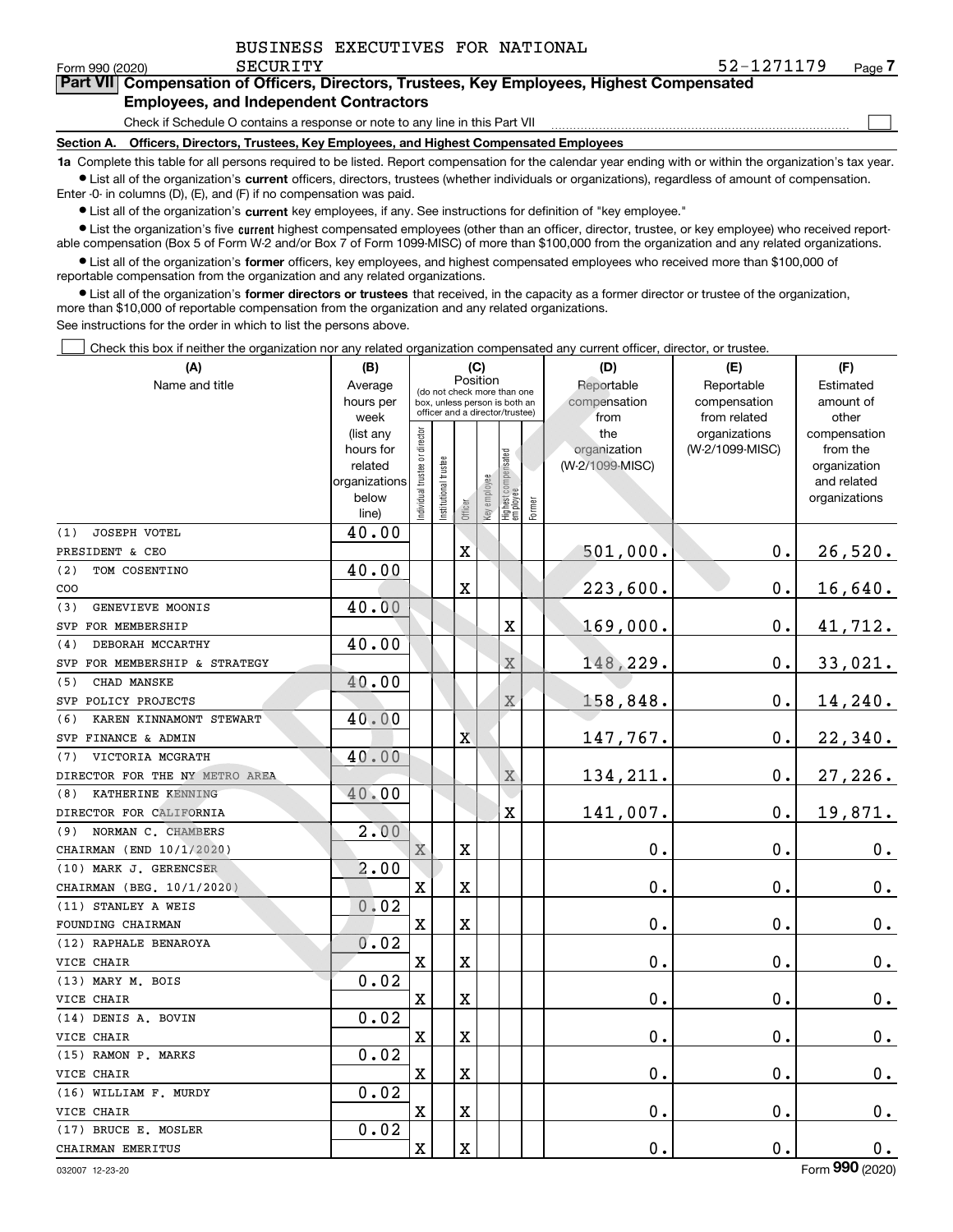BUSINESS EXECUTIVES FOR NATIONAL SECURITY

Form 990 (2020) 52-1271179 Page 7

## Part VII Compensation of Officers, Directors, Trustees, Key Employees, Highest Compensated Employees, and Independent Contractors

Check if Schedule O contains a response or note to any line in this Part VII

### Section A. Officers, Directors, Trustees, Key Employees, and Highest Compensated Employees

**1a** Complete this table for all persons required to be listed. Report compensation for the calendar year ending with or within the organization's tax year.

- List all of the organization's **current** officers, directors, trustees (whether individuals or organizations), regardless of amount of compensation. Enter -0- in columns (D), (E), and (F) if no compensation was paid.
- List all of the organization's **current** key employees, if any. See instructions for definition of "key employee."
- List the organization's five **current** highest compensated employees (other than an officer, director, trustee, or key employee) who received reportable compensation (Box 5 of Form W-2 and/or Box 7 of Form 1099-MISC) of more than $100,000 from the organization and any related organizations.
- List all of the organization's **former** officers, key employees, and highest compensated employees who received more than $100,000 of reportable compensation from the organization and any related organizations.
- List all of the organization's **former directors or trustees** that received, in the capacity as a former director or trustee of the organization, more than $10,000 of reportable compensation from the organization and any related organizations.

See instructions for the order in which to list the persons above.

Check this box if neither the organization nor any related organization compensated any current officer, director, or trustee.

| (A) Name and title | (B) Average hours per week (list any hours for related organizations below line) | (C) Position: Individual trustee or director | Institutional trustee | Officer | Key employee | Highest compensated employee | Former | (D) Reportable compensation from the organization (W-2/1099-MISC) | (E) Reportable compensation from related organizations (W-2/1099-MISC) | (F) Estimated amount of other compensation from the organization and related organizations |
|---|---|---|---|---|---|---|---|---|---|---|
| (1) JOSEPH VOTEL<br>PRESIDENT & CEO | 40.00 | | | X | | | | 501,000. | 0. | 26,520. |
| (2) TOM COSENTINO<br>COO | 40.00 | | | X | | | | 223,600. | 0. | 16,640. |
| (3) GENEVIEVE MOONIS<br>SVP FOR MEMBERSHIP | 40.00 | | | | | X | | 169,000. | 0. | 41,712. |
| (4) DEBORAH MCCARTHY<br>SVP FOR MEMBERSHIP & STRATEGY | 40.00 | | | | | X | | 148,229. | 0. | 33,021. |
| (5) CHAD MANSKE<br>SVP POLICY PROJECTS | 40.00 | | | | | X | | 158,848. | 0. | 14,240. |
| (6) KAREN KINNAMONT STEWART<br>SVP FINANCE & ADMIN | 40.00 | | | X | | | | 147,767. | 0. | 22,340. |
| (7) VICTORIA MCGRATH<br>DIRECTOR FOR THE NY METRO AREA | 40.00 | | | | | X | | 134,211. | 0. | 27,226. |
| (8) KATHERINE KENNING<br>DIRECTOR FOR CALIFORNIA | 40.00 | | | | | X | | 141,007. | 0. | 19,871. |
| (9) NORMAN C. CHAMBERS<br>CHAIRMAN (END 10/1/2020) | 2.00 | X | | X | | | | 0. | 0. | 0. |
| (10) MARK J. GERENCSER<br>CHAIRMAN (BEG. 10/1/2020) | 2.00 | X | | X | | | | 0. | 0. | 0. |
| (11) STANLEY A WEIS<br>FOUNDING CHAIRMAN | 0.02 | X | | X | | | | 0. | 0. | 0. |
| (12) RAPHALE BENAROYA<br>VICE CHAIR | 0.02 | X | | X | | | | 0. | 0. | 0. |
| (13) MARY M. BOIS<br>VICE CHAIR | 0.02 | X | | X | | | | 0. | 0. | 0. |
| (14) DENIS A. BOVIN<br>VICE CHAIR | 0.02 | X | | X | | | | 0. | 0. | 0. |
| (15) RAMON P. MARKS<br>VICE CHAIR | 0.02 | X | | X | | | | 0. | 0. | 0. |
| (16) WILLIAM F. MURDY<br>VICE CHAIR | 0.02 | X | | X | | | | 0. | 0. | 0. |
| (17) BRUCE E. MOSLER<br>CHAIRMAN EMERITUS | 0.02 | X | | X | | | | 0. | 0. | 0. |

032007 12-23-20 Form 990 (2020)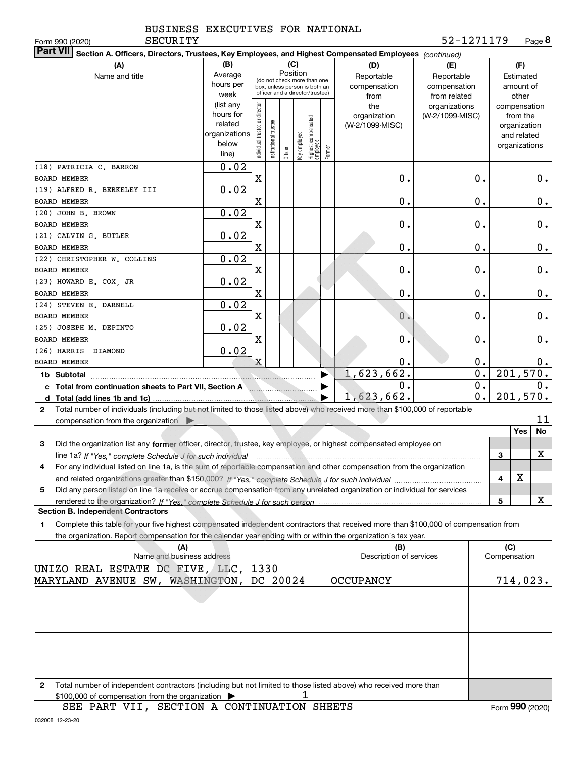BUSINESS EXECUTIVES FOR NATIONAL SECURITY

Form 990 (2020) 52-1271179 Page 8

**Part VII Section A. Officers, Directors, Trustees, Key Employees, and Highest Compensated Employees** *(continued)*

| (A) Name and title | (B) Average hours per week (list any hours for related organizations below line) | (C) Position: Individual trustee or director | Institutional trustee | Officer | Key employee | Highest compensated employee | Former | (D) Reportable compensation from the organization (W-2/1099-MISC) | (E) Reportable compensation from related organizations (W-2/1099-MISC) | (F) Estimated amount of other compensation from the organization and related organizations |
|---|---|---|---|---|---|---|---|---|---|---|
| (18) PATRICIA C. BARRON<br>BOARD MEMBER | 0.02 | X | | | | | | 0. | 0. | 0. |
| (19) ALFRED R. BERKELEY III<br>BOARD MEMBER | 0.02 | X | | | | | | 0. | 0. | 0. |
| (20) JOHN B. BROWN<br>BOARD MEMBER | 0.02 | X | | | | | | 0. | 0. | 0. |
| (21) CALVIN G. BUTLER<br>BOARD MEMBER | 0.02 | X | | | | | | 0. | 0. | 0. |
| (22) CHRISTOPHER W. COLLINS<br>BOARD MEMBER | 0.02 | X | | | | | | 0. | 0. | 0. |
| (23) HOWARD E. COX, JR<br>BOARD MEMBER | 0.02 | X | | | | | | 0. | 0. | 0. |
| (24) STEVEN E. DARNELL<br>BOARD MEMBER | 0.02 | X | | | | | | 0. | 0. | 0. |
| (25) JOSEPH M. DEPINTO<br>BOARD MEMBER | 0.02 | X | | | | | | 0. | 0. | 0. |
| (26) HARRIS DIAMOND<br>BOARD MEMBER | 0.02 | X | | | | | | 0. | 0. | 0. |
| **1b Subtotal** | | | | | | | | 1,623,662. | 0. | 201,570. |
| **c Total from continuation sheets to Part VII, Section A** | | | | | | | | 0. | 0. | 0. |
| **d Total (add lines 1b and 1c)** | | | | | | | | 1,623,662. | 0. | 201,570. |

**2** Total number of individuals (including but not limited to those listed above) who received more than $100,000 of reportable compensation from the organization ▶ 11

| | | Yes | No |
|---|---|---|---|
| **3** Did the organization list any **former** officer, director, trustee, key employee, or highest compensated employee on line 1a? *If "Yes," complete Schedule J for such individual* | 3 | | X |
| **4** For any individual listed on line 1a, is the sum of reportable compensation and other compensation from the organization and related organizations greater than $150,000? *If "Yes," complete Schedule J for such individual* | 4 | X | |
| **5** Did any person listed on line 1a receive or accrue compensation from any unrelated organization or individual for services rendered to the organization? *If "Yes," complete Schedule J for such person* | 5 | | X |

**Section B. Independent Contractors**

**1** Complete this table for your five highest compensated independent contractors that received more than $100,000 of compensation from the organization. Report compensation for the calendar year ending with or within the organization's tax year.

| (A) Name and business address | (B) Description of services | (C) Compensation |
|---|---|---|
| UNIZO REAL ESTATE DC FIVE, LLC, 1330 MARYLAND AVENUE SW, WASHINGTON, DC 20024 | OCCUPANCY | 714,023. |
| | | |
| | | |
| | | |
| | | |

**2** Total number of independent contractors (including but not limited to those listed above) who received more than $100,000 of compensation from the organization ▶ 1

SEE PART VII, SECTION A CONTINUATION SHEETS

Form **990** (2020)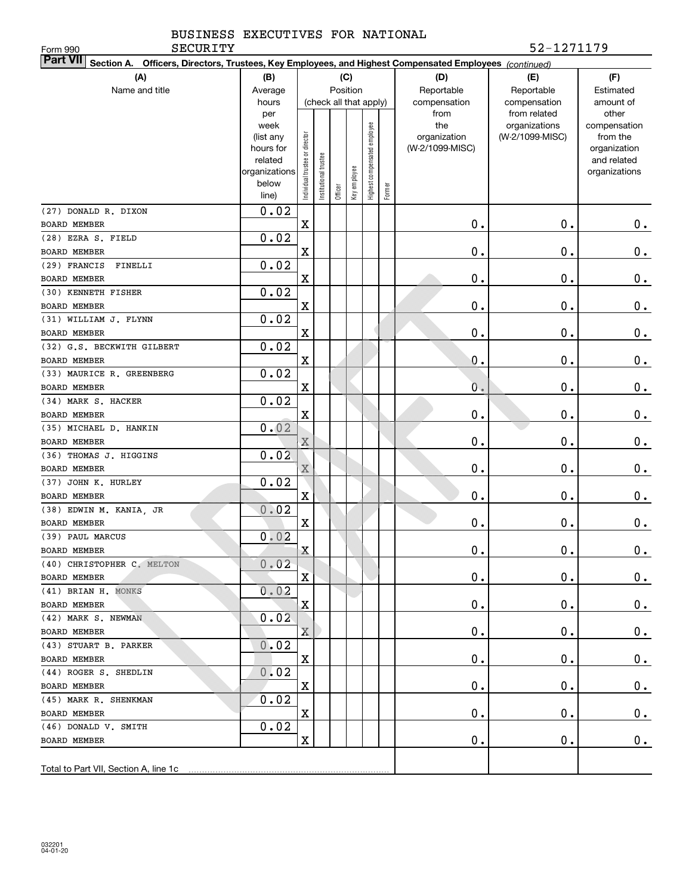BUSINESS EXECUTIVES FOR NATIONAL SECURITY

Form 990

52-1271179

**Part VII** Section A. Officers, Directors, Trustees, Key Employees, and Highest Compensated Employees *(continued)*

| (A) Name and title | (B) Average hours per week (list any hours for related organizations below line) | (C) Position (check all that apply): Individual trustee or director | Institutional trustee | Officer | Key employee | Highest compensated employee | Former | (D) Reportable compensation from the organization (W-2/1099-MISC) | (E) Reportable compensation from related organizations (W-2/1099-MISC) | (F) Estimated amount of other compensation from the organization and related organizations |
|---|---|---|---|---|---|---|---|---|---|---|
| (27) DONALD R. DIXON<br>BOARD MEMBER | 0.02 | X | | | | | | 0. | 0. | 0. |
| (28) EZRA S. FIELD<br>BOARD MEMBER | 0.02 | X | | | | | | 0. | 0. | 0. |
| (29) FRANCIS FINELLI<br>BOARD MEMBER | 0.02 | X | | | | | | 0. | 0. | 0. |
| (30) KENNETH FISHER<br>BOARD MEMBER | 0.02 | X | | | | | | 0. | 0. | 0. |
| (31) WILLIAM J. FLYNN<br>BOARD MEMBER | 0.02 | X | | | | | | 0. | 0. | 0. |
| (32) G.S. BECKWITH GILBERT<br>BOARD MEMBER | 0.02 | X | | | | | | 0. | 0. | 0. |
| (33) MAURICE R. GREENBERG<br>BOARD MEMBER | 0.02 | X | | | | | | 0. | 0. | 0. |
| (34) MARK S. HACKER<br>BOARD MEMBER | 0.02 | X | | | | | | 0. | 0. | 0. |
| (35) MICHAEL D. HANKIN<br>BOARD MEMBER | 0.02 | X | | | | | | 0. | 0. | 0. |
| (36) THOMAS J. HIGGINS<br>BOARD MEMBER | 0.02 | X | | | | | | 0. | 0. | 0. |
| (37) JOHN K. HURLEY<br>BOARD MEMBER | 0.02 | X | | | | | | 0. | 0. | 0. |
| (38) EDWIN M. KANIA, JR<br>BOARD MEMBER | 0.02 | X | | | | | | 0. | 0. | 0. |
| (39) PAUL MARCUS<br>BOARD MEMBER | 0.02 | X | | | | | | 0. | 0. | 0. |
| (40) CHRISTOPHER C. MELTON<br>BOARD MEMBER | 0.02 | X | | | | | | 0. | 0. | 0. |
| (41) BRIAN H. MONKS<br>BOARD MEMBER | 0.02 | X | | | | | | 0. | 0. | 0. |
| (42) MARK S. NEWMAN<br>BOARD MEMBER | 0.02 | X | | | | | | 0. | 0. | 0. |
| (43) STUART B. PARKER<br>BOARD MEMBER | 0.02 | X | | | | | | 0. | 0. | 0. |
| (44) ROGER S. SHEDLIN<br>BOARD MEMBER | 0.02 | X | | | | | | 0. | 0. | 0. |
| (45) MARK R. SHENKMAN<br>BOARD MEMBER | 0.02 | X | | | | | | 0. | 0. | 0. |
| (46) DONALD V. SMITH<br>BOARD MEMBER | 0.02 | X | | | | | | 0. | 0. | 0. |
| Total to Part VII, Section A, line 1c | | | | | | | | | | |

032201
04-01-20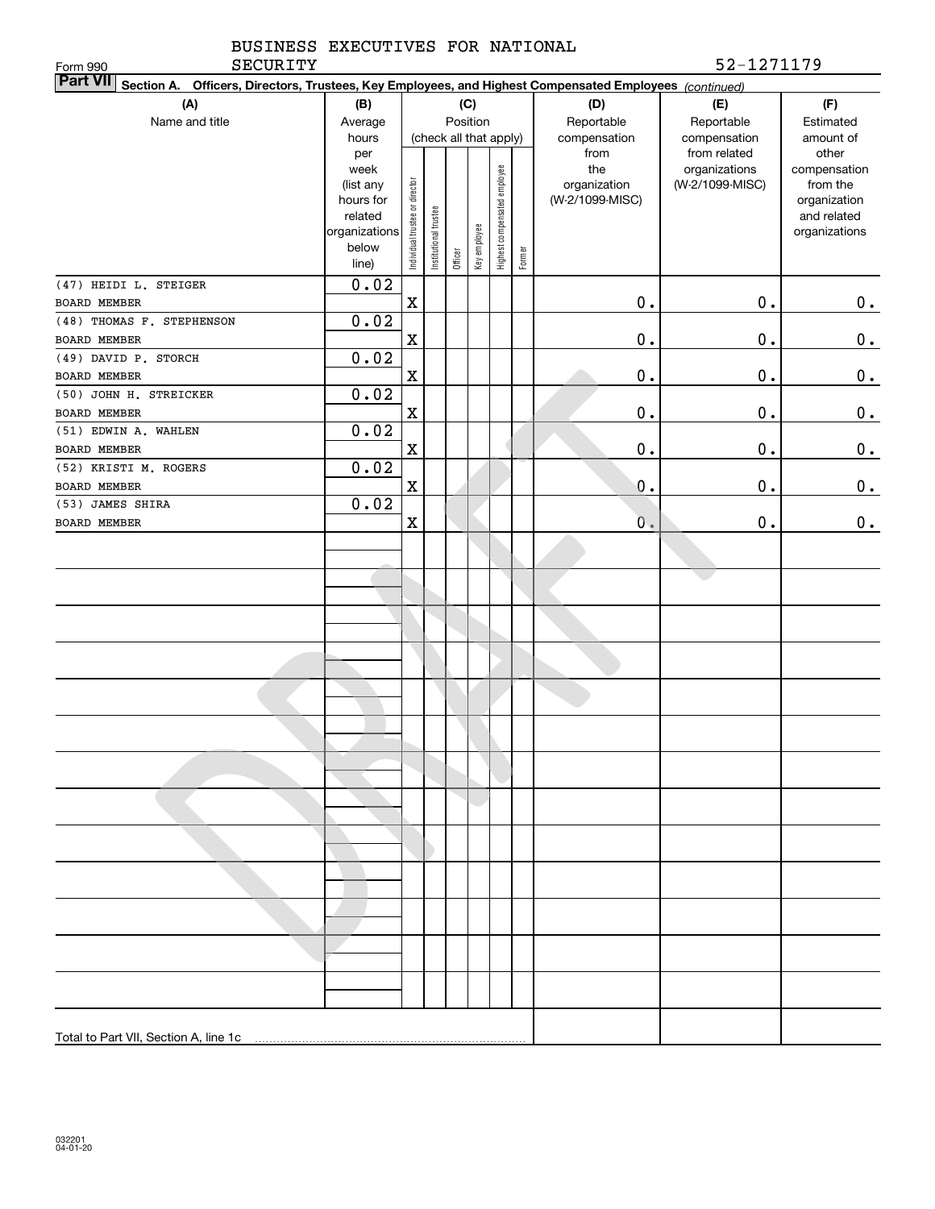BUSINESS EXECUTIVES FOR NATIONAL SECURITY

Form 990

52-1271179

**Part VII** **Section A. Officers, Directors, Trustees, Key Employees, and Highest Compensated Employees** *(continued)*

| (A) Name and title | (B) Average hours per week (list any hours for related organizations below line) | (C) Position (check all that apply): Individual trustee or director | Institutional trustee | Officer | Key employee | Highest compensated employee | Former | (D) Reportable compensation from the organization (W-2/1099-MISC) | (E) Reportable compensation from related organizations (W-2/1099-MISC) | (F) Estimated amount of other compensation from the organization and related organizations |
|---|---|---|---|---|---|---|---|---|---|---|
| (47) HEIDI L. STEIGER<br>BOARD MEMBER | 0.02 | X | | | | | | 0. | 0. | 0. |
| (48) THOMAS F. STEPHENSON<br>BOARD MEMBER | 0.02 | X | | | | | | 0. | 0. | 0. |
| (49) DAVID P. STORCH<br>BOARD MEMBER | 0.02 | X | | | | | | 0. | 0. | 0. |
| (50) JOHN H. STREICKER<br>BOARD MEMBER | 0.02 | X | | | | | | 0. | 0. | 0. |
| (51) EDWIN A. WAHLEN<br>BOARD MEMBER | 0.02 | X | | | | | | 0. | 0. | 0. |
| (52) KRISTI M. ROGERS<br>BOARD MEMBER | 0.02 | X | | | | | | 0. | 0. | 0. |
| (53) JAMES SHIRA<br>BOARD MEMBER | 0.02 | X | | | | | | 0. | 0. | 0. |
| Total to Part VII, Section A, line 1c | | | | | | | | | | |

032201 04-01-20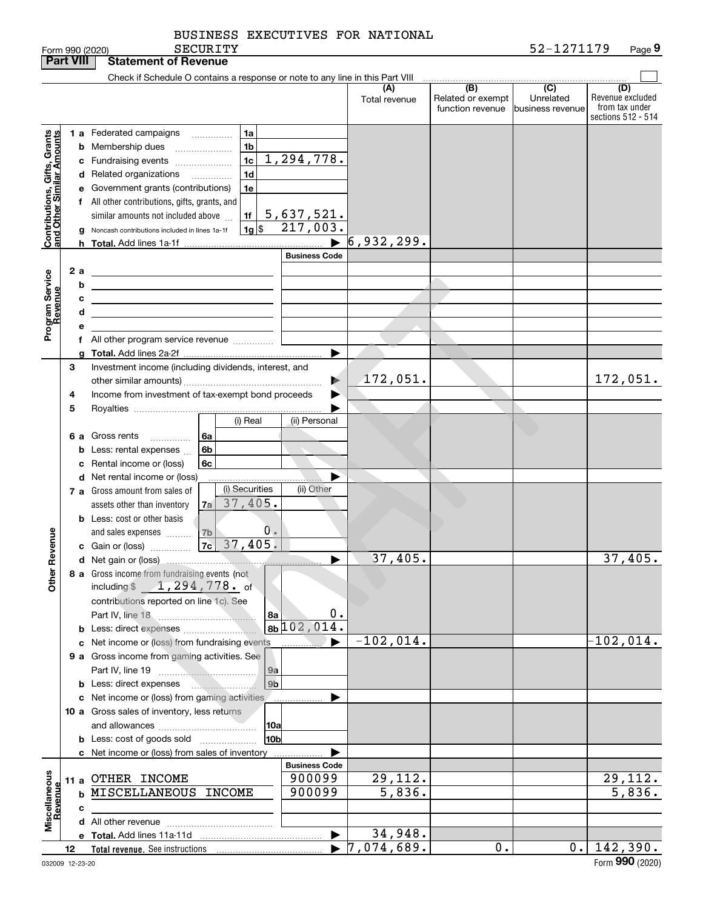BUSINESS EXECUTIVES FOR NATIONAL SECURITY

Form 990 (2020) 52-1271179 Page 9

**Part VIII Statement of Revenue**

Check if Schedule O contains a response or note to any line in this Part VIII

| | | | | (A) Total revenue | (B) Related or exempt function revenue | (C) Unrelated business revenue | (D) Revenue excluded from tax under sections 512 - 514 |
|---|---|---|---|---|---|---|---|
| **Contributions, Gifts, Grants and Other Similar Amounts** | 1 a Federated campaigns | 1a | | | | | |
| | b Membership dues | 1b | | | | | |
| | c Fundraising events | 1c | 1,294,778. | | | | |
| | d Related organizations | 1d | | | | | |
| | e Government grants (contributions) | 1e | | | | | |
| | f All other contributions, gifts, grants, and similar amounts not included above | 1f | 5,637,521. | | | | |
| | g Noncash contributions included in lines 1a-1f | 1g $ | 217,003. | | | | |
| | h Total. Add lines 1a-1f | | | 6,932,299. | | | |
| | | | **Business Code** | | | | |
| **Program Service Revenue** | 2 a | | | | | | |
| | b | | | | | | |
| | c | | | | | | |
| | d | | | | | | |
| | e | | | | | | |
| | f All other program service revenue | | | | | | |
| | g Total. Add lines 2a-2f | | | | | | |
| **Other Revenue** | 3 Investment income (including dividends, interest, and other similar amounts) | | | 172,051. | | | 172,051. |
| | 4 Income from investment of tax-exempt bond proceeds | | | | | | |
| | 5 Royalties | | | | | | |
| | | (i) Real | (ii) Personal | | | | |
| | 6 a Gross rents | 6a | | | | | |
| | b Less: rental expenses | 6b | | | | | |
| | c Rental income or (loss) | 6c | | | | | |
| | d Net rental income or (loss) | | | | | | |
| | | (i) Securities | (ii) Other | | | | |
| | 7 a Gross amount from sales of assets other than inventory | 7a 37,405. | | | | | |
| | b Less: cost or other basis and sales expenses | 7b 0. | | | | | |
| | c Gain or (loss) | 7c 37,405. | | | | | |
| | d Net gain or (loss) | | | 37,405. | | | 37,405. |
| | 8 a Gross income from fundraising events (not including $ 1,294,778. of contributions reported on line 1c). See Part IV, line 18 | 8a | 0. | | | | |
| | b Less: direct expenses | 8b | 102,014. | | | | |
| | c Net income or (loss) from fundraising events | | | -102,014. | | | -102,014. |
| | 9 a Gross income from gaming activities. See Part IV, line 19 | 9a | | | | | |
| | b Less: direct expenses | 9b | | | | | |
| | c Net income or (loss) from gaming activities | | | | | | |
| | 10 a Gross sales of inventory, less returns and allowances | 10a | | | | | |
| | b Less: cost of goods sold | 10b | | | | | |
| | c Net income or (loss) from sales of inventory | | | | | | |
| | | | **Business Code** | | | | |
| **Miscellaneous Revenue** | 11 a OTHER INCOME | | 900099 | 29,112. | | | 29,112. |
| | b MISCELLANEOUS INCOME | | 900099 | 5,836. | | | 5,836. |
| | c | | | | | | |
| | d All other revenue | | | | | | |
| | e Total. Add lines 11a-11d | | | 34,948. | | | |
| | 12 Total revenue. See instructions | | | 7,074,689. | 0. | 0. | 142,390. |

032009 12-23-20 Form 990 (2020)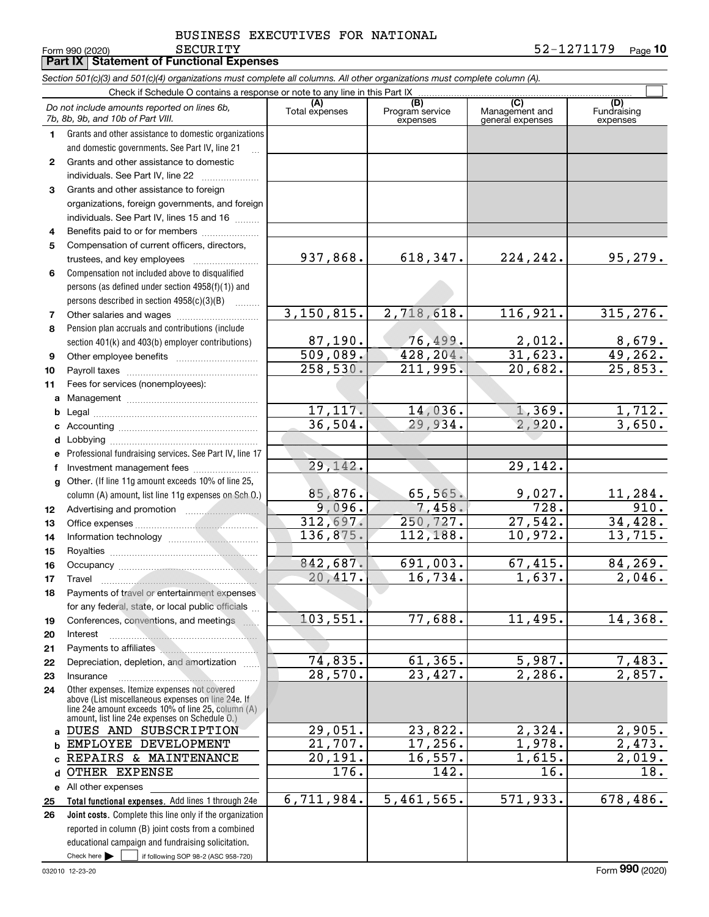BUSINESS EXECUTIVES FOR NATIONAL SECURITY

Form 990 (2020) 52-1271179 Page **10**

## Part IX Statement of Functional Expenses

*Section 501(c)(3) and 501(c)(4) organizations must complete all columns. All other organizations must complete column (A).*

Check if Schedule O contains a response or note to any line in this Part IX ☐

| | *Do not include amounts reported on lines 6b, 7b, 8b, 9b, and 10b of Part VIII.* | (A) Total expenses | (B) Program service expenses | (C) Management and general expenses | (D) Fundraising expenses |
|---|---|---|---|---|---|
| 1 | Grants and other assistance to domestic organizations and domestic governments. See Part IV, line 21 | | | | |
| 2 | Grants and other assistance to domestic individuals. See Part IV, line 22 | | | | |
| 3 | Grants and other assistance to foreign organizations, foreign governments, and foreign individuals. See Part IV, lines 15 and 16 | | | | |
| 4 | Benefits paid to or for members | | | | |
| 5 | Compensation of current officers, directors, trustees, and key employees | 937,868. | 618,347. | 224,242. | 95,279. |
| 6 | Compensation not included above to disqualified persons (as defined under section 4958(f)(1)) and persons described in section 4958(c)(3)(B) | | | | |
| 7 | Other salaries and wages | 3,150,815. | 2,718,618. | 116,921. | 315,276. |
| 8 | Pension plan accruals and contributions (include section 401(k) and 403(b) employer contributions) | 87,190. | 76,499. | 2,012. | 8,679. |
| 9 | Other employee benefits | 509,089. | 428,204. | 31,623. | 49,262. |
| 10 | Payroll taxes | 258,530. | 211,995. | 20,682. | 25,853. |
| 11 | Fees for services (nonemployees): | | | | |
| a | Management | | | | |
| b | Legal | 17,117. | 14,036. | 1,369. | 1,712. |
| c | Accounting | 36,504. | 29,934. | 2,920. | 3,650. |
| d | Lobbying | | | | |
| e | Professional fundraising services. See Part IV, line 17 | | | | |
| f | Investment management fees | 29,142. | | 29,142. | |
| g | Other. (If line 11g amount exceeds 10% of line 25, column (A) amount, list line 11g expenses on Sch O.) | 85,876. | 65,565. | 9,027. | 11,284. |
| 12 | Advertising and promotion | 9,096. | 7,458. | 728. | 910. |
| 13 | Office expenses | 312,697. | 250,727. | 27,542. | 34,428. |
| 14 | Information technology | 136,875. | 112,188. | 10,972. | 13,715. |
| 15 | Royalties | | | | |
| 16 | Occupancy | 842,687. | 691,003. | 67,415. | 84,269. |
| 17 | Travel | 20,417. | 16,734. | 1,637. | 2,046. |
| 18 | Payments of travel or entertainment expenses for any federal, state, or local public officials | | | | |
| 19 | Conferences, conventions, and meetings | 103,551. | 77,688. | 11,495. | 14,368. |
| 20 | Interest | | | | |
| 21 | Payments to affiliates | | | | |
| 22 | Depreciation, depletion, and amortization | 74,835. | 61,365. | 5,987. | 7,483. |
| 23 | Insurance | 28,570. | 23,427. | 2,286. | 2,857. |
| 24 | Other expenses. Itemize expenses not covered above (List miscellaneous expenses on line 24e. If line 24e amount exceeds 10% of line 25, column (A) amount, list line 24e expenses on Schedule O.) | | | | |
| a | DUES AND SUBSCRIPTION | 29,051. | 23,822. | 2,324. | 2,905. |
| b | EMPLOYEE DEVELOPMENT | 21,707. | 17,256. | 1,978. | 2,473. |
| c | REPAIRS & MAINTENANCE | 20,191. | 16,557. | 1,615. | 2,019. |
| d | OTHER EXPENSE | 176. | 142. | 16. | 18. |
| e | All other expenses | | | | |
| 25 | **Total functional expenses.** Add lines 1 through 24e | 6,711,984. | 5,461,565. | 571,933. | 678,486. |
| 26 | **Joint costs.** Complete this line only if the organization reported in column (B) joint costs from a combined educational campaign and fundraising solicitation. Check here ☐ if following SOP 98-2 (ASC 958-720) | | | | |

032010 12-23-20 Form **990** (2020)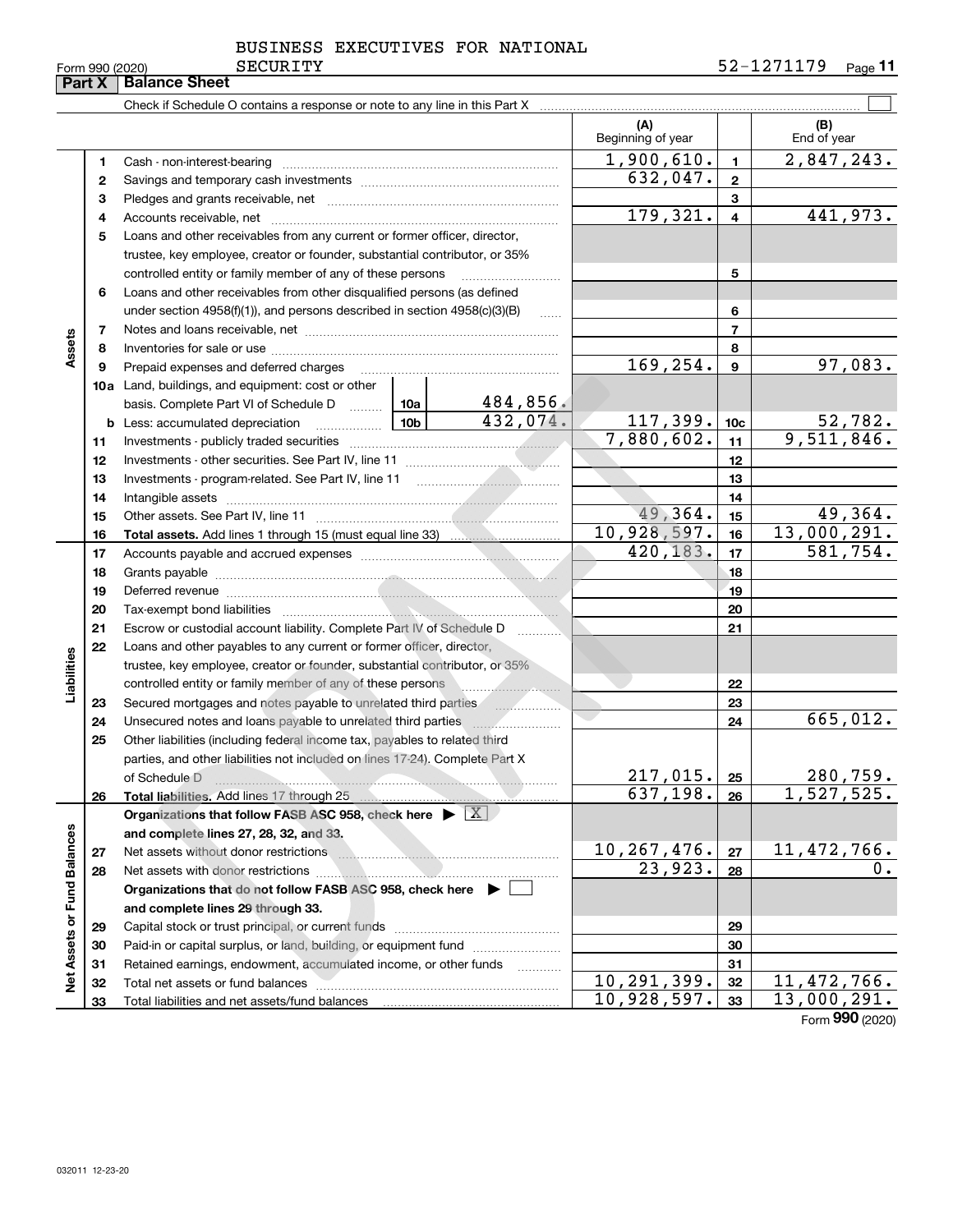BUSINESS EXECUTIVES FOR NATIONAL SECURITY

Form 990 (2020) 52-1271179

## Part X Balance Sheet

Check if Schedule O contains a response or note to any line in this Part X

| | | | | (A) Beginning of year | | (B) End of year |
|---|---|---|---|---|---|---|
| **Assets** | 1 | Cash - non-interest-bearing | | 1,900,610. | 1 | 2,847,243. |
| | 2 | Savings and temporary cash investments | | 632,047. | 2 | |
| | 3 | Pledges and grants receivable, net | | | 3 | |
| | 4 | Accounts receivable, net | | 179,321. | 4 | 441,973. |
| | 5 | Loans and other receivables from any current or former officer, director, trustee, key employee, creator or founder, substantial contributor, or 35% controlled entity or family member of any of these persons | | | 5 | |
| | 6 | Loans and other receivables from other disqualified persons (as defined under section 4958(f)(1)), and persons described in section 4958(c)(3)(B) | | | 6 | |
| | 7 | Notes and loans receivable, net | | | 7 | |
| | 8 | Inventories for sale or use | | | 8 | |
| | 9 | Prepaid expenses and deferred charges | | 169,254. | 9 | 97,083. |
| | 10a | Land, buildings, and equipment: cost or other basis. Complete Part VI of Schedule D | 10a 484,856. | | | |
| | b | Less: accumulated depreciation | 10b 432,074. | 117,399. | 10c | 52,782. |
| | 11 | Investments - publicly traded securities | | 7,880,602. | 11 | 9,511,846. |
| | 12 | Investments - other securities. See Part IV, line 11 | | | 12 | |
| | 13 | Investments - program-related. See Part IV, line 11 | | | 13 | |
| | 14 | Intangible assets | | | 14 | |
| | 15 | Other assets. See Part IV, line 11 | | 49,364. | 15 | 49,364. |
| | 16 | **Total assets.** Add lines 1 through 15 (must equal line 33) | | 10,928,597. | 16 | 13,000,291. |
| **Liabilities** | 17 | Accounts payable and accrued expenses | | 420,183. | 17 | 581,754. |
| | 18 | Grants payable | | | 18 | |
| | 19 | Deferred revenue | | | 19 | |
| | 20 | Tax-exempt bond liabilities | | | 20 | |
| | 21 | Escrow or custodial account liability. Complete Part IV of Schedule D | | | 21 | |
| | 22 | Loans and other payables to any current or former officer, director, trustee, key employee, creator or founder, substantial contributor, or 35% controlled entity or family member of any of these persons | | | 22 | |
| | 23 | Secured mortgages and notes payable to unrelated third parties | | | 23 | |
| | 24 | Unsecured notes and loans payable to unrelated third parties | | | 24 | 665,012. |
| | 25 | Other liabilities (including federal income tax, payables to related third parties, and other liabilities not included on lines 17-24). Complete Part X of Schedule D | | 217,015. | 25 | 280,759. |
| | 26 | **Total liabilities.** Add lines 17 through 25 | | 637,198. | 26 | 1,527,525. |
| **Net Assets or Fund Balances** | | **Organizations that follow FASB ASC 958, check here ▶ [X] and complete lines 27, 28, 32, and 33.** | | | | |
| | 27 | Net assets without donor restrictions | | 10,267,476. | 27 | 11,472,766. |
| | 28 | Net assets with donor restrictions | | 23,923. | 28 | 0. |
| | | **Organizations that do not follow FASB ASC 958, check here ▶ [ ] and complete lines 29 through 33.** | | | | |
| | 29 | Capital stock or trust principal, or current funds | | | 29 | |
| | 30 | Paid-in or capital surplus, or land, building, or equipment fund | | | 30 | |
| | 31 | Retained earnings, endowment, accumulated income, or other funds | | | 31 | |
| | 32 | Total net assets or fund balances | | 10,291,399. | 32 | 11,472,766. |
| | 33 | Total liabilities and net assets/fund balances | | 10,928,597. | 33 | 13,000,291. |

Form **990** (2020)

032011 12-23-20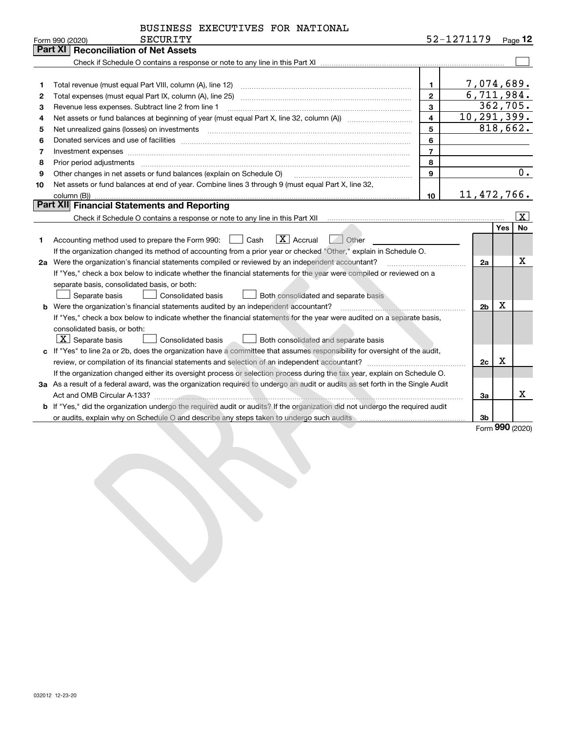BUSINESS EXECUTIVES FOR NATIONAL SECURITY

Form 990 (2020) 52-1271179 Page 12

## Part XI Reconciliation of Net Assets

Check if Schedule O contains a response or note to any line in this Part XI ☐

| | | | |
|---|---|---|---|
| 1 | Total revenue (must equal Part VIII, column (A), line 12) | 1 | 7,074,689. |
| 2 | Total expenses (must equal Part IX, column (A), line 25) | 2 | 6,711,984. |
| 3 | Revenue less expenses. Subtract line 2 from line 1 | 3 | 362,705. |
| 4 | Net assets or fund balances at beginning of year (must equal Part X, line 32, column (A)) | 4 | 10,291,399. |
| 5 | Net unrealized gains (losses) on investments | 5 | 818,662. |
| 6 | Donated services and use of facilities | 6 | |
| 7 | Investment expenses | 7 | |
| 8 | Prior period adjustments | 8 | |
| 9 | Other changes in net assets or fund balances (explain on Schedule O) | 9 | 0. |
| 10 | Net assets or fund balances at end of year. Combine lines 3 through 9 (must equal Part X, line 32, column (B)) | 10 | 11,472,766. |

## Part XII Financial Statements and Reporting

Check if Schedule O contains a response or note to any line in this Part XII ☒

| | | | Yes | No |
|---|---|---|---|---|
| 1 | Accounting method used to prepare the Form 990: ☐ Cash ☒ Accrual ☐ Other | | | |
| | If the organization changed its method of accounting from a prior year or checked "Other," explain in Schedule O. | | | |
| 2a | Were the organization's financial statements compiled or reviewed by an independent accountant? | 2a | | X |
| | If "Yes," check a box below to indicate whether the financial statements for the year were compiled or reviewed on a separate basis, consolidated basis, or both: ☐ Separate basis ☐ Consolidated basis ☐ Both consolidated and separate basis | | | |
| b | Were the organization's financial statements audited by an independent accountant? | 2b | X | |
| | If "Yes," check a box below to indicate whether the financial statements for the year were audited on a separate basis, consolidated basis, or both: ☒ Separate basis ☐ Consolidated basis ☐ Both consolidated and separate basis | | | |
| c | If "Yes" to line 2a or 2b, does the organization have a committee that assumes responsibility for oversight of the audit, review, or compilation of its financial statements and selection of an independent accountant? | 2c | X | |
| | If the organization changed either its oversight process or selection process during the tax year, explain on Schedule O. | | | |
| 3a | As a result of a federal award, was the organization required to undergo an audit or audits as set forth in the Single Audit Act and OMB Circular A-133? | 3a | | X |
| b | If "Yes," did the organization undergo the required audit or audits? If the organization did not undergo the required audit or audits, explain why on Schedule O and describe any steps taken to undergo such audits | 3b | | |

Form 990 (2020)

032012 12-23-20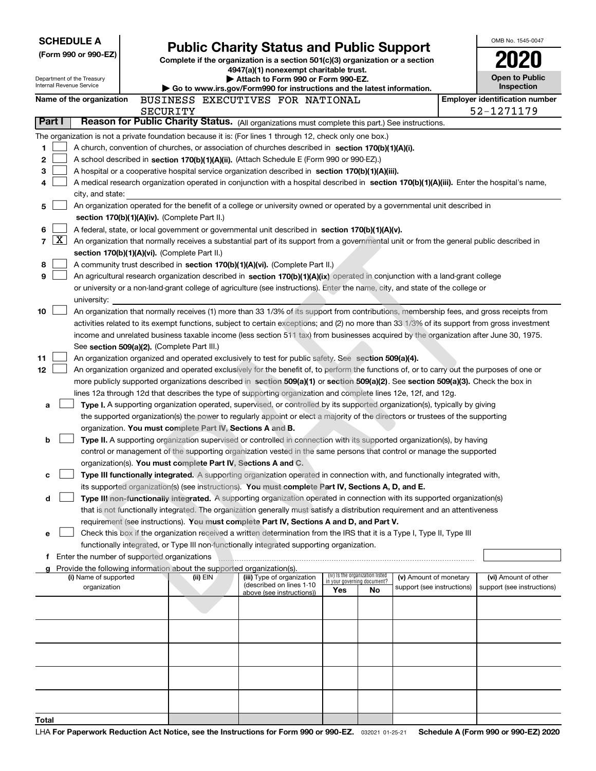**SCHEDULE A**
**(Form 990 or 990-EZ)**

Department of the Treasury
Internal Revenue Service

# Public Charity Status and Public Support

**Complete if the organization is a section 501(c)(3) organization or a section 4947(a)(1) nonexempt charitable trust.**
**▶ Attach to Form 990 or Form 990-EZ.**
**▶ Go to www.irs.gov/Form990 for instructions and the latest information.**

OMB No. 1545-0047
**2020**
**Open to Public Inspection**

**Name of the organization** BUSINESS EXECUTIVES FOR NATIONAL SECURITY
**Employer identification number** 52-1271179

**Part I** **Reason for Public Charity Status.** (All organizations must complete this part.) See instructions.

The organization is not a private foundation because it is: (For lines 1 through 12, check only one box.)

1 ☐ A church, convention of churches, or association of churches described in **section 170(b)(1)(A)(i).**

2 ☐ A school described in **section 170(b)(1)(A)(ii).** (Attach Schedule E (Form 990 or 990-EZ).)

3 ☐ A hospital or a cooperative hospital service organization described in **section 170(b)(1)(A)(iii).**

4 ☐ A medical research organization operated in conjunction with a hospital described in **section 170(b)(1)(A)(iii).** Enter the hospital's name, city, and state:

5 ☐ An organization operated for the benefit of a college or university owned or operated by a governmental unit described in **section 170(b)(1)(A)(iv).** (Complete Part II.)

6 ☐ A federal, state, or local government or governmental unit described in **section 170(b)(1)(A)(v).**

7 ☒ An organization that normally receives a substantial part of its support from a governmental unit or from the general public described in **section 170(b)(1)(A)(vi).** (Complete Part II.)

8 ☐ A community trust described in **section 170(b)(1)(A)(vi).** (Complete Part II.)

9 ☐ An agricultural research organization described in **section 170(b)(1)(A)(ix)** operated in conjunction with a land-grant college or university or a non-land-grant college of agriculture (see instructions). Enter the name, city, and state of the college or university:

10 ☐ An organization that normally receives (1) more than 33 1/3% of its support from contributions, membership fees, and gross receipts from activities related to its exempt functions, subject to certain exceptions; and (2) no more than 33 1/3% of its support from gross investment income and unrelated business taxable income (less section 511 tax) from businesses acquired by the organization after June 30, 1975. See **section 509(a)(2).** (Complete Part III.)

11 ☐ An organization organized and operated exclusively to test for public safety. See **section 509(a)(4).**

12 ☐ An organization organized and operated exclusively for the benefit of, to perform the functions of, or to carry out the purposes of one or more publicly supported organizations described in **section 509(a)(1)** or **section 509(a)(2).** See **section 509(a)(3).** Check the box in lines 12a through 12d that describes the type of supporting organization and complete lines 12e, 12f, and 12g.

a ☐ **Type I.** A supporting organization operated, supervised, or controlled by its supported organization(s), typically by giving the supported organization(s) the power to regularly appoint or elect a majority of the directors or trustees of the supporting organization. **You must complete Part IV, Sections A and B.**

b ☐ **Type II.** A supporting organization supervised or controlled in connection with its supported organization(s), by having control or management of the supporting organization vested in the same persons that control or manage the supported organization(s). **You must complete Part IV, Sections A and C.**

c ☐ **Type III functionally integrated.** A supporting organization operated in connection with, and functionally integrated with, its supported organization(s) (see instructions). **You must complete Part IV, Sections A, D, and E.**

d ☐ **Type III non-functionally integrated.** A supporting organization operated in connection with its supported organization(s) that is not functionally integrated. The organization generally must satisfy a distribution requirement and an attentiveness requirement (see instructions). **You must complete Part IV, Sections A and D, and Part V.**

e ☐ Check this box if the organization received a written determination from the IRS that it is a Type I, Type II, Type III functionally integrated, or Type III non-functionally integrated supporting organization.

f Enter the number of supported organizations

g Provide the following information about the supported organization(s).

| (i) Name of supported organization | (ii) EIN | (iii) Type of organization (described on lines 1-10 above (see instructions)) | (iv) Is the organization listed in your governing document? Yes | No | (v) Amount of monetary support (see instructions) | (vi) Amount of other support (see instructions) |
|---|---|---|---|---|---|---|
| | | | | | | |
| | | | | | | |
| | | | | | | |
| | | | | | | |
| | | | | | | |
| **Total** | | | | | | |

LHA **For Paperwork Reduction Act Notice, see the Instructions for Form 990 or 990-EZ.** 032021 01-25-21 **Schedule A (Form 990 or 990-EZ) 2020**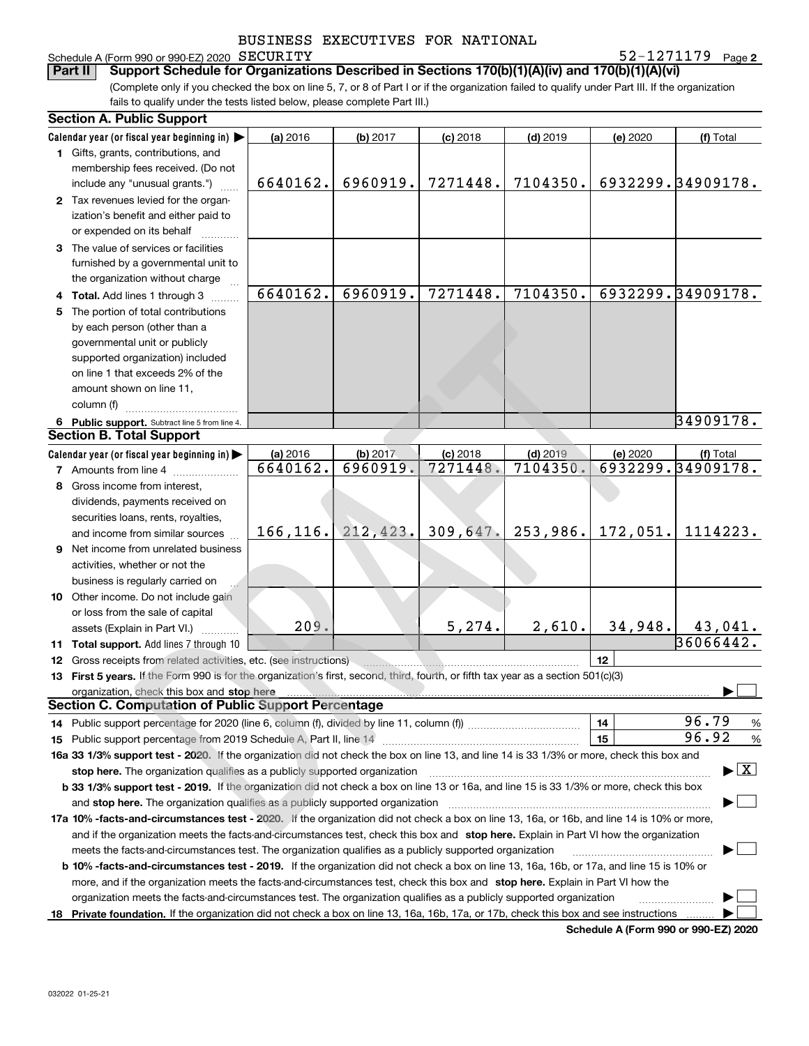BUSINESS EXECUTIVES FOR NATIONAL

Schedule A (Form 990 or 990-EZ) 2020 SECURITY 52-1271179 Page 2

**Part II Support Schedule for Organizations Described in Sections 170(b)(1)(A)(iv) and 170(b)(1)(A)(vi)**

(Complete only if you checked the box on line 5, 7, or 8 of Part I or if the organization failed to qualify under Part III. If the organization fails to qualify under the tests listed below, please complete Part III.)

**Section A. Public Support**

| Calendar year (or fiscal year beginning in) ▶ | (a) 2016 | (b) 2017 | (c) 2018 | (d) 2019 | (e) 2020 | (f) Total |
|---|---|---|---|---|---|---|
| 1 Gifts, grants, contributions, and membership fees received. (Do not include any "unusual grants.") | 6640162. | 6960919. | 7271448. | 7104350. | 6932299. | 34909178. |
| 2 Tax revenues levied for the organization's benefit and either paid to or expended on its behalf | | | | | | |
| 3 The value of services or facilities furnished by a governmental unit to the organization without charge | | | | | | |
| 4 **Total.** Add lines 1 through 3 | 6640162. | 6960919. | 7271448. | 7104350. | 6932299. | 34909178. |
| 5 The portion of total contributions by each person (other than a governmental unit or publicly supported organization) included on line 1 that exceeds 2% of the amount shown on line 11, column (f) | | | | | | |
| 6 **Public support.** Subtract line 5 from line 4. | | | | | | 34909178. |

**Section B. Total Support**

| Calendar year (or fiscal year beginning in) ▶ | (a) 2016 | (b) 2017 | (c) 2018 | (d) 2019 | (e) 2020 | (f) Total |
|---|---|---|---|---|---|---|
| 7 Amounts from line 4 | 6640162. | 6960919. | 7271448. | 7104350. | 6932299. | 34909178. |
| 8 Gross income from interest, dividends, payments received on securities loans, rents, royalties, and income from similar sources | 166,116. | 212,423. | 309,647. | 253,986. | 172,051. | 1114223. |
| 9 Net income from unrelated business activities, whether or not the business is regularly carried on | | | | | | |
| 10 Other income. Do not include gain or loss from the sale of capital assets (Explain in Part VI.) | 209. | | 5,274. | 2,610. | 34,948. | 43,041. |
| 11 **Total support.** Add lines 7 through 10 | | | | | | 36066442. |

12 Gross receipts from related activities, etc. (see instructions) | 12 |

13 **First 5 years.** If the Form 990 is for the organization's first, second, third, fourth, or fifth tax year as a section 501(c)(3) organization, check this box and **stop here** ▶ ☐

**Section C. Computation of Public Support Percentage**

14 Public support percentage for 2020 (line 6, column (f), divided by line 11, column (f)) | 14 | 96.79 %

15 Public support percentage from 2019 Schedule A, Part II, line 14 | 15 | 96.92 %

**16a 33 1/3% support test - 2020.** If the organization did not check the box on line 13, and line 14 is 33 1/3% or more, check this box and **stop here.** The organization qualifies as a publicly supported organization ▶ ☒

**b 33 1/3% support test - 2019.** If the organization did not check a box on line 13 or 16a, and line 15 is 33 1/3% or more, check this box and **stop here.** The organization qualifies as a publicly supported organization ▶ ☐

**17a 10% -facts-and-circumstances test - 2020.** If the organization did not check a box on line 13, 16a, or 16b, and line 14 is 10% or more, and if the organization meets the facts-and-circumstances test, check this box and **stop here.** Explain in Part VI how the organization meets the facts-and-circumstances test. The organization qualifies as a publicly supported organization ▶ ☐

**b 10% -facts-and-circumstances test - 2019.** If the organization did not check a box on line 13, 16a, 16b, or 17a, and line 15 is 10% or more, and if the organization meets the facts-and-circumstances test, check this box and **stop here.** Explain in Part VI how the organization meets the facts-and-circumstances test. The organization qualifies as a publicly supported organization ▶ ☐

**18 Private foundation.** If the organization did not check a box on line 13, 16a, 16b, 17a, or 17b, check this box and see instructions ▶ ☐

**Schedule A (Form 990 or 990-EZ) 2020**

032022 01-25-21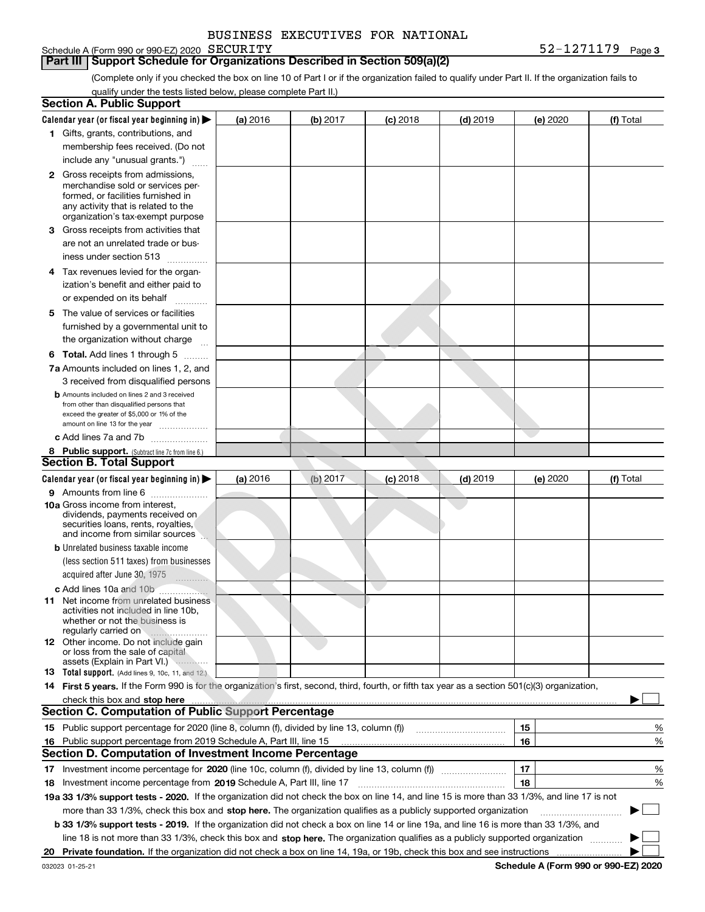BUSINESS EXECUTIVES FOR NATIONAL SECURITY 52-1271179

Schedule A (Form 990 or 990-EZ) 2020

## Part III Support Schedule for Organizations Described in Section 509(a)(2)

(Complete only if you checked the box on line 10 of Part I or if the organization failed to qualify under Part II. If the organization fails to qualify under the tests listed below, please complete Part II.)

### Section A. Public Support

| Calendar year (or fiscal year beginning in) ▶ | (a) 2016 | (b) 2017 | (c) 2018 | (d) 2019 | (e) 2020 | (f) Total |
|---|---|---|---|---|---|---|
| 1 Gifts, grants, contributions, and membership fees received. (Do not include any "unusual grants.") | | | | | | |
| 2 Gross receipts from admissions, merchandise sold or services performed, or facilities furnished in any activity that is related to the organization's tax-exempt purpose | | | | | | |
| 3 Gross receipts from activities that are not an unrelated trade or business under section 513 | | | | | | |
| 4 Tax revenues levied for the organization's benefit and either paid to or expended on its behalf | | | | | | |
| 5 The value of services or facilities furnished by a governmental unit to the organization without charge | | | | | | |
| 6 Total. Add lines 1 through 5 | | | | | | |
| 7a Amounts included on lines 1, 2, and 3 received from disqualified persons | | | | | | |
| b Amounts included on lines 2 and 3 received from other than disqualified persons that exceed the greater of $5,000 or 1% of the amount on line 13 for the year | | | | | | |
| c Add lines 7a and 7b | | | | | | |
| 8 Public support. (Subtract line 7c from line 6.) | | | | | | |

### Section B. Total Support

| Calendar year (or fiscal year beginning in) ▶ | (a) 2016 | (b) 2017 | (c) 2018 | (d) 2019 | (e) 2020 | (f) Total |
|---|---|---|---|---|---|---|
| 9 Amounts from line 6 | | | | | | |
| 10a Gross income from interest, dividends, payments received on securities loans, rents, royalties, and income from similar sources | | | | | | |
| b Unrelated business taxable income (less section 511 taxes) from businesses acquired after June 30, 1975 | | | | | | |
| c Add lines 10a and 10b | | | | | | |
| 11 Net income from unrelated business activities not included in line 10b, whether or not the business is regularly carried on | | | | | | |
| 12 Other income. Do not include gain or loss from the sale of capital assets (Explain in Part VI.) | | | | | | |
| 13 Total support. (Add lines 9, 10c, 11, and 12.) | | | | | | |

14 First 5 years. If the Form 990 is for the organization's first, second, third, fourth, or fifth tax year as a section 501(c)(3) organization, check this box and stop here ▶ ☐

### Section C. Computation of Public Support Percentage

| | | |
|---|---|---|
| 15 Public support percentage for 2020 (line 8, column (f), divided by line 13, column (f)) | 15 | % |
| 16 Public support percentage from 2019 Schedule A, Part III, line 15 | 16 | % |

### Section D. Computation of Investment Income Percentage

| | | |
|---|---|---|
| 17 Investment income percentage for 2020 (line 10c, column (f), divided by line 13, column (f)) | 17 | % |
| 18 Investment income percentage from 2019 Schedule A, Part III, line 17 | 18 | % |

19a 33 1/3% support tests - 2020. If the organization did not check the box on line 14, and line 15 is more than 33 1/3%, and line 17 is not more than 33 1/3%, check this box and stop here. The organization qualifies as a publicly supported organization ▶ ☐

b 33 1/3% support tests - 2019. If the organization did not check a box on line 14 or line 19a, and line 16 is more than 33 1/3%, and line 18 is not more than 33 1/3%, check this box and stop here. The organization qualifies as a publicly supported organization ▶ ☐

20 Private foundation. If the organization did not check a box on line 14, 19a, or 19b, check this box and see instructions ▶ ☐

032023 01-25-21 Schedule A (Form 990 or 990-EZ) 2020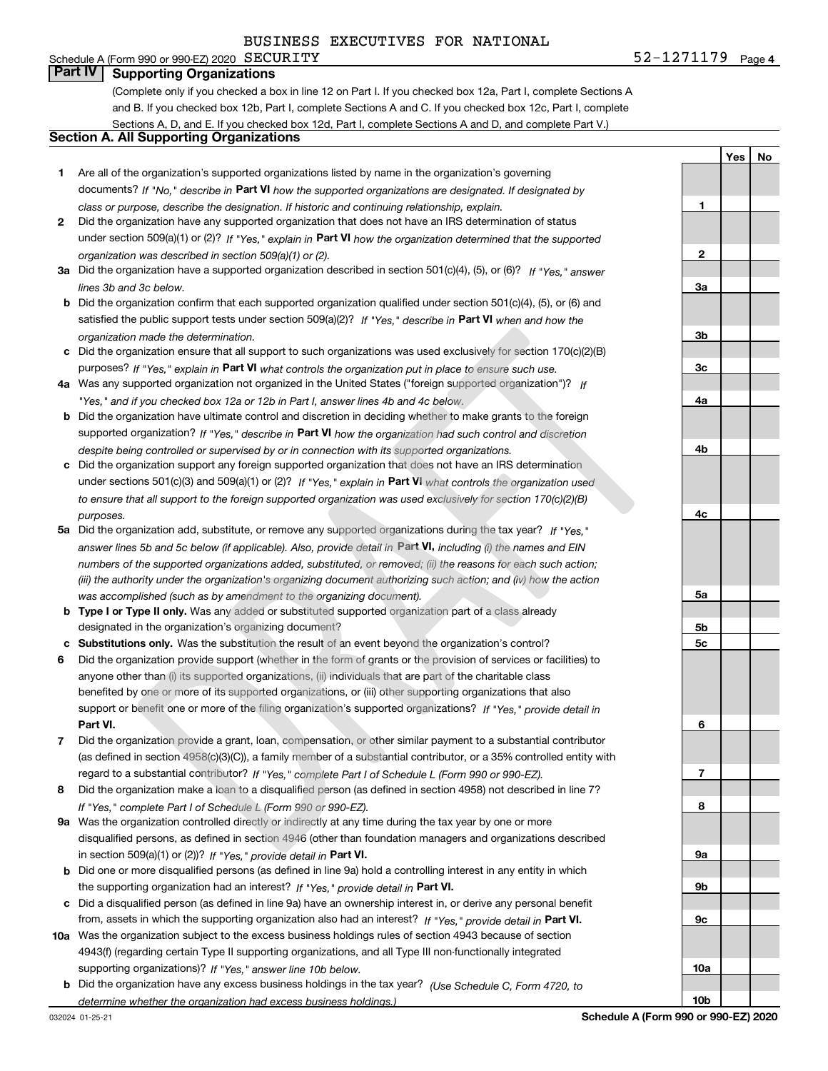BUSINESS EXECUTIVES FOR NATIONAL

Schedule A (Form 990 or 990-EZ) 2020 SECURITY 52-1271179 Page 4

## Part IV Supporting Organizations

(Complete only if you checked a box in line 12 on Part I. If you checked box 12a, Part I, complete Sections A and B. If you checked box 12b, Part I, complete Sections A and C. If you checked box 12c, Part I, complete Sections A, D, and E. If you checked box 12d, Part I, complete Sections A and D, and complete Part V.)

### Section A. All Supporting Organizations

| | | | Yes | No |
|---|---|---|---|---|
| 1 | Are all of the organization's supported organizations listed by name in the organization's governing documents? *If "No," describe in* **Part VI** *how the supported organizations are designated. If designated by class or purpose, describe the designation. If historic and continuing relationship, explain.* | 1 | | |
| 2 | Did the organization have any supported organization that does not have an IRS determination of status under section 509(a)(1) or (2)? *If "Yes," explain in* **Part VI** *how the organization determined that the supported organization was described in section 509(a)(1) or (2).* | 2 | | |
| 3a | Did the organization have a supported organization described in section 501(c)(4), (5), or (6)? *If "Yes," answer lines 3b and 3c below.* | 3a | | |
| b | Did the organization confirm that each supported organization qualified under section 501(c)(4), (5), or (6) and satisfied the public support tests under section 509(a)(2)? *If "Yes," describe in* **Part VI** *when and how the organization made the determination.* | 3b | | |
| c | Did the organization ensure that all support to such organizations was used exclusively for section 170(c)(2)(B) purposes? *If "Yes," explain in* **Part VI** *what controls the organization put in place to ensure such use.* | 3c | | |
| 4a | Was any supported organization not organized in the United States ("foreign supported organization")? *If "Yes," and if you checked box 12a or 12b in Part I, answer lines 4b and 4c below.* | 4a | | |
| b | Did the organization have ultimate control and discretion in deciding whether to make grants to the foreign supported organization? *If "Yes," describe in* **Part VI** *how the organization had such control and discretion despite being controlled or supervised by or in connection with its supported organizations.* | 4b | | |
| c | Did the organization support any foreign supported organization that does not have an IRS determination under sections 501(c)(3) and 509(a)(1) or (2)? *If "Yes," explain in* **Part VI** *what controls the organization used to ensure that all support to the foreign supported organization was used exclusively for section 170(c)(2)(B) purposes.* | 4c | | |
| 5a | Did the organization add, substitute, or remove any supported organizations during the tax year? *If "Yes," answer lines 5b and 5c below (if applicable). Also, provide detail in* **Part VI,** *including (i) the names and EIN numbers of the supported organizations added, substituted, or removed; (ii) the reasons for each such action; (iii) the authority under the organization's organizing document authorizing such action; and (iv) how the action was accomplished (such as by amendment to the organizing document).* | 5a | | |
| b | **Type I or Type II only.** Was any added or substituted supported organization part of a class already designated in the organization's organizing document? | 5b | | |
| c | **Substitutions only.** Was the substitution the result of an event beyond the organization's control? | 5c | | |
| 6 | Did the organization provide support (whether in the form of grants or the provision of services or facilities) to anyone other than (i) its supported organizations, (ii) individuals that are part of the charitable class benefited by one or more of its supported organizations, or (iii) other supporting organizations that also support or benefit one or more of the filing organization's supported organizations? *If "Yes," provide detail in* **Part VI.** | 6 | | |
| 7 | Did the organization provide a grant, loan, compensation, or other similar payment to a substantial contributor (as defined in section 4958(c)(3)(C)), a family member of a substantial contributor, or a 35% controlled entity with regard to a substantial contributor? *If "Yes," complete Part I of Schedule L (Form 990 or 990-EZ).* | 7 | | |
| 8 | Did the organization make a loan to a disqualified person (as defined in section 4958) not described in line 7? *If "Yes," complete Part I of Schedule L (Form 990 or 990-EZ).* | 8 | | |
| 9a | Was the organization controlled directly or indirectly at any time during the tax year by one or more disqualified persons, as defined in section 4946 (other than foundation managers and organizations described in section 509(a)(1) or (2))? *If "Yes," provide detail in* **Part VI.** | 9a | | |
| b | Did one or more disqualified persons (as defined in line 9a) hold a controlling interest in any entity in which the supporting organization had an interest? *If "Yes," provide detail in* **Part VI.** | 9b | | |
| c | Did a disqualified person (as defined in line 9a) have an ownership interest in, or derive any personal benefit from, assets in which the supporting organization also had an interest? *If "Yes," provide detail in* **Part VI.** | 9c | | |
| 10a | Was the organization subject to the excess business holdings rules of section 4943 because of section 4943(f) (regarding certain Type II supporting organizations, and all Type III non-functionally integrated supporting organizations)? *If "Yes," answer line 10b below.* | 10a | | |
| b | Did the organization have any excess business holdings in the tax year? *(Use Schedule C, Form 4720, to determine whether the organization had excess business holdings.)* | 10b | | |

032024 01-25-21 **Schedule A (Form 990 or 990-EZ) 2020**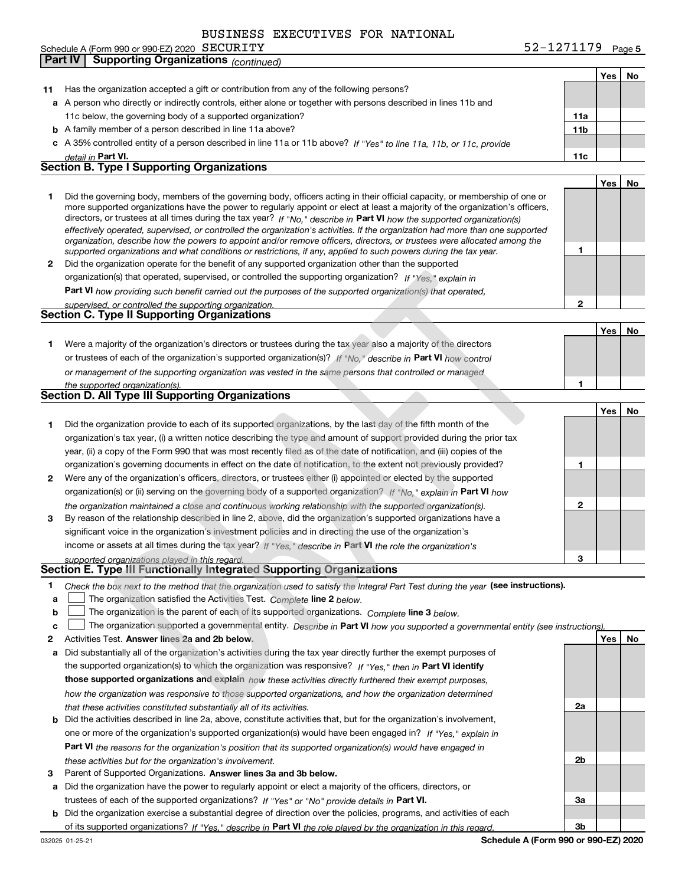BUSINESS EXECUTIVES FOR NATIONAL

Schedule A (Form 990 or 990-EZ) 2020 SECURITY 52-1271179 Page 5

**Part IV | Supporting Organizations** *(continued)*

| | | | Yes | No |
|---|---|---|---|---|
| **11** | Has the organization accepted a gift or contribution from any of the following persons? | | | |
| **a** | A person who directly or indirectly controls, either alone or together with persons described in lines 11b and 11c below, the governing body of a supported organization? | 11a | | |
| **b** | A family member of a person described in line 11a above? | 11b | | |
| **c** | A 35% controlled entity of a person described in line 11a or 11b above? *If "Yes" to line 11a, 11b, or 11c, provide detail in* **Part VI.** | 11c | | |

## Section B. Type I Supporting Organizations

| | | | Yes | No |
|---|---|---|---|---|
| **1** | Did the governing body, members of the governing body, officers acting in their official capacity, or membership of one or more supported organizations have the power to regularly appoint or elect at least a majority of the organization's officers, directors, or trustees at all times during the tax year? *If "No," describe in* **Part VI** *how the supported organization(s) effectively operated, supervised, or controlled the organization's activities. If the organization had more than one supported organization, describe how the powers to appoint and/or remove officers, directors, or trustees were allocated among the supported organizations and what conditions or restrictions, if any, applied to such powers during the tax year.* | 1 | | |
| **2** | Did the organization operate for the benefit of any supported organization other than the supported organization(s) that operated, supervised, or controlled the supporting organization? *If "Yes," explain in* **Part VI** *how providing such benefit carried out the purposes of the supported organization(s) that operated, supervised, or controlled the supporting organization.* | 2 | | |

## Section C. Type II Supporting Organizations

| | | | Yes | No |
|---|---|---|---|---|
| **1** | Were a majority of the organization's directors or trustees during the tax year also a majority of the directors or trustees of each of the organization's supported organization(s)? *If "No," describe in* **Part VI** *how control or management of the supporting organization was vested in the same persons that controlled or managed the supported organization(s).* | 1 | | |

## Section D. All Type III Supporting Organizations

| | | | Yes | No |
|---|---|---|---|---|
| **1** | Did the organization provide to each of its supported organizations, by the last day of the fifth month of the organization's tax year, (i) a written notice describing the type and amount of support provided during the prior tax year, (ii) a copy of the Form 990 that was most recently filed as of the date of notification, and (iii) copies of the organization's governing documents in effect on the date of notification, to the extent not previously provided? | 1 | | |
| **2** | Were any of the organization's officers, directors, or trustees either (i) appointed or elected by the supported organization(s) or (ii) serving on the governing body of a supported organization? *If "No," explain in* **Part VI** *how the organization maintained a close and continuous working relationship with the supported organization(s).* | 2 | | |
| **3** | By reason of the relationship described in line 2, above, did the organization's supported organizations have a significant voice in the organization's investment policies and in directing the use of the organization's income or assets at all times during the tax year? *If "Yes," describe in* **Part VI** *the role the organization's supported organizations played in this regard.* | 3 | | |

## Section E. Type III Functionally Integrated Supporting Organizations

**1** *Check the box next to the method that the organization used to satisfy the Integral Part Test during the year* **(see instructions).**

- **a** ☐ The organization satisfied the Activities Test. *Complete* **line 2** *below.*
- **b** ☐ The organization is the parent of each of its supported organizations. *Complete* **line 3** *below.*
- **c** ☐ The organization supported a governmental entity. *Describe in* **Part VI** *how you supported a governmental entity (see instructions).*

| | | | Yes | No |
|---|---|---|---|---|
| **2** | Activities Test. **Answer lines 2a and 2b below.** | | | |
| **a** | Did substantially all of the organization's activities during the tax year directly further the exempt purposes of the supported organization(s) to which the organization was responsive? *If "Yes," then in* **Part VI identify those supported organizations and explain** *how these activities directly furthered their exempt purposes, how the organization was responsive to those supported organizations, and how the organization determined that these activities constituted substantially all of its activities.* | 2a | | |
| **b** | Did the activities described in line 2a, above, constitute activities that, but for the organization's involvement, one or more of the organization's supported organization(s) would have been engaged in? *If "Yes," explain in* **Part VI** *the reasons for the organization's position that its supported organization(s) would have engaged in these activities but for the organization's involvement.* | 2b | | |
| **3** | Parent of Supported Organizations. **Answer lines 3a and 3b below.** | | | |
| **a** | Did the organization have the power to regularly appoint or elect a majority of the officers, directors, or trustees of each of the supported organizations? *If "Yes" or "No" provide details in* **Part VI.** | 3a | | |
| **b** | Did the organization exercise a substantial degree of direction over the policies, programs, and activities of each of its supported organizations? *If "Yes," describe in* **Part VI** *the role played by the organization in this regard.* | 3b | | |

032025 01-25-21 **Schedule A (Form 990 or 990-EZ) 2020**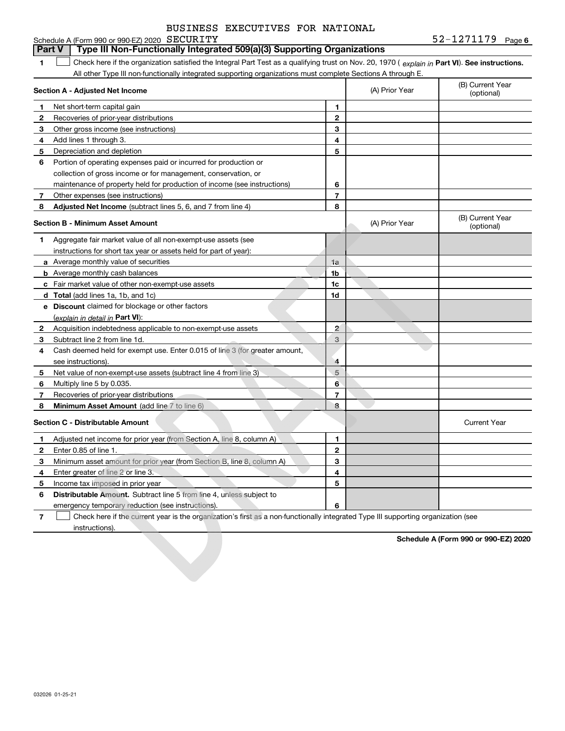BUSINESS EXECUTIVES FOR NATIONAL

Schedule A (Form 990 or 990-EZ) 2020 SECURITY 52-1271179 Page 6

## Part V | Type III Non-Functionally Integrated 509(a)(3) Supporting Organizations

**1** ☐ Check here if the organization satisfied the Integral Part Test as a qualifying trust on Nov. 20, 1970 ( *explain in* **Part VI**). **See instructions.** All other Type III non-functionally integrated supporting organizations must complete Sections A through E.

| **Section A - Adjusted Net Income** | | (A) Prior Year | (B) Current Year (optional) |
|---|---|---|---|
| **1** Net short-term capital gain | 1 | | |
| **2** Recoveries of prior-year distributions | 2 | | |
| **3** Other gross income (see instructions) | 3 | | |
| **4** Add lines 1 through 3. | 4 | | |
| **5** Depreciation and depletion | 5 | | |
| **6** Portion of operating expenses paid or incurred for production or collection of gross income or for management, conservation, or maintenance of property held for production of income (see instructions) | 6 | | |
| **7** Other expenses (see instructions) | 7 | | |
| **8** **Adjusted Net Income** (subtract lines 5, 6, and 7 from line 4) | 8 | | |

| **Section B - Minimum Asset Amount** | | (A) Prior Year | (B) Current Year (optional) |
|---|---|---|---|
| **1** Aggregate fair market value of all non-exempt-use assets (see instructions for short tax year or assets held for part of year): | | | |
| **a** Average monthly value of securities | 1a | | |
| **b** Average monthly cash balances | 1b | | |
| **c** Fair market value of other non-exempt-use assets | 1c | | |
| **d** **Total** (add lines 1a, 1b, and 1c) | 1d | | |
| **e** **Discount** claimed for blockage or other factors (*explain in detail in* **Part VI**): | | | |
| **2** Acquisition indebtedness applicable to non-exempt-use assets | 2 | | |
| **3** Subtract line 2 from line 1d. | 3 | | |
| **4** Cash deemed held for exempt use. Enter 0.015 of line 3 (for greater amount, see instructions). | 4 | | |
| **5** Net value of non-exempt-use assets (subtract line 4 from line 3) | 5 | | |
| **6** Multiply line 5 by 0.035. | 6 | | |
| **7** Recoveries of prior-year distributions | 7 | | |
| **8** **Minimum Asset Amount** (add line 7 to line 6) | 8 | | |

| **Section C - Distributable Amount** | | | Current Year |
|---|---|---|---|
| **1** Adjusted net income for prior year (from Section A, line 8, column A) | 1 | | |
| **2** Enter 0.85 of line 1. | 2 | | |
| **3** Minimum asset amount for prior year (from Section B, line 8, column A) | 3 | | |
| **4** Enter greater of line 2 or line 3. | 4 | | |
| **5** Income tax imposed in prior year | 5 | | |
| **6** **Distributable Amount.** Subtract line 5 from line 4, unless subject to emergency temporary reduction (see instructions). | 6 | | |

**7** ☐ Check here if the current year is the organization's first as a non-functionally integrated Type III supporting organization (see instructions).

**Schedule A (Form 990 or 990-EZ) 2020**

032026 01-25-21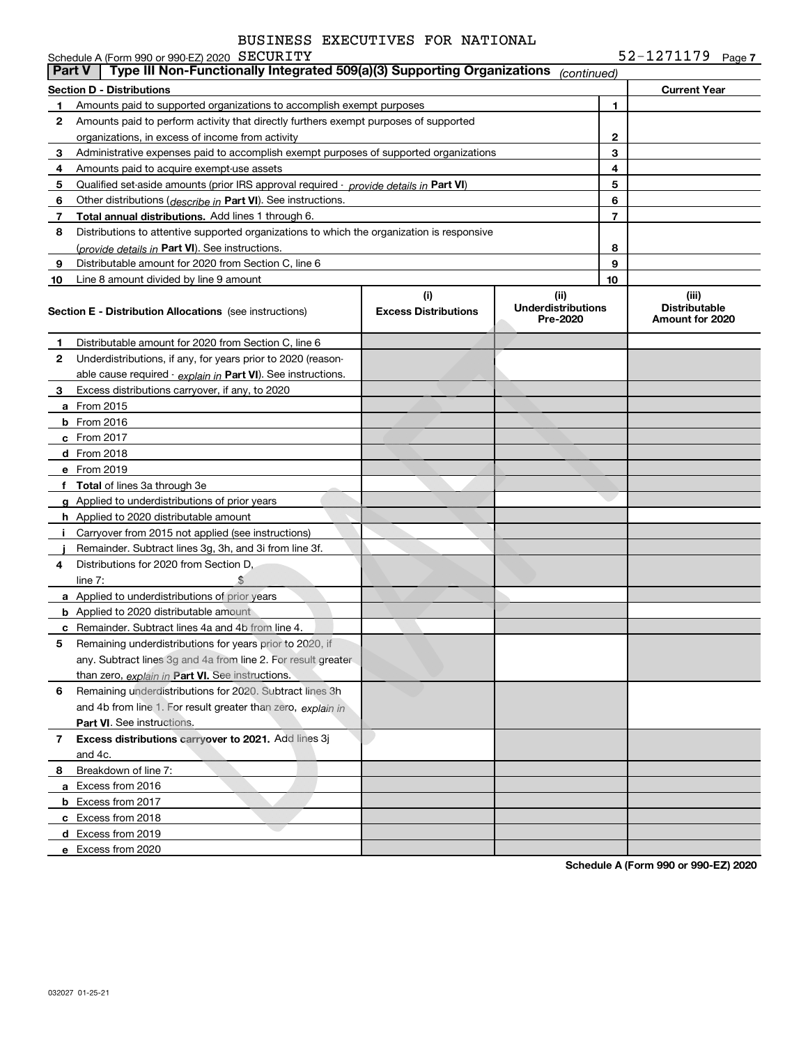BUSINESS EXECUTIVES FOR NATIONAL

Schedule A (Form 990 or 990-EZ) 2020 SECURITY 52-1271179 Page 7

## Part V Type III Non-Functionally Integrated 509(a)(3) Supporting Organizations *(continued)*

| Section D - Distributions | | | Current Year |
|---|---|---|---|
| 1 | Amounts paid to supported organizations to accomplish exempt purposes | 1 | |
| 2 | Amounts paid to perform activity that directly furthers exempt purposes of supported organizations, in excess of income from activity | 2 | |
| 3 | Administrative expenses paid to accomplish exempt purposes of supported organizations | 3 | |
| 4 | Amounts paid to acquire exempt-use assets | 4 | |
| 5 | Qualified set-aside amounts (prior IRS approval required - *provide details in* **Part VI**) | 5 | |
| 6 | Other distributions (*describe in* **Part VI**). See instructions. | 6 | |
| 7 | **Total annual distributions.** Add lines 1 through 6. | 7 | |
| 8 | Distributions to attentive supported organizations to which the organization is responsive (*provide details in* **Part VI**). See instructions. | 8 | |
| 9 | Distributable amount for 2020 from Section C, line 6 | 9 | |
| 10 | Line 8 amount divided by line 9 amount | 10 | |

| **Section E - Distribution Allocations** (see instructions) | (i) Excess Distributions | (ii) Underdistributions Pre-2020 | (iii) Distributable Amount for 2020 |
|---|---|---|---|
| **1** Distributable amount for 2020 from Section C, line 6 | | | |
| **2** Underdistributions, if any, for years prior to 2020 (reasonable cause required - *explain in* **Part VI**). See instructions. | | | |
| **3** Excess distributions carryover, if any, to 2020 | | | |
| **a** From 2015 | | | |
| **b** From 2016 | | | |
| **c** From 2017 | | | |
| **d** From 2018 | | | |
| **e** From 2019 | | | |
| **f Total** of lines 3a through 3e | | | |
| **g** Applied to underdistributions of prior years | | | |
| **h** Applied to 2020 distributable amount | | | |
| **i** Carryover from 2015 not applied (see instructions) | | | |
| **j** Remainder. Subtract lines 3g, 3h, and 3i from line 3f. | | | |
| **4** Distributions for 2020 from Section D, line 7: $ | | | |
| **a** Applied to underdistributions of prior years | | | |
| **b** Applied to 2020 distributable amount | | | |
| **c** Remainder. Subtract lines 4a and 4b from line 4. | | | |
| **5** Remaining underdistributions for years prior to 2020, if any. Subtract lines 3g and 4a from line 2. For result greater than zero, *explain in* **Part VI.** See instructions. | | | |
| **6** Remaining underdistributions for 2020. Subtract lines 3h and 4b from line 1. For result greater than zero, *explain in* **Part VI**. See instructions. | | | |
| **7 Excess distributions carryover to 2021.** Add lines 3j and 4c. | | | |
| **8** Breakdown of line 7: | | | |
| **a** Excess from 2016 | | | |
| **b** Excess from 2017 | | | |
| **c** Excess from 2018 | | | |
| **d** Excess from 2019 | | | |
| **e** Excess from 2020 | | | |

**Schedule A (Form 990 or 990-EZ) 2020**

032027 01-25-21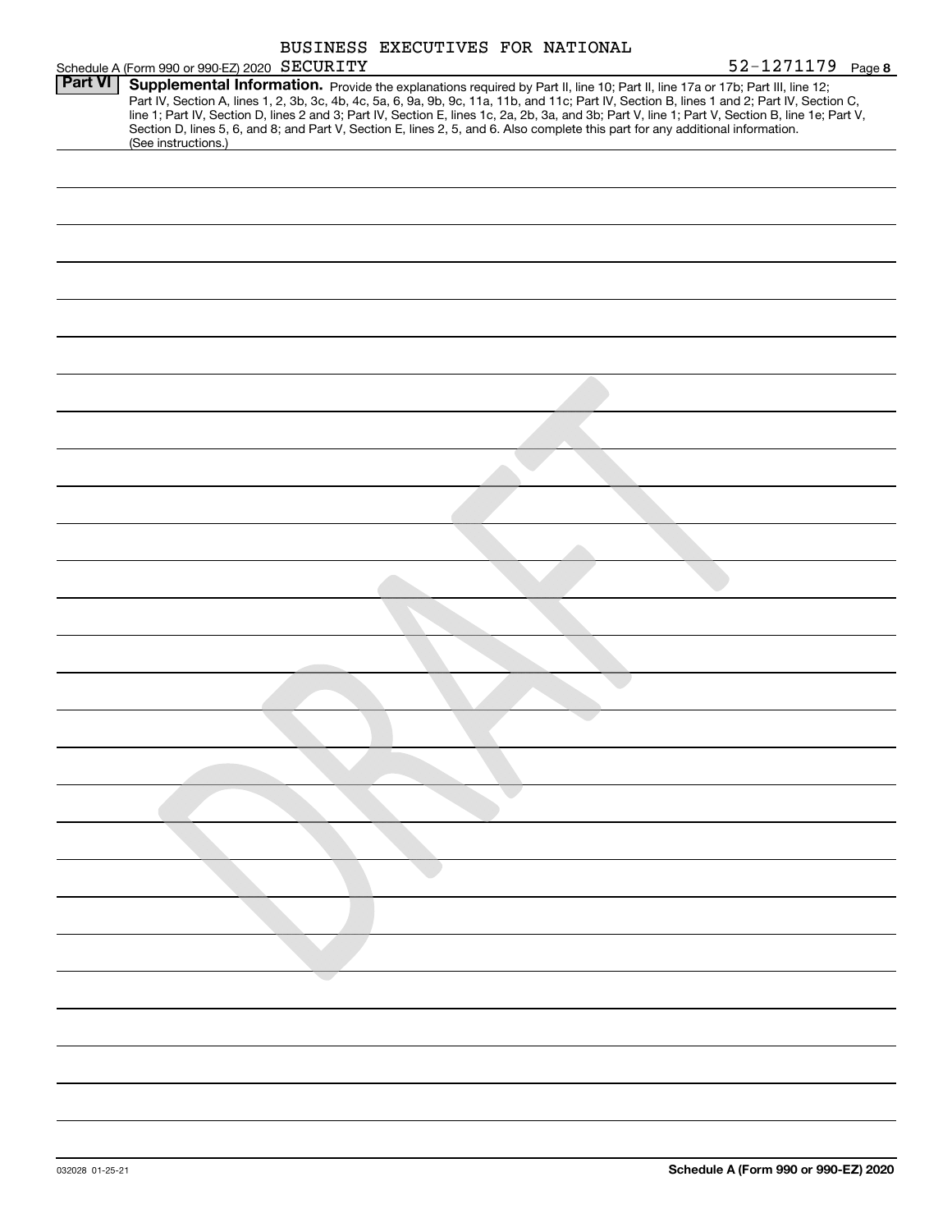BUSINESS EXECUTIVES FOR NATIONAL

Schedule A (Form 990 or 990-EZ) 2020 SECURITY 52-1271179 Page 8

## Part VI Supplemental Information.

Provide the explanations required by Part II, line 10; Part II, line 17a or 17b; Part III, line 12; Part IV, Section A, lines 1, 2, 3b, 3c, 4b, 4c, 5a, 6, 9a, 9b, 9c, 11a, 11b, and 11c; Part IV, Section B, lines 1 and 2; Part IV, Section C, line 1; Part IV, Section D, lines 2 and 3; Part IV, Section E, lines 1c, 2a, 2b, 3a, and 3b; Part V, line 1; Part V, Section B, line 1e; Part V, Section D, lines 5, 6, and 8; and Part V, Section E, lines 2, 5, and 6. Also complete this part for any additional information. (See instructions.)

DRAFT

Schedule A (Form 990 or 990-EZ) 2020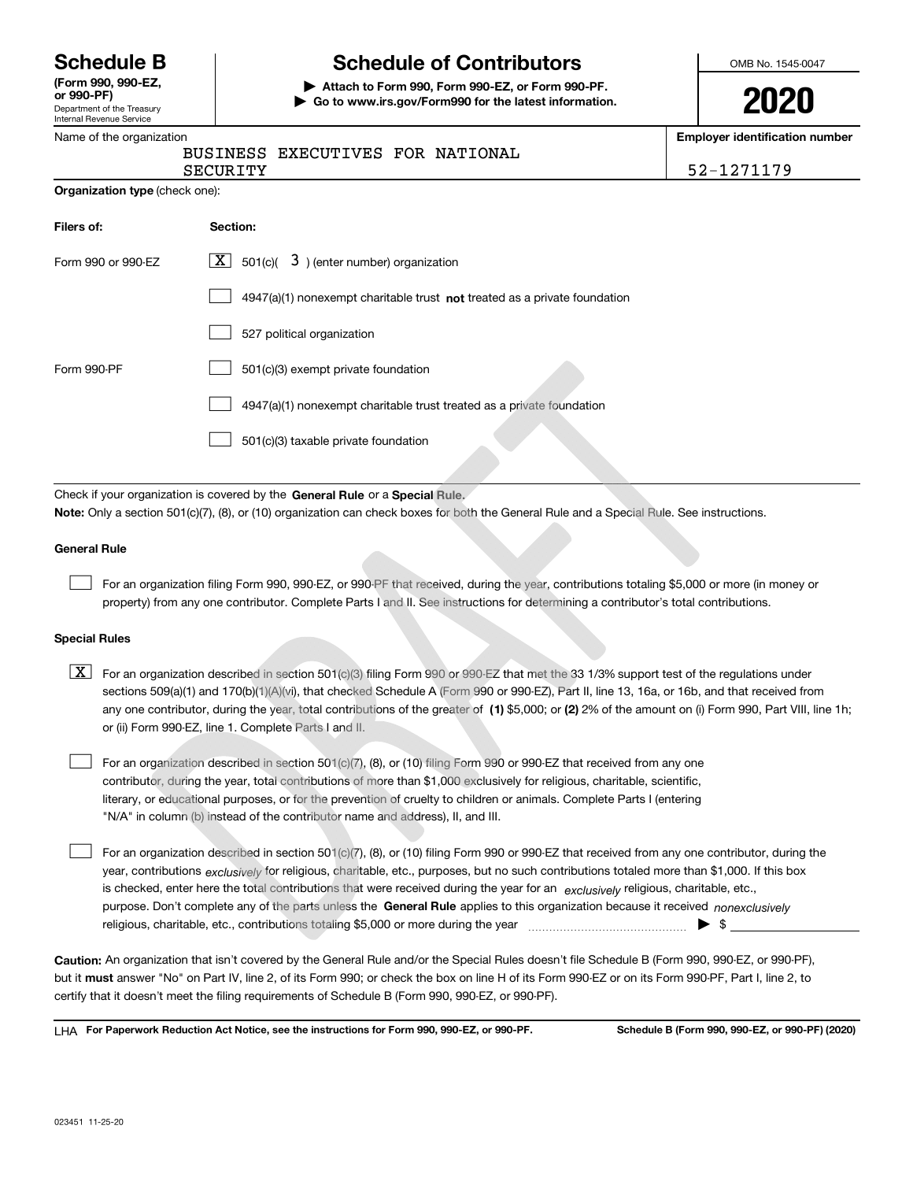# Schedule B

**(Form 990, 990-EZ, or 990-PF)**
Department of the Treasury
Internal Revenue Service

## Schedule of Contributors

▶ **Attach to Form 990, Form 990-EZ, or Form 990-PF.**
▶ **Go to www.irs.gov/Form990 for the latest information.**

OMB No. 1545-0047

**2020**

Name of the organization: BUSINESS EXECUTIVES FOR NATIONAL SECURITY

**Employer identification number**: 52-1271179

**Organization type** (check one):

| **Filers of:** | **Section:** |
|---|---|
| Form 990 or 990-EZ | [X] 501(c)( 3 ) (enter number) organization |
| | [ ] 4947(a)(1) nonexempt charitable trust **not** treated as a private foundation |
| | [ ] 527 political organization |
| Form 990-PF | [ ] 501(c)(3) exempt private foundation |
| | [ ] 4947(a)(1) nonexempt charitable trust treated as a private foundation |
| | [ ] 501(c)(3) taxable private foundation |

Check if your organization is covered by the **General Rule** or a **Special Rule.**

**Note:** Only a section 501(c)(7), (8), or (10) organization can check boxes for both the General Rule and a Special Rule. See instructions.

### General Rule

[ ] For an organization filing Form 990, 990-EZ, or 990-PF that received, during the year, contributions totaling $5,000 or more (in money or property) from any one contributor. Complete Parts I and II. See instructions for determining a contributor's total contributions.

### Special Rules

[X] For an organization described in section 501(c)(3) filing Form 990 or 990-EZ that met the 33 1/3% support test of the regulations under sections 509(a)(1) and 170(b)(1)(A)(vi), that checked Schedule A (Form 990 or 990-EZ), Part II, line 13, 16a, or 16b, and that received from any one contributor, during the year, total contributions of the greater of **(1)** $5,000; or **(2)** 2% of the amount on (i) Form 990, Part VIII, line 1h; or (ii) Form 990-EZ, line 1. Complete Parts I and II.

[ ] For an organization described in section 501(c)(7), (8), or (10) filing Form 990 or 990-EZ that received from any one contributor, during the year, total contributions of more than $1,000 exclusively for religious, charitable, scientific, literary, or educational purposes, or for the prevention of cruelty to children or animals. Complete Parts I (entering "N/A" in column (b) instead of the contributor name and address), II, and III.

[ ] For an organization described in section 501(c)(7), (8), or (10) filing Form 990 or 990-EZ that received from any one contributor, during the year, contributions *exclusively* for religious, charitable, etc., purposes, but no such contributions totaled more than $1,000. If this box is checked, enter here the total contributions that were received during the year for an *exclusively* religious, charitable, etc., purpose. Don't complete any of the parts unless the **General Rule** applies to this organization because it received *nonexclusively* religious, charitable, etc., contributions totaling $5,000 or more during the year ▶ $

**Caution:** An organization that isn't covered by the General Rule and/or the Special Rules doesn't file Schedule B (Form 990, 990-EZ, or 990-PF), but it **must** answer "No" on Part IV, line 2, of its Form 990; or check the box on line H of its Form 990-EZ or on its Form 990-PF, Part I, line 2, to certify that it doesn't meet the filing requirements of Schedule B (Form 990, 990-EZ, or 990-PF).

LHA **For Paperwork Reduction Act Notice, see the instructions for Form 990, 990-EZ, or 990-PF.** **Schedule B (Form 990, 990-EZ, or 990-PF) (2020)**

023451 11-25-20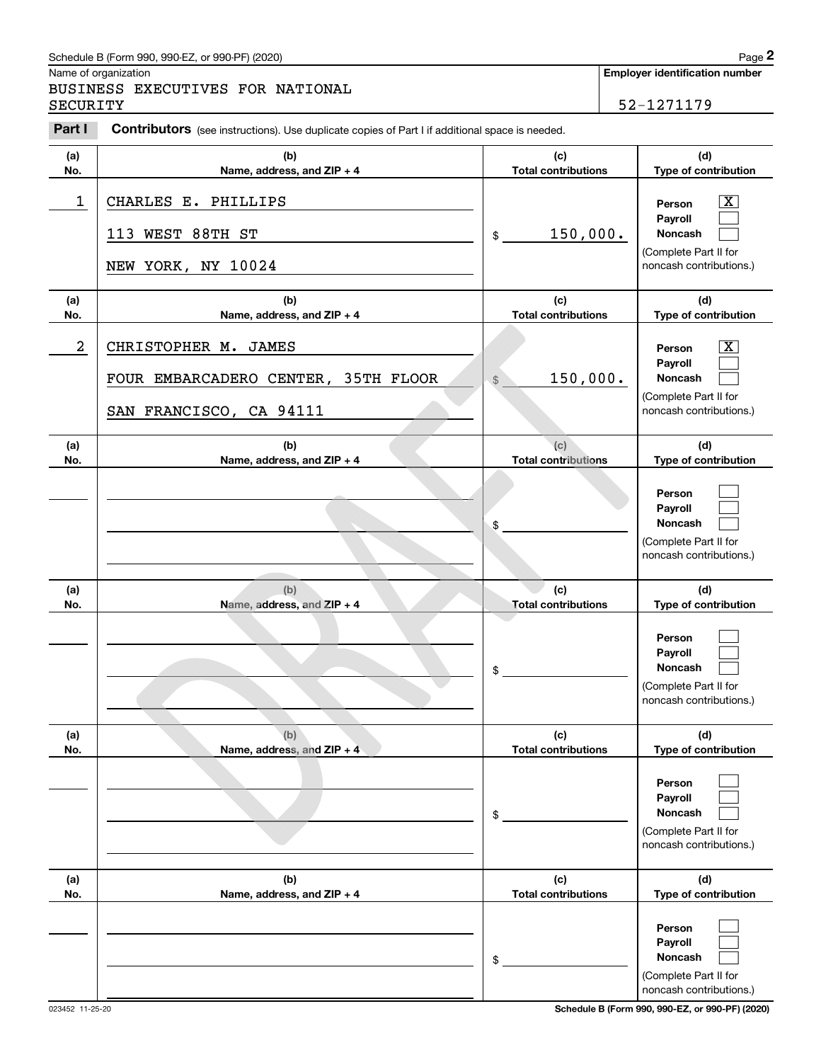Schedule B (Form 990, 990-EZ, or 990-PF) (2020)

Name of organization: BUSINESS EXECUTIVES FOR NATIONAL SECURITY

**Employer identification number:** 52-1271179

**Part I** **Contributors** (see instructions). Use duplicate copies of Part I if additional space is needed.

| (a) No. | (b) Name, address, and ZIP + 4 | (c) Total contributions | (d) Type of contribution |
|---|---|---|---|
| 1 | CHARLES E. PHILLIPS<br>113 WEST 88TH ST<br>NEW YORK, NY 10024 | $ 150,000. | Person [X]<br>Payroll [ ]<br>Noncash [ ]<br>(Complete Part II for noncash contributions.) |
| 2 | CHRISTOPHER M. JAMES<br>FOUR EMBARCADERO CENTER, 35TH FLOOR<br>SAN FRANCISCO, CA 94111 | $ 150,000. | Person [X]<br>Payroll [ ]<br>Noncash [ ]<br>(Complete Part II for noncash contributions.) |
| | | $ | Person [ ]<br>Payroll [ ]<br>Noncash [ ]<br>(Complete Part II for noncash contributions.) |
| | | $ | Person [ ]<br>Payroll [ ]<br>Noncash [ ]<br>(Complete Part II for noncash contributions.) |
| | | $ | Person [ ]<br>Payroll [ ]<br>Noncash [ ]<br>(Complete Part II for noncash contributions.) |
| | | $ | Person [ ]<br>Payroll [ ]<br>Noncash [ ]<br>(Complete Part II for noncash contributions.) |

DRAFT

023452 11-25-20

Schedule B (Form 990, 990-EZ, or 990-PF) (2020)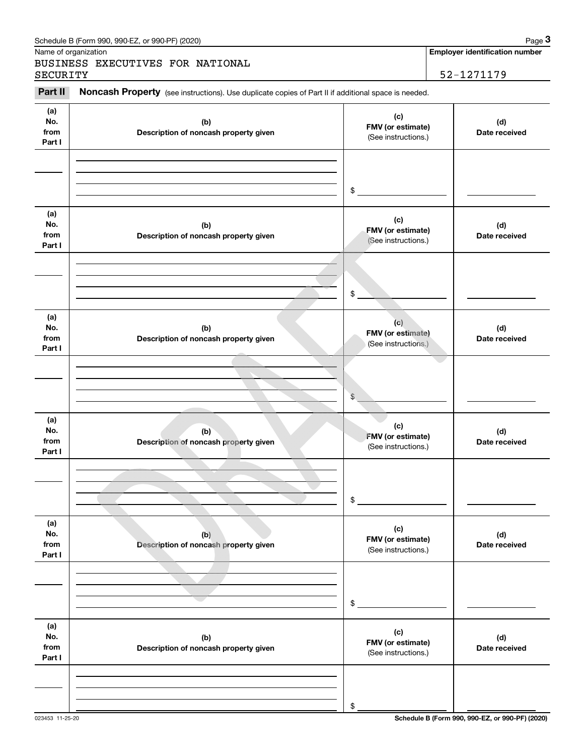Schedule B (Form 990, 990-EZ, or 990-PF) (2020)

| Name of organization | Employer identification number |
|---|---|
| BUSINESS EXECUTIVES FOR NATIONAL SECURITY | 52-1271179 |

**Part II** **Noncash Property** (see instructions). Use duplicate copies of Part II if additional space is needed.

| (a) No. from Part I | (b) Description of noncash property given | (c) FMV (or estimate) (See instructions.) | (d) Date received |
|---|---|---|---|
| | | $ | |

| (a) No. from Part I | (b) Description of noncash property given | (c) FMV (or estimate) (See instructions.) | (d) Date received |
|---|---|---|---|
| | | $ | |

| (a) No. from Part I | (b) Description of noncash property given | (c) FMV (or estimate) (See instructions.) | (d) Date received |
|---|---|---|---|
| | | $ | |

| (a) No. from Part I | (b) Description of noncash property given | (c) FMV (or estimate) (See instructions.) | (d) Date received |
|---|---|---|---|
| | | $ | |

| (a) No. from Part I | (b) Description of noncash property given | (c) FMV (or estimate) (See instructions.) | (d) Date received |
|---|---|---|---|
| | | $ | |

| (a) No. from Part I | (b) Description of noncash property given | (c) FMV (or estimate) (See instructions.) | (d) Date received |
|---|---|---|---|
| | | $ | |

DRAFT

023453 11-25-20 Schedule B (Form 990, 990-EZ, or 990-PF) (2020)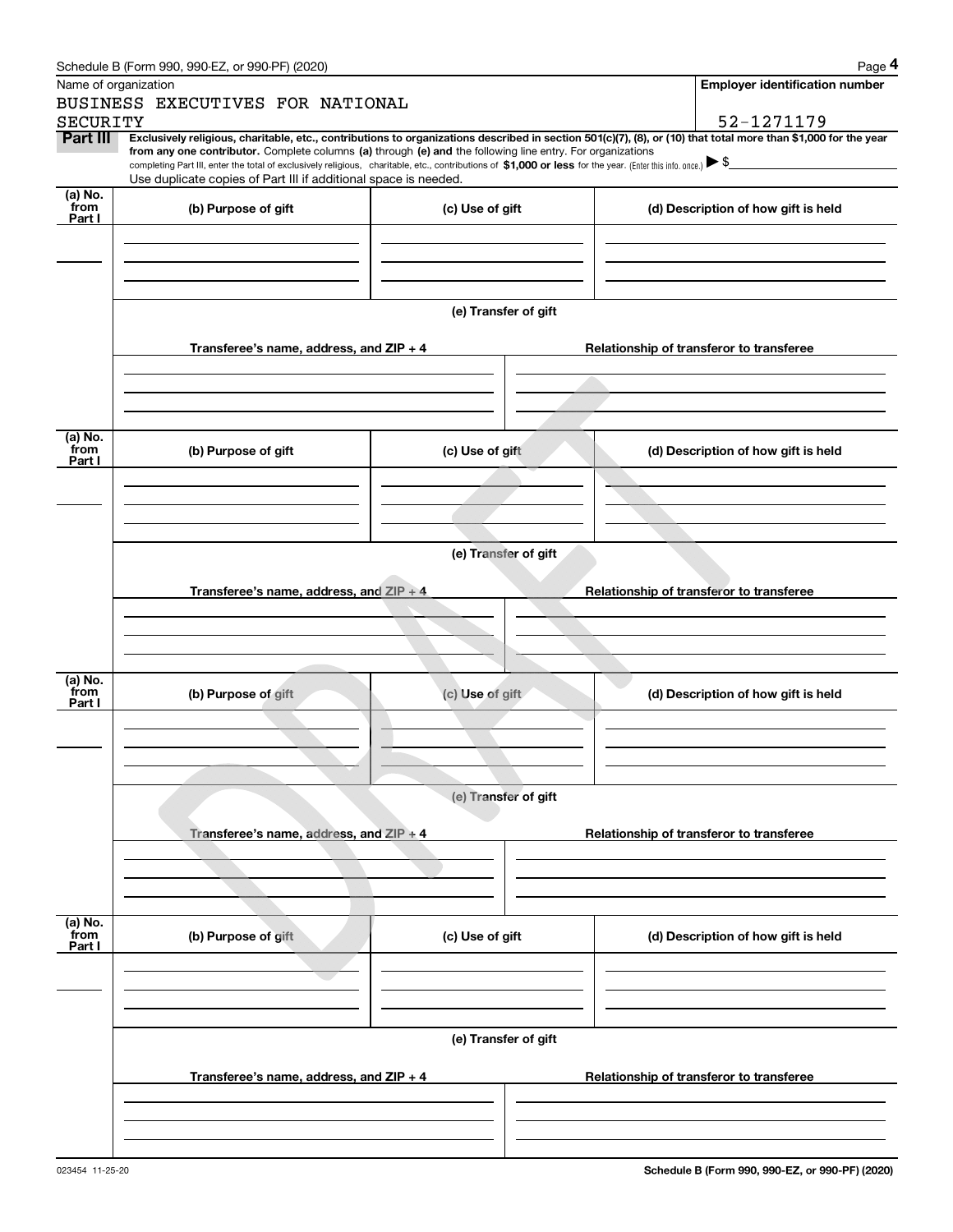Schedule B (Form 990, 990-EZ, or 990-PF) (2020)

Name of organization: BUSINESS EXECUTIVES FOR NATIONAL SECURITY

Employer identification number: 52-1271179

**Part III** **Exclusively religious, charitable, etc., contributions to organizations described in section 501(c)(7), (8), or (10) that total more than $1,000 for the year from any one contributor.** Complete columns **(a)** through **(e) and** the following line entry. For organizations completing Part III, enter the total of exclusively religious, charitable, etc., contributions of **$1,000 or less** for the year. (Enter this info. once.) ▶ $

Use duplicate copies of Part III if additional space is needed.

| (a) No. from Part I | (b) Purpose of gift | (c) Use of gift | (d) Description of how gift is held |
|---|---|---|---|
| | | | |

(e) Transfer of gift

| Transferee's name, address, and ZIP + 4 | Relationship of transferor to transferee |
|---|---|
| | |

| (a) No. from Part I | (b) Purpose of gift | (c) Use of gift | (d) Description of how gift is held |
|---|---|---|---|
| | | | |

(e) Transfer of gift

| Transferee's name, address, and ZIP + 4 | Relationship of transferor to transferee |
|---|---|
| | |

| (a) No. from Part I | (b) Purpose of gift | (c) Use of gift | (d) Description of how gift is held |
|---|---|---|---|
| | | | |

(e) Transfer of gift

| Transferee's name, address, and ZIP + 4 | Relationship of transferor to transferee |
|---|---|
| | |

| (a) No. from Part I | (b) Purpose of gift | (c) Use of gift | (d) Description of how gift is held |
|---|---|---|---|
| | | | |

(e) Transfer of gift

| Transferee's name, address, and ZIP + 4 | Relationship of transferor to transferee |
|---|---|
| | |

023454 11-25-20

Schedule B (Form 990, 990-EZ, or 990-PF) (2020)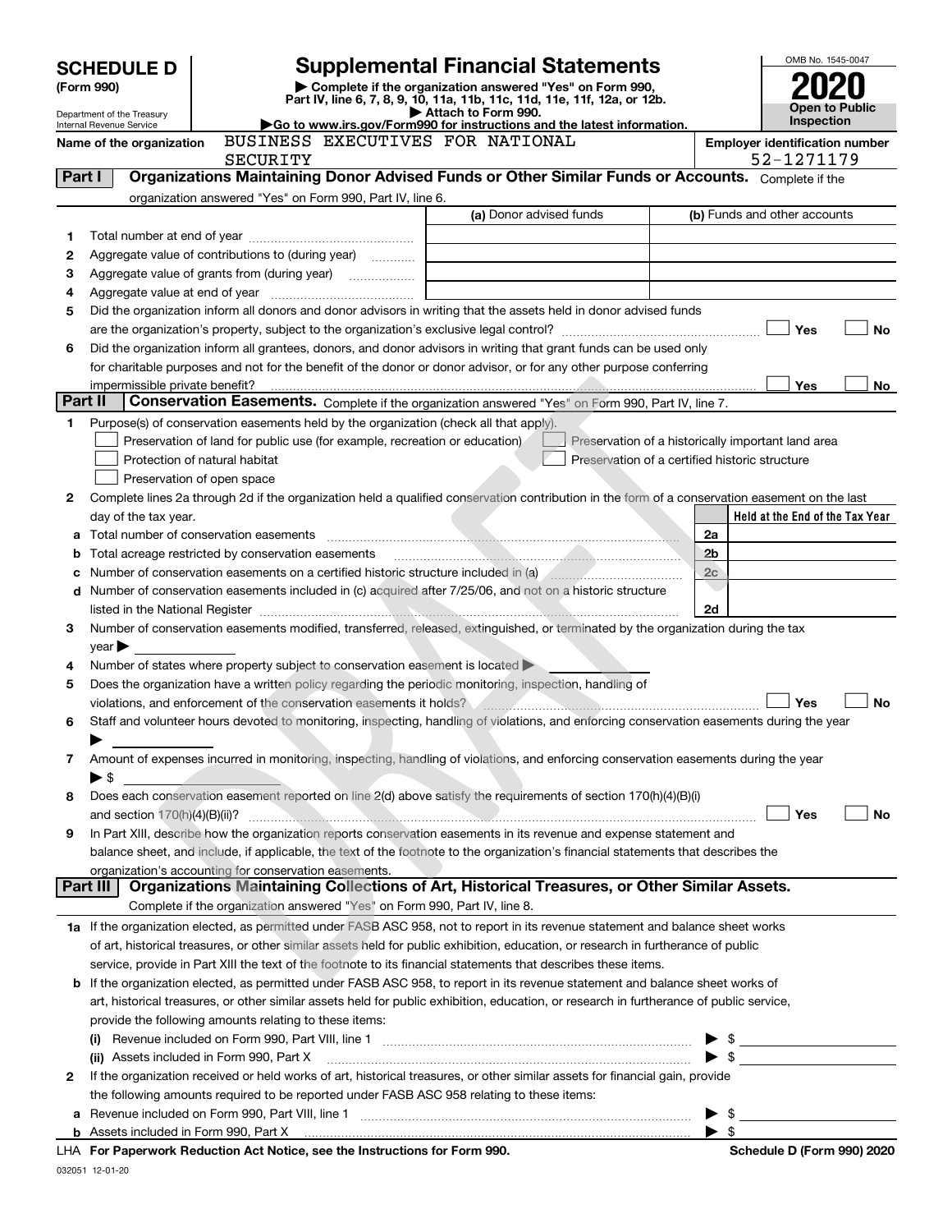# SCHEDULE D (Form 990)

Department of the Treasury
Internal Revenue Service

## Supplemental Financial Statements

▶ Complete if the organization answered "Yes" on Form 990, Part IV, line 6, 7, 8, 9, 10, 11a, 11b, 11c, 11d, 11e, 11f, 12a, or 12b.
▶ Attach to Form 990.
▶Go to www.irs.gov/Form990 for instructions and the latest information.

OMB No. 1545-0047

**2020**

**Open to Public Inspection**

**Name of the organization:** BUSINESS EXECUTIVES FOR NATIONAL SECURITY

**Employer identification number:** 52-1271179

### Part I — Organizations Maintaining Donor Advised Funds or Other Similar Funds or Accounts.
Complete if the organization answered "Yes" on Form 990, Part IV, line 6.

| | | (a) Donor advised funds | (b) Funds and other accounts |
|---|---|---|---|
| 1 | Total number at end of year | | |
| 2 | Aggregate value of contributions to (during year) | | |
| 3 | Aggregate value of grants from (during year) | | |
| 4 | Aggregate value at end of year | | |

5 Did the organization inform all donors and donor advisors in writing that the assets held in donor advised funds are the organization's property, subject to the organization's exclusive legal control? ☐ Yes ☐ No

6 Did the organization inform all grantees, donors, and donor advisors in writing that grant funds can be used only for charitable purposes and not for the benefit of the donor or donor advisor, or for any other purpose conferring impermissible private benefit? ☐ Yes ☐ No

### Part II — Conservation Easements.
Complete if the organization answered "Yes" on Form 990, Part IV, line 7.

1 Purpose(s) of conservation easements held by the organization (check all that apply).
- ☐ Preservation of land for public use (for example, recreation or education)
- ☐ Preservation of a historically important land area
- ☐ Protection of natural habitat
- ☐ Preservation of a certified historic structure
- ☐ Preservation of open space

2 Complete lines 2a through 2d if the organization held a qualified conservation contribution in the form of a conservation easement on the last day of the tax year.

| | | | Held at the End of the Tax Year |
|---|---|---|---|
| a | Total number of conservation easements | 2a | |
| b | Total acreage restricted by conservation easements | 2b | |
| c | Number of conservation easements on a certified historic structure included in (a) | 2c | |
| d | Number of conservation easements included in (c) acquired after 7/25/06, and not on a historic structure listed in the National Register | 2d | |

3 Number of conservation easements modified, transferred, released, extinguished, or terminated by the organization during the tax year ▶

4 Number of states where property subject to conservation easement is located ▶

5 Does the organization have a written policy regarding the periodic monitoring, inspection, handling of violations, and enforcement of the conservation easements it holds? ☐ Yes ☐ No

6 Staff and volunteer hours devoted to monitoring, inspecting, handling of violations, and enforcing conservation easements during the year ▶

7 Amount of expenses incurred in monitoring, inspecting, handling of violations, and enforcing conservation easements during the year ▶ $

8 Does each conservation easement reported on line 2(d) above satisfy the requirements of section 170(h)(4)(B)(i) and section 170(h)(4)(B)(ii)? ☐ Yes ☐ No

9 In Part XIII, describe how the organization reports conservation easements in its revenue and expense statement and balance sheet, and include, if applicable, the text of the footnote to the organization's financial statements that describes the organization's accounting for conservation easements.

### Part III — Organizations Maintaining Collections of Art, Historical Treasures, or Other Similar Assets.
Complete if the organization answered "Yes" on Form 990, Part IV, line 8.

1a If the organization elected, as permitted under FASB ASC 958, not to report in its revenue statement and balance sheet works of art, historical treasures, or other similar assets held for public exhibition, education, or research in furtherance of public service, provide in Part XIII the text of the footnote to its financial statements that describes these items.

b If the organization elected, as permitted under FASB ASC 958, to report in its revenue statement and balance sheet works of art, historical treasures, or other similar assets held for public exhibition, education, or research in furtherance of public service, provide the following amounts relating to these items:

(i) Revenue included on Form 990, Part VIII, line 1 ▶ $

(ii) Assets included in Form 990, Part X ▶ $

2 If the organization received or held works of art, historical treasures, or other similar assets for financial gain, provide the following amounts required to be reported under FASB ASC 958 relating to these items:

a Revenue included on Form 990, Part VIII, line 1 ▶ $

b Assets included in Form 990, Part X ▶ $

LHA **For Paperwork Reduction Act Notice, see the Instructions for Form 990.** **Schedule D (Form 990) 2020**

032051 12-01-20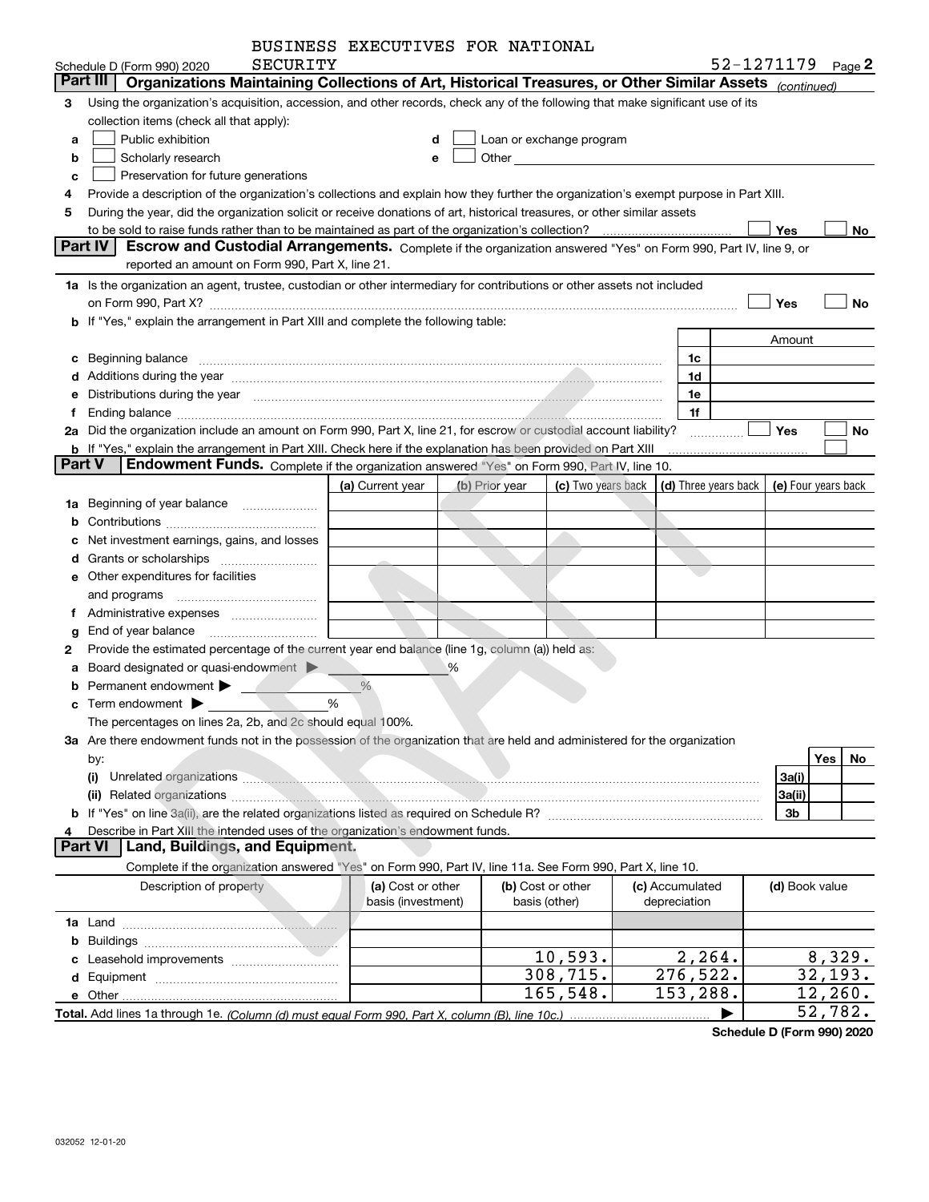BUSINESS EXECUTIVES FOR NATIONAL SECURITY

Schedule D (Form 990) 2020 52-1271179 Page 2

## Part III Organizations Maintaining Collections of Art, Historical Treasures, or Other Similar Assets *(continued)*

3 Using the organization's acquisition, accession, and other records, check any of the following that make significant use of its collection items (check all that apply):

- a ☐ Public exhibition
- b ☐ Scholarly research
- c ☐ Preservation for future generations
- d ☐ Loan or exchange program
- e ☐ Other

4 Provide a description of the organization's collections and explain how they further the organization's exempt purpose in Part XIII.

5 During the year, did the organization solicit or receive donations of art, historical treasures, or other similar assets to be sold to raise funds rather than to be maintained as part of the organization's collection? ☐ Yes ☐ No

## Part IV Escrow and Custodial Arrangements.

Complete if the organization answered "Yes" on Form 990, Part IV, line 9, or reported an amount on Form 990, Part X, line 21.

1a Is the organization an agent, trustee, custodian or other intermediary for contributions or other assets not included on Form 990, Part X? ☐ Yes ☐ No

b If "Yes," explain the arrangement in Part XIII and complete the following table:

| | | Amount |
|---|---|---|
| c Beginning balance | 1c | |
| d Additions during the year | 1d | |
| e Distributions during the year | 1e | |
| f Ending balance | 1f | |

2a Did the organization include an amount on Form 990, Part X, line 21, for escrow or custodial account liability? ☐ Yes ☐ No

b If "Yes," explain the arrangement in Part XIII. Check here if the explanation has been provided on Part XIII ☐

## Part V Endowment Funds.

Complete if the organization answered "Yes" on Form 990, Part IV, line 10.

| | (a) Current year | (b) Prior year | (c) Two years back | (d) Three years back | (e) Four years back |
|---|---|---|---|---|---|
| 1a Beginning of year balance | | | | | |
| b Contributions | | | | | |
| c Net investment earnings, gains, and losses | | | | | |
| d Grants or scholarships | | | | | |
| e Other expenditures for facilities and programs | | | | | |
| f Administrative expenses | | | | | |
| g End of year balance | | | | | |

2 Provide the estimated percentage of the current year end balance (line 1g, column (a)) held as:

- a Board designated or quasi-endowment ▶ %
- b Permanent endowment ▶ %
- c Term endowment ▶ %

The percentages on lines 2a, 2b, and 2c should equal 100%.

3a Are there endowment funds not in the possession of the organization that are held and administered for the organization by:

| | | Yes | No |
|---|---|---|---|
| (i) Unrelated organizations | 3a(i) | | |
| (ii) Related organizations | 3a(ii) | | |
| b If "Yes" on line 3a(ii), are the related organizations listed as required on Schedule R? | 3b | | |

4 Describe in Part XIII the intended uses of the organization's endowment funds.

## Part VI Land, Buildings, and Equipment.

Complete if the organization answered "Yes" on Form 990, Part IV, line 11a. See Form 990, Part X, line 10.

| Description of property | (a) Cost or other basis (investment) | (b) Cost or other basis (other) | (c) Accumulated depreciation | (d) Book value |
|---|---|---|---|---|
| 1a Land | | | | |
| b Buildings | | | | |
| c Leasehold improvements | | 10,593. | 2,264. | 8,329. |
| d Equipment | | 308,715. | 276,522. | 32,193. |
| e Other | | 165,548. | 153,288. | 12,260. |
| **Total.** Add lines 1a through 1e. *(Column (d) must equal Form 990, Part X, column (B), line 10c.)* ▶ | | | | 52,782. |

**Schedule D (Form 990) 2020**

032052 12-01-20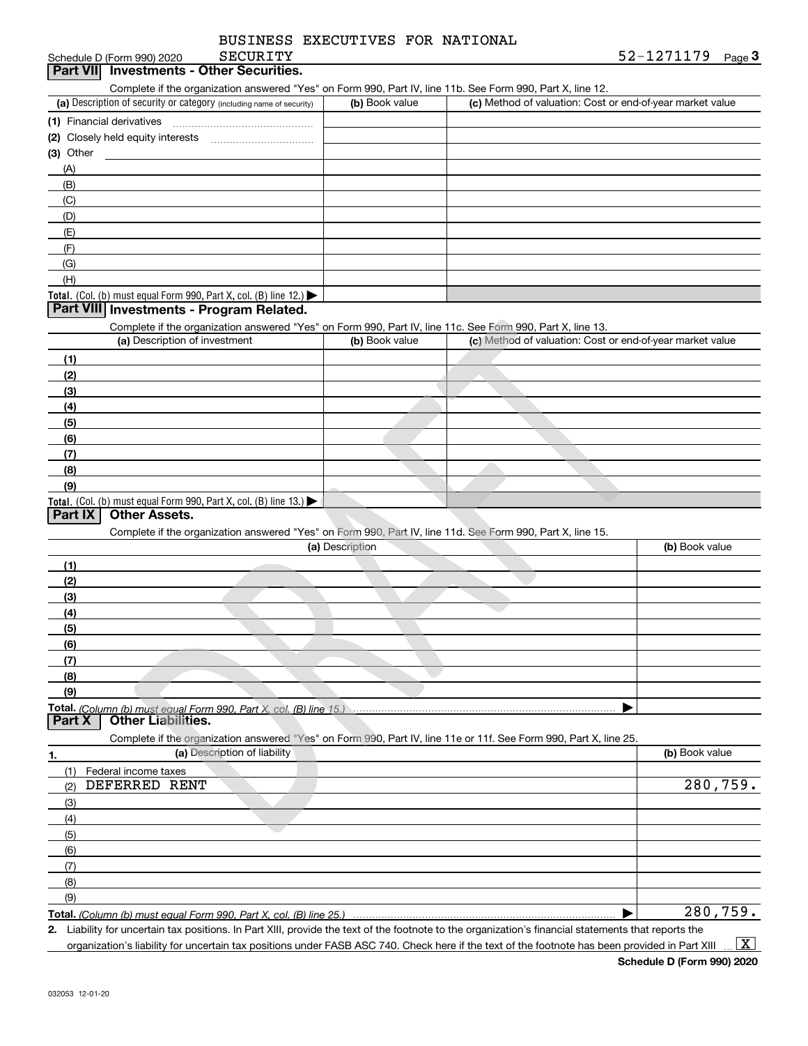BUSINESS EXECUTIVES FOR NATIONAL SECURITY

Schedule D (Form 990) 2020 52-1271179 Page 3

## Part VII Investments - Other Securities.

Complete if the organization answered "Yes" on Form 990, Part IV, line 11b. See Form 990, Part X, line 12.

| (a) Description of security or category (including name of security) | (b) Book value | (c) Method of valuation: Cost or end-of-year market value |
|---|---|---|
| (1) Financial derivatives | | |
| (2) Closely held equity interests | | |
| (3) Other | | |
| (A) | | |
| (B) | | |
| (C) | | |
| (D) | | |
| (E) | | |
| (F) | | |
| (G) | | |
| (H) | | |
| **Total.** (Col. (b) must equal Form 990, Part X, col. (B) line 12.) ▶ | | |

## Part VIII Investments - Program Related.

Complete if the organization answered "Yes" on Form 990, Part IV, line 11c. See Form 990, Part X, line 13.

| (a) Description of investment | (b) Book value | (c) Method of valuation: Cost or end-of-year market value |
|---|---|---|
| (1) | | |
| (2) | | |
| (3) | | |
| (4) | | |
| (5) | | |
| (6) | | |
| (7) | | |
| (8) | | |
| (9) | | |
| **Total.** (Col. (b) must equal Form 990, Part X, col. (B) line 13.) ▶ | | |

## Part IX Other Assets.

Complete if the organization answered "Yes" on Form 990, Part IV, line 11d. See Form 990, Part X, line 15.

| (a) Description | (b) Book value |
|---|---|
| (1) | |
| (2) | |
| (3) | |
| (4) | |
| (5) | |
| (6) | |
| (7) | |
| (8) | |
| (9) | |
| **Total.** *(Column (b) must equal Form 990, Part X, col. (B) line 15.)* ▶ | |

## Part X Other Liabilities.

Complete if the organization answered "Yes" on Form 990, Part IV, line 11e or 11f. See Form 990, Part X, line 25.

| 1. (a) Description of liability | (b) Book value |
|---|---|
| (1) Federal income taxes | |
| (2) DEFERRED RENT | 280,759. |
| (3) | |
| (4) | |
| (5) | |
| (6) | |
| (7) | |
| (8) | |
| (9) | |
| **Total.** *(Column (b) must equal Form 990, Part X, col. (B) line 25.)* ▶ | 280,759. |

**2.** Liability for uncertain tax positions. In Part XIII, provide the text of the footnote to the organization's financial statements that reports the organization's liability for uncertain tax positions under FASB ASC 740. Check here if the text of the footnote has been provided in Part XIII ... [X]

**Schedule D (Form 990) 2020**

032053 12-01-20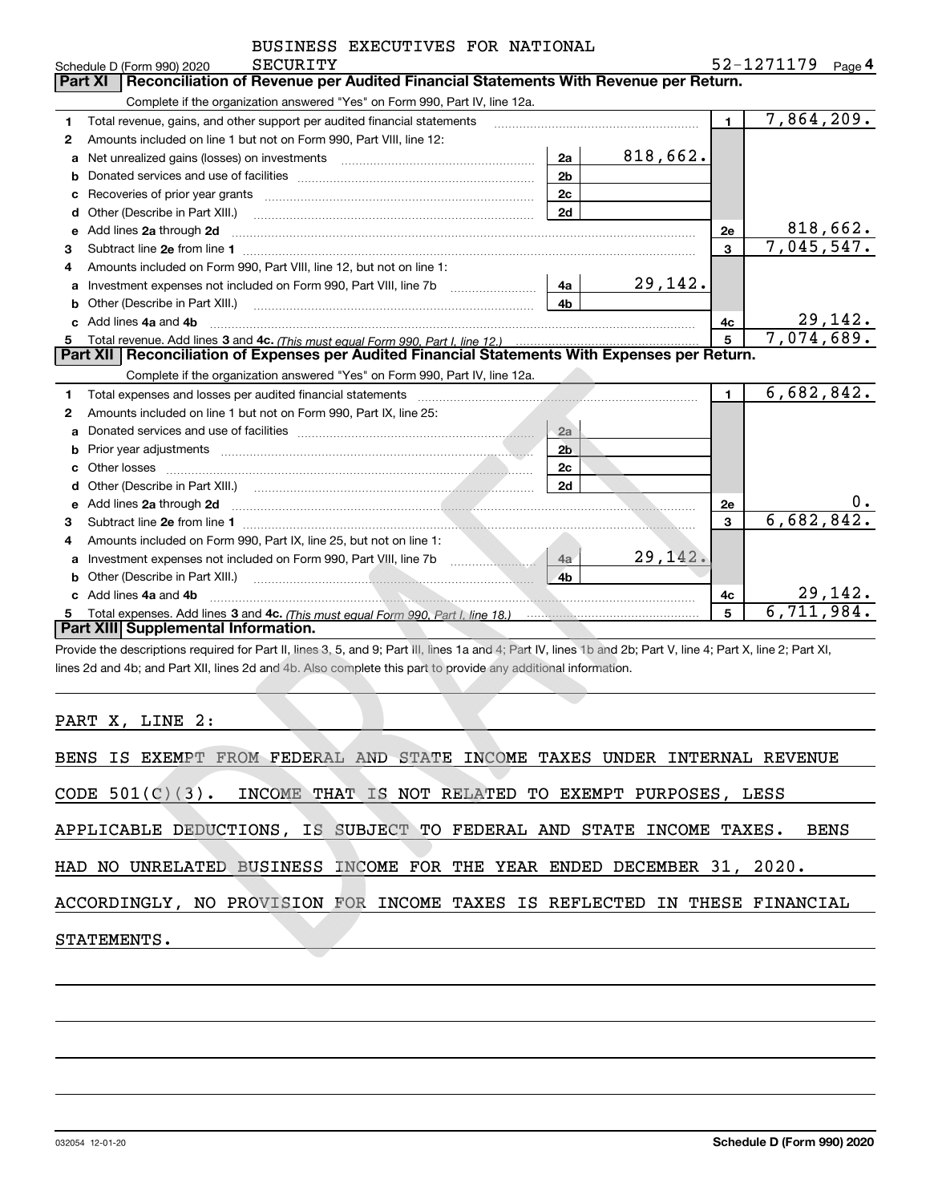BUSINESS EXECUTIVES FOR NATIONAL SECURITY

Schedule D (Form 990) 2020 52-1271179 Page 4

## Part XI Reconciliation of Revenue per Audited Financial Statements With Revenue per Return.

Complete if the organization answered "Yes" on Form 990, Part IV, line 12a.

| | | | | | |
|---|---|---|---|---|---|
| 1 | Total revenue, gains, and other support per audited financial statements | | | 1 | 7,864,209. |
| 2 | Amounts included on line 1 but not on Form 990, Part VIII, line 12: | | | | |
| a | Net unrealized gains (losses) on investments | 2a | 818,662. | | |
| b | Donated services and use of facilities | 2b | | | |
| c | Recoveries of prior year grants | 2c | | | |
| d | Other (Describe in Part XIII.) | 2d | | | |
| e | Add lines 2a through 2d | | | 2e | 818,662. |
| 3 | Subtract line 2e from line 1 | | | 3 | 7,045,547. |
| 4 | Amounts included on Form 990, Part VIII, line 12, but not on line 1: | | | | |
| a | Investment expenses not included on Form 990, Part VIII, line 7b | 4a | 29,142. | | |
| b | Other (Describe in Part XIII.) | 4b | | | |
| c | Add lines 4a and 4b | | | 4c | 29,142. |
| 5 | Total revenue. Add lines 3 and 4c. *(This must equal Form 990, Part I, line 12.)* | | | 5 | 7,074,689. |

## Part XII Reconciliation of Expenses per Audited Financial Statements With Expenses per Return.

Complete if the organization answered "Yes" on Form 990, Part IV, line 12a.

| | | | | | |
|---|---|---|---|---|---|
| 1 | Total expenses and losses per audited financial statements | | | 1 | 6,682,842. |
| 2 | Amounts included on line 1 but not on Form 990, Part IX, line 25: | | | | |
| a | Donated services and use of facilities | 2a | | | |
| b | Prior year adjustments | 2b | | | |
| c | Other losses | 2c | | | |
| d | Other (Describe in Part XIII.) | 2d | | | |
| e | Add lines 2a through 2d | | | 2e | 0. |
| 3 | Subtract line 2e from line 1 | | | 3 | 6,682,842. |
| 4 | Amounts included on Form 990, Part IX, line 25, but not on line 1: | | | | |
| a | Investment expenses not included on Form 990, Part VIII, line 7b | 4a | 29,142. | | |
| b | Other (Describe in Part XIII.) | 4b | | | |
| c | Add lines 4a and 4b | | | 4c | 29,142. |
| 5 | Total expenses. Add lines 3 and 4c. *(This must equal Form 990, Part I, line 18.)* | | | 5 | 6,711,984. |

## Part XIII Supplemental Information.

Provide the descriptions required for Part II, lines 3, 5, and 9; Part III, lines 1a and 4; Part IV, lines 1b and 2b; Part V, line 4; Part X, line 2; Part XI, lines 2d and 4b; and Part XII, lines 2d and 4b. Also complete this part to provide any additional information.

PART X, LINE 2:

BENS IS EXEMPT FROM FEDERAL AND STATE INCOME TAXES UNDER INTERNAL REVENUE CODE 501(C)(3). INCOME THAT IS NOT RELATED TO EXEMPT PURPOSES, LESS APPLICABLE DEDUCTIONS, IS SUBJECT TO FEDERAL AND STATE INCOME TAXES. BENS HAD NO UNRELATED BUSINESS INCOME FOR THE YEAR ENDED DECEMBER 31, 2020. ACCORDINGLY, NO PROVISION FOR INCOME TAXES IS REFLECTED IN THESE FINANCIAL STATEMENTS.

032054 12-01-20 **Schedule D (Form 990) 2020**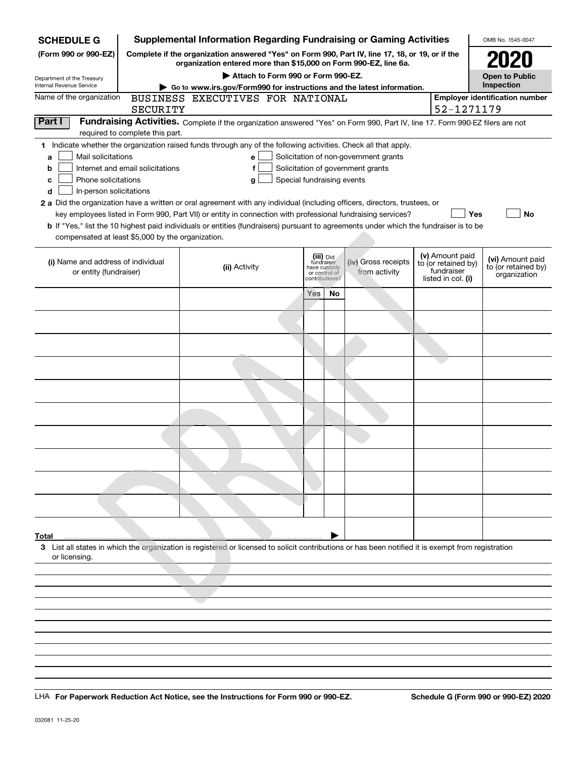**SCHEDULE G**
**(Form 990 or 990-EZ)**

Department of the Treasury
Internal Revenue Service

# Supplemental Information Regarding Fundraising or Gaming Activities

**Complete if the organization answered "Yes" on Form 990, Part IV, line 17, 18, or 19, or if the organization entered more than $15,000 on Form 990-EZ, line 6a.**

**▶ Attach to Form 990 or Form 990-EZ.**

**▶ Go to www.irs.gov/Form990 for instructions and the latest information.**

OMB No. 1545-0047

**2020**

**Open to Public Inspection**

Name of the organization: BUSINESS EXECUTIVES FOR NATIONAL SECURITY

Employer identification number: 52-1271179

**Part I** **Fundraising Activities.** Complete if the organization answered "Yes" on Form 990, Part IV, line 17. Form 990-EZ filers are not required to complete this part.

**1** Indicate whether the organization raised funds through any of the following activities. Check all that apply.

- **a** ☐ Mail solicitations
- **b** ☐ Internet and email solicitations
- **c** ☐ Phone solicitations
- **d** ☐ In-person solicitations
- **e** ☐ Solicitation of non-government grants
- **f** ☐ Solicitation of government grants
- **g** ☐ Special fundraising events

**2 a** Did the organization have a written or oral agreement with any individual (including officers, directors, trustees, or key employees listed in Form 990, Part VII) or entity in connection with professional fundraising services? ☐ **Yes** ☐ **No**

**b** If "Yes," list the 10 highest paid individuals or entities (fundraisers) pursuant to agreements under which the fundraiser is to be compensated at least $5,000 by the organization.

| (i) Name and address of individual or entity (fundraiser) | (ii) Activity | (iii) Did fundraiser have custody or control of contributions? | | (iv) Gross receipts from activity | (v) Amount paid to (or retained by) fundraiser listed in col. (i) | (vi) Amount paid to (or retained by) organization |
|---|---|---|---|---|---|---|
| | | Yes | No | | | |
| | | | | | | |
| | | | | | | |
| | | | | | | |
| | | | | | | |
| | | | | | | |
| | | | | | | |
| | | | | | | |
| | | | | | | |
| | | | | | | |
| | | | | | | |
| **Total** ▶ | | | | | | |

**3** List all states in which the organization is registered or licensed to solicit contributions or has been notified it is exempt from registration or licensing.

LHA **For Paperwork Reduction Act Notice, see the Instructions for Form 990 or 990-EZ.** **Schedule G (Form 990 or 990-EZ) 2020**

032081 11-25-20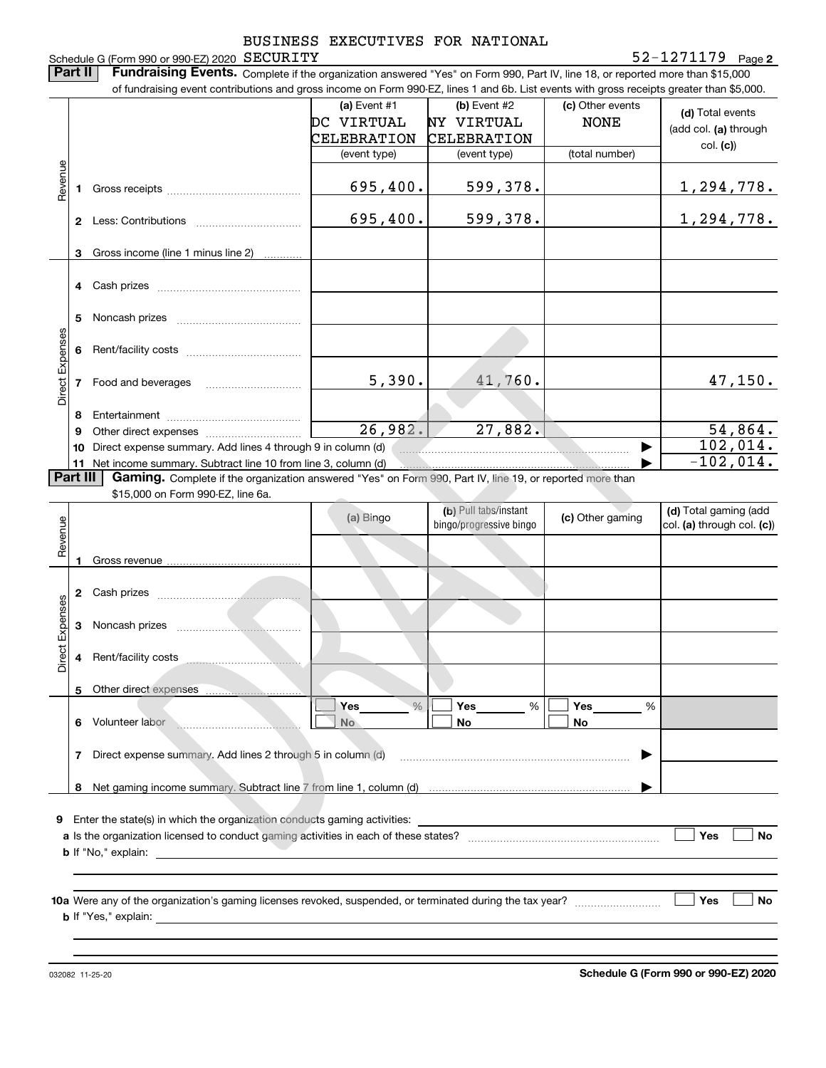BUSINESS EXECUTIVES FOR NATIONAL

Schedule G (Form 990 or 990-EZ) 2020 SECURITY 52-1271179 Page 2

**Part II** **Fundraising Events.** Complete if the organization answered "Yes" on Form 990, Part IV, line 18, or reported more than $15,000 of fundraising event contributions and gross income on Form 990-EZ, lines 1 and 6b. List events with gross receipts greater than $5,000.

| | | (a) Event #1 DC VIRTUAL CELEBRATION (event type) | (b) Event #2 NY VIRTUAL CELEBRATION (event type) | (c) Other events NONE (total number) | (d) Total events (add col. (a) through col. (c)) |
|---|---|---|---|---|---|
| Revenue | 1 Gross receipts | 695,400. | 599,378. | | 1,294,778. |
| | 2 Less: Contributions | 695,400. | 599,378. | | 1,294,778. |
| | 3 Gross income (line 1 minus line 2) | | | | |
| Direct Expenses | 4 Cash prizes | | | | |
| | 5 Noncash prizes | | | | |
| | 6 Rent/facility costs | | | | |
| | 7 Food and beverages | 5,390. | 41,760. | | 47,150. |
| | 8 Entertainment | | | | |
| | 9 Other direct expenses | 26,982. | 27,882. | | 54,864. |
| | 10 Direct expense summary. Add lines 4 through 9 in column (d) | | | | 102,014. |
| | 11 Net income summary. Subtract line 10 from line 3, column (d) | | | | -102,014. |

**Part III** **Gaming.** Complete if the organization answered "Yes" on Form 990, Part IV, line 19, or reported more than $15,000 on Form 990-EZ, line 6a.

| | | (a) Bingo | (b) Pull tabs/instant bingo/progressive bingo | (c) Other gaming | (d) Total gaming (add col. (a) through col. (c)) |
|---|---|---|---|---|---|
| Revenue | 1 Gross revenue | | | | |
| Direct Expenses | 2 Cash prizes | | | | |
| | 3 Noncash prizes | | | | |
| | 4 Rent/facility costs | | | | |
| | 5 Other direct expenses | | | | |
| | 6 Volunteer labor | ☐ Yes ____ % ☐ No | ☐ Yes ____ % ☐ No | ☐ Yes ____ % ☐ No | |
| | 7 Direct expense summary. Add lines 2 through 5 in column (d) | | | | |
| | 8 Net gaming income summary. Subtract line 7 from line 1, column (d) | | | | |

9 Enter the state(s) in which the organization conducts gaming activities: ____________

a Is the organization licensed to conduct gaming activities in each of these states? ☐ Yes ☐ No

b If "No," explain: ____________

10a Were any of the organization's gaming licenses revoked, suspended, or terminated during the tax year? ☐ Yes ☐ No

b If "Yes," explain: ____________

032082 11-25-20 **Schedule G (Form 990 or 990-EZ) 2020**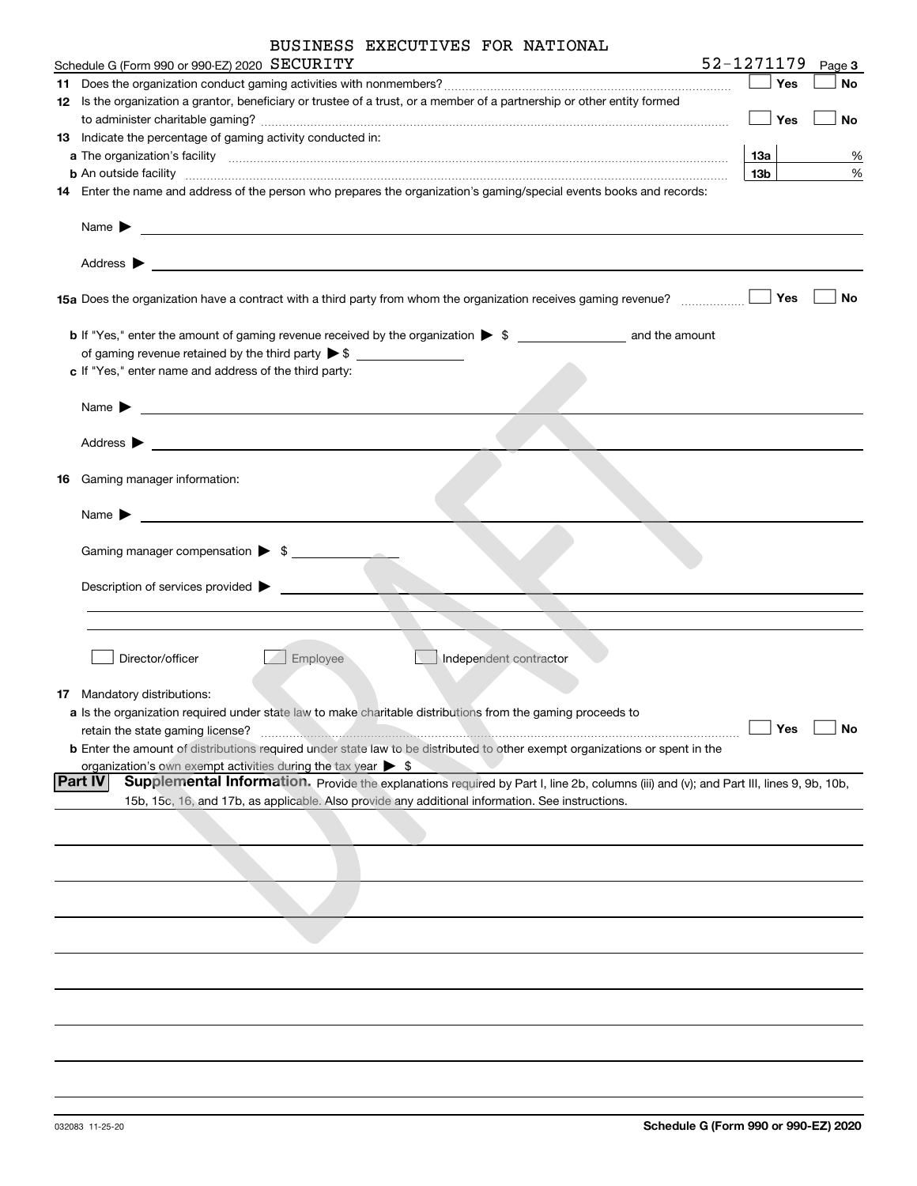BUSINESS EXECUTIVES FOR NATIONAL

Schedule G (Form 990 or 990-EZ) 2020 SECURITY 52-1271179 Page **3**

**11** Does the organization conduct gaming activities with nonmembers? ☐ Yes ☐ No

**12** Is the organization a grantor, beneficiary or trustee of a trust, or a member of a partnership or other entity formed to administer charitable gaming? ☐ Yes ☐ No

**13** Indicate the percentage of gaming activity conducted in:

**a** The organization's facility **13a** %

**b** An outside facility **13b** %

**14** Enter the name and address of the person who prepares the organization's gaming/special events books and records:

Name ▶

Address ▶

**15a** Does the organization have a contract with a third party from whom the organization receives gaming revenue? ☐ Yes ☐ No

**b** If "Yes," enter the amount of gaming revenue received by the organization ▶ $ ______ and the amount of gaming revenue retained by the third party ▶ $ ______

**c** If "Yes," enter name and address of the third party:

Name ▶

Address ▶

**16** Gaming manager information:

Name ▶

Gaming manager compensation ▶ $

Description of services provided ▶

☐ Director/officer ☐ Employee ☐ Independent contractor

**17** Mandatory distributions:

**a** Is the organization required under state law to make charitable distributions from the gaming proceeds to retain the state gaming license? ☐ Yes ☐ No

**b** Enter the amount of distributions required under state law to be distributed to other exempt organizations or spent in the organization's own exempt activities during the tax year ▶ $

**Part IV** **Supplemental Information.** Provide the explanations required by Part I, line 2b, columns (iii) and (v); and Part III, lines 9, 9b, 10b, 15b, 15c, 16, and 17b, as applicable. Also provide any additional information. See instructions.

032083 11-25-20 **Schedule G (Form 990 or 990-EZ) 2020**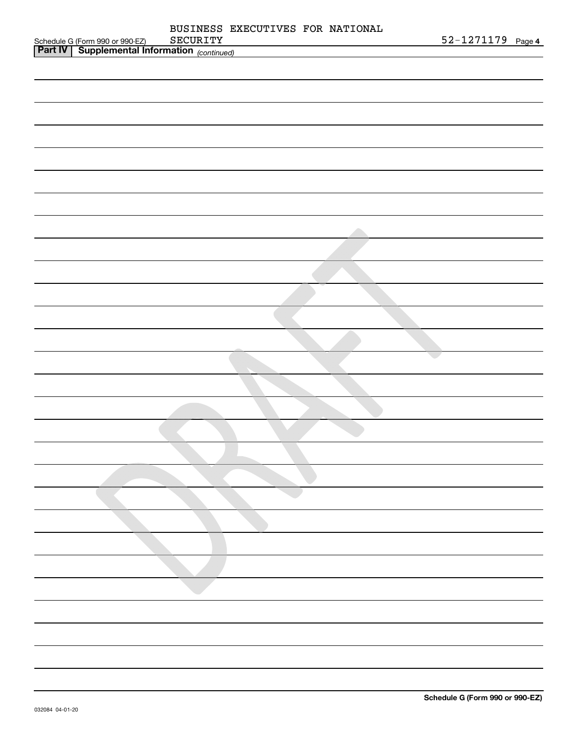BUSINESS EXECUTIVES FOR NATIONAL SECURITY

52-1271179

## Part IV | Supplemental Information *(continued)*

DRAFT

Schedule G (Form 990 or 990-EZ)

032084 04-01-20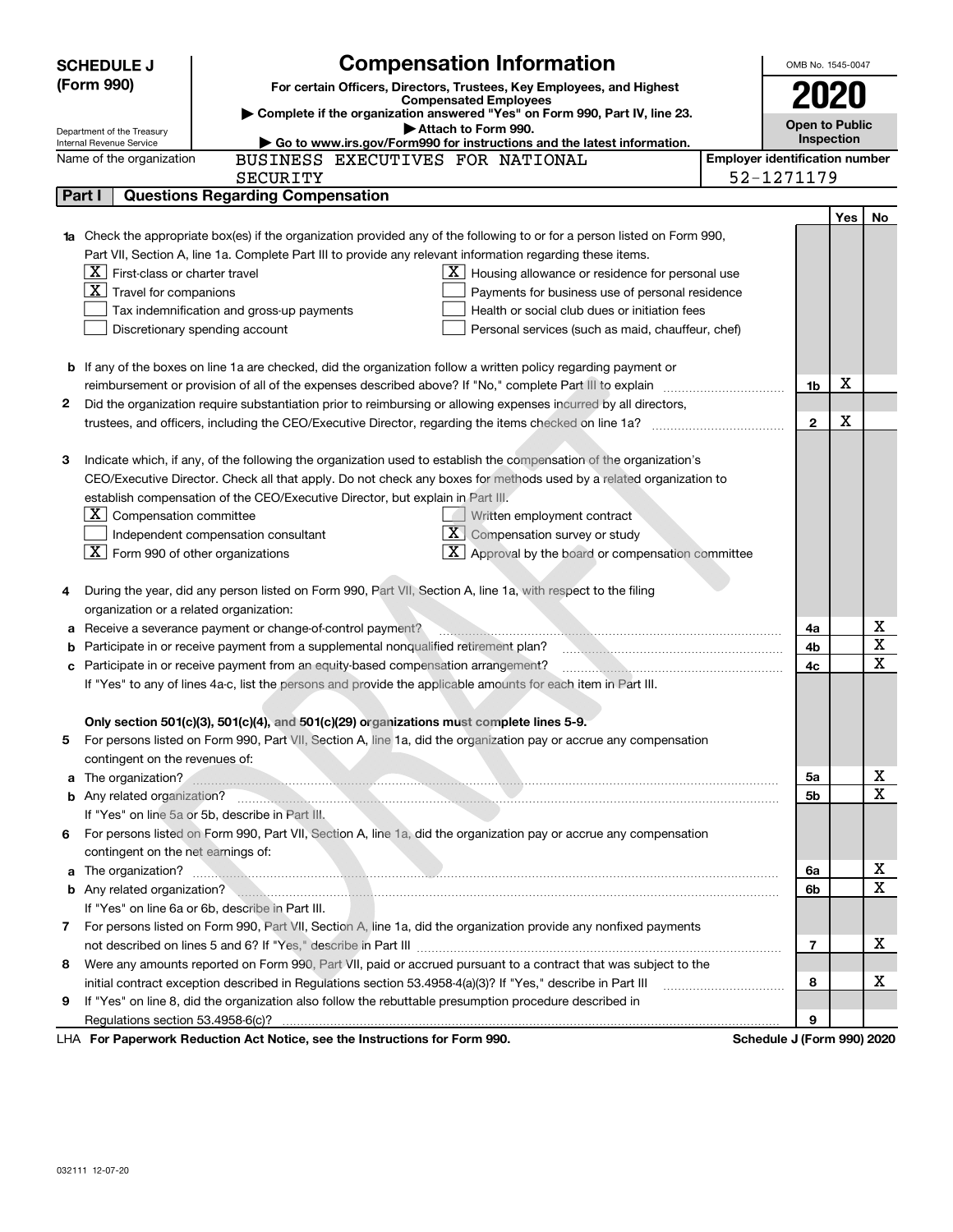# SCHEDULE J (Form 990)

## Compensation Information

**For certain Officers, Directors, Trustees, Key Employees, and Highest Compensated Employees**

▶ Complete if the organization answered "Yes" on Form 990, Part IV, line 23.

▶ Attach to Form 990.

▶ Go to www.irs.gov/Form990 for instructions and the latest information.

OMB No. 1545-0047

**2020**

**Open to Public Inspection**

Department of the Treasury
Internal Revenue Service

Name of the organization: BUSINESS EXECUTIVES FOR NATIONAL SECURITY

Employer identification number: 52-1271179

### Part I — Questions Regarding Compensation

| | | | Yes | No |
|---|---|---|---|---|
| **1a** | Check the appropriate box(es) if the organization provided any of the following to or for a person listed on Form 990, Part VII, Section A, line 1a. Complete Part III to provide any relevant information regarding these items.<br>[X] First-class or charter travel<br>[X] Travel for companions<br>[ ] Tax indemnification and gross-up payments<br>[ ] Discretionary spending account<br>[X] Housing allowance or residence for personal use<br>[ ] Payments for business use of personal residence<br>[ ] Health or social club dues or initiation fees<br>[ ] Personal services (such as maid, chauffeur, chef) | | | |
| **b** | If any of the boxes on line 1a are checked, did the organization follow a written policy regarding payment or reimbursement or provision of all of the expenses described above? If "No," complete Part III to explain | 1b | X | |
| **2** | Did the organization require substantiation prior to reimbursing or allowing expenses incurred by all directors, trustees, and officers, including the CEO/Executive Director, regarding the items checked on line 1a? | 2 | X | |
| **3** | Indicate which, if any, of the following the organization used to establish the compensation of the organization's CEO/Executive Director. Check all that apply. Do not check any boxes for methods used by a related organization to establish compensation of the CEO/Executive Director, but explain in Part III.<br>[X] Compensation committee<br>[ ] Independent compensation consultant<br>[X] Form 990 of other organizations<br>[ ] Written employment contract<br>[X] Compensation survey or study<br>[X] Approval by the board or compensation committee | | | |
| **4** | During the year, did any person listed on Form 990, Part VII, Section A, line 1a, with respect to the filing organization or a related organization: | | | |
| **a** | Receive a severance payment or change-of-control payment? | 4a | | X |
| **b** | Participate in or receive payment from a supplemental nonqualified retirement plan? | 4b | | X |
| **c** | Participate in or receive payment from an equity-based compensation arrangement? | 4c | | X |
| | If "Yes" to any of lines 4a-c, list the persons and provide the applicable amounts for each item in Part III. | | | |
| | **Only section 501(c)(3), 501(c)(4), and 501(c)(29) organizations must complete lines 5-9.** | | | |
| **5** | For persons listed on Form 990, Part VII, Section A, line 1a, did the organization pay or accrue any compensation contingent on the revenues of: | | | |
| **a** | The organization? | 5a | | X |
| **b** | Any related organization? | 5b | | X |
| | If "Yes" on line 5a or 5b, describe in Part III. | | | |
| **6** | For persons listed on Form 990, Part VII, Section A, line 1a, did the organization pay or accrue any compensation contingent on the net earnings of: | | | |
| **a** | The organization? | 6a | | X |
| **b** | Any related organization? | 6b | | X |
| | If "Yes" on line 6a or 6b, describe in Part III. | | | |
| **7** | For persons listed on Form 990, Part VII, Section A, line 1a, did the organization provide any nonfixed payments not described on lines 5 and 6? If "Yes," describe in Part III | 7 | | X |
| **8** | Were any amounts reported on Form 990, Part VII, paid or accrued pursuant to a contract that was subject to the initial contract exception described in Regulations section 53.4958-4(a)(3)? If "Yes," describe in Part III | 8 | | X |
| **9** | If "Yes" on line 8, did the organization also follow the rebuttable presumption procedure described in Regulations section 53.4958-6(c)? | 9 | | |

LHA **For Paperwork Reduction Act Notice, see the Instructions for Form 990.** **Schedule J (Form 990) 2020**

032111 12-07-20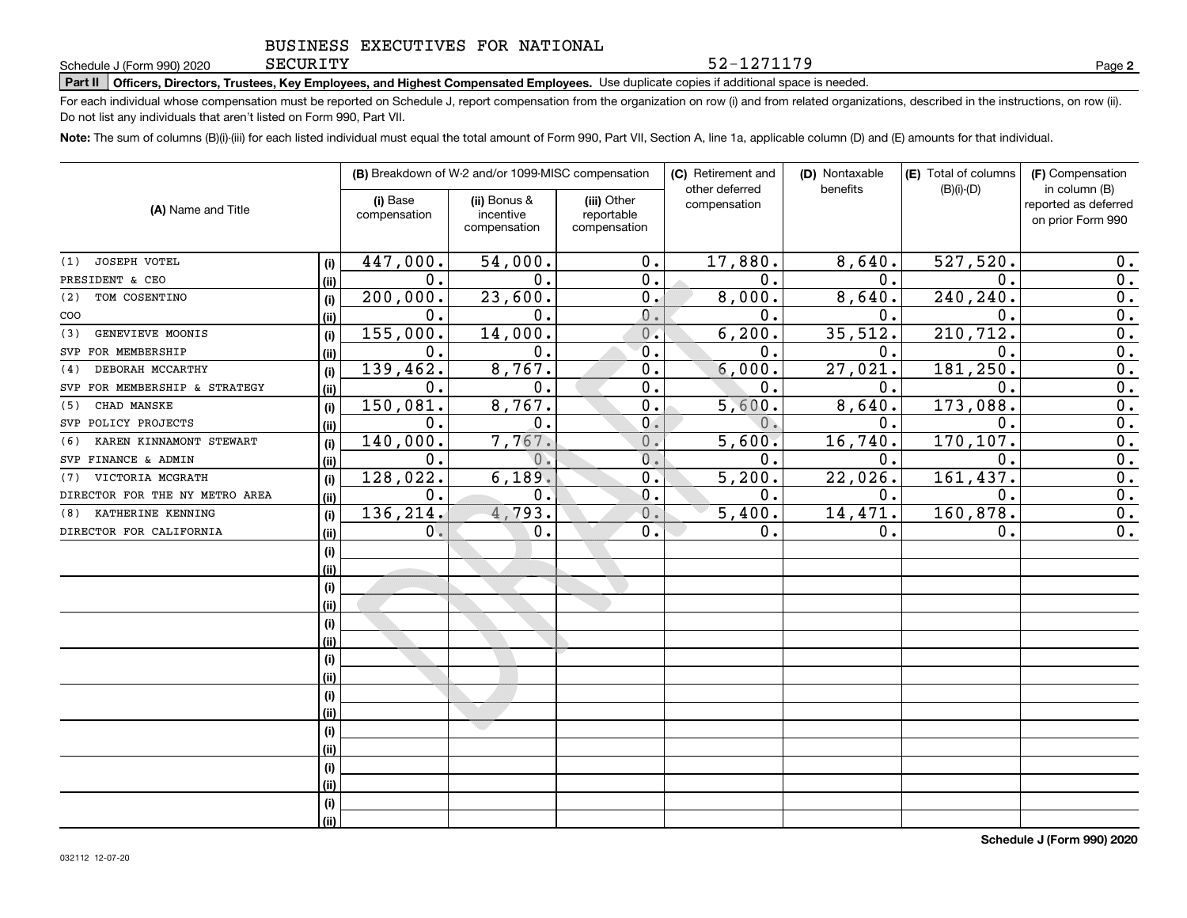BUSINESS EXECUTIVES FOR NATIONAL SECURITY

52-1271179

**Part II** **Officers, Directors, Trustees, Key Employees, and Highest Compensated Employees.** Use duplicate copies if additional space is needed.

For each individual whose compensation must be reported on Schedule J, report compensation from the organization on row (i) and from related organizations, described in the instructions, on row (ii). Do not list any individuals that aren't listed on Form 990, Part VII.

**Note:** The sum of columns (B)(i)-(iii) for each listed individual must equal the total amount of Form 990, Part VII, Section A, line 1a, applicable column (D) and (E) amounts for that individual.

| (A) Name and Title | | (B) Breakdown of W-2 and/or 1099-MISC compensation | | | (C) Retirement and other deferred compensation | (D) Nontaxable benefits | (E) Total of columns (B)(i)-(D) | (F) Compensation in column (B) reported as deferred on prior Form 990 |
|---|---|---|---|---|---|---|---|---|
| | | (i) Base compensation | (ii) Bonus & incentive compensation | (iii) Other reportable compensation | | | | |
| (1) JOSEPH VOTEL | (i) | 447,000. | 54,000. | 0. | 17,880. | 8,640. | 527,520. | 0. |
| PRESIDENT & CEO | (ii) | 0. | 0. | 0. | 0. | 0. | 0. | 0. |
| (2) TOM COSENTINO | (i) | 200,000. | 23,600. | 0. | 8,000. | 8,640. | 240,240. | 0. |
| COO | (ii) | 0. | 0. | 0. | 0. | 0. | 0. | 0. |
| (3) GENEVIEVE MOONIS | (i) | 155,000. | 14,000. | 0. | 6,200. | 35,512. | 210,712. | 0. |
| SVP FOR MEMBERSHIP | (ii) | 0. | 0. | 0. | 0. | 0. | 0. | 0. |
| (4) DEBORAH MCCARTHY | (i) | 139,462. | 8,767. | 0. | 6,000. | 27,021. | 181,250. | 0. |
| SVP FOR MEMBERSHIP & STRATEGY | (ii) | 0. | 0. | 0. | 0. | 0. | 0. | 0. |
| (5) CHAD MANSKE | (i) | 150,081. | 8,767. | 0. | 5,600. | 8,640. | 173,088. | 0. |
| SVP POLICY PROJECTS | (ii) | 0. | 0. | 0. | 0. | 0. | 0. | 0. |
| (6) KAREN KINNAMONT STEWART | (i) | 140,000. | 7,767. | 0. | 5,600. | 16,740. | 170,107. | 0. |
| SVP FINANCE & ADMIN | (ii) | 0. | 0. | 0. | 0. | 0. | 0. | 0. |
| (7) VICTORIA MCGRATH | (i) | 128,022. | 6,189. | 0. | 5,200. | 22,026. | 161,437. | 0. |
| DIRECTOR FOR THE NY METRO AREA | (ii) | 0. | 0. | 0. | 0. | 0. | 0. | 0. |
| (8) KATHERINE KENNING | (i) | 136,214. | 4,793. | 0. | 5,400. | 14,471. | 160,878. | 0. |
| DIRECTOR FOR CALIFORNIA | (ii) | 0. | 0. | 0. | 0. | 0. | 0. | 0. |
| | (i) | | | | | | | |
| | (ii) | | | | | | | |
| | (i) | | | | | | | |
| | (ii) | | | | | | | |
| | (i) | | | | | | | |
| | (ii) | | | | | | | |
| | (i) | | | | | | | |
| | (ii) | | | | | | | |
| | (i) | | | | | | | |
| | (ii) | | | | | | | |
| | (i) | | | | | | | |
| | (ii) | | | | | | | |
| | (i) | | | | | | | |
| | (ii) | | | | | | | |
| | (i) | | | | | | | |
| | (ii) | | | | | | | |

DRAFT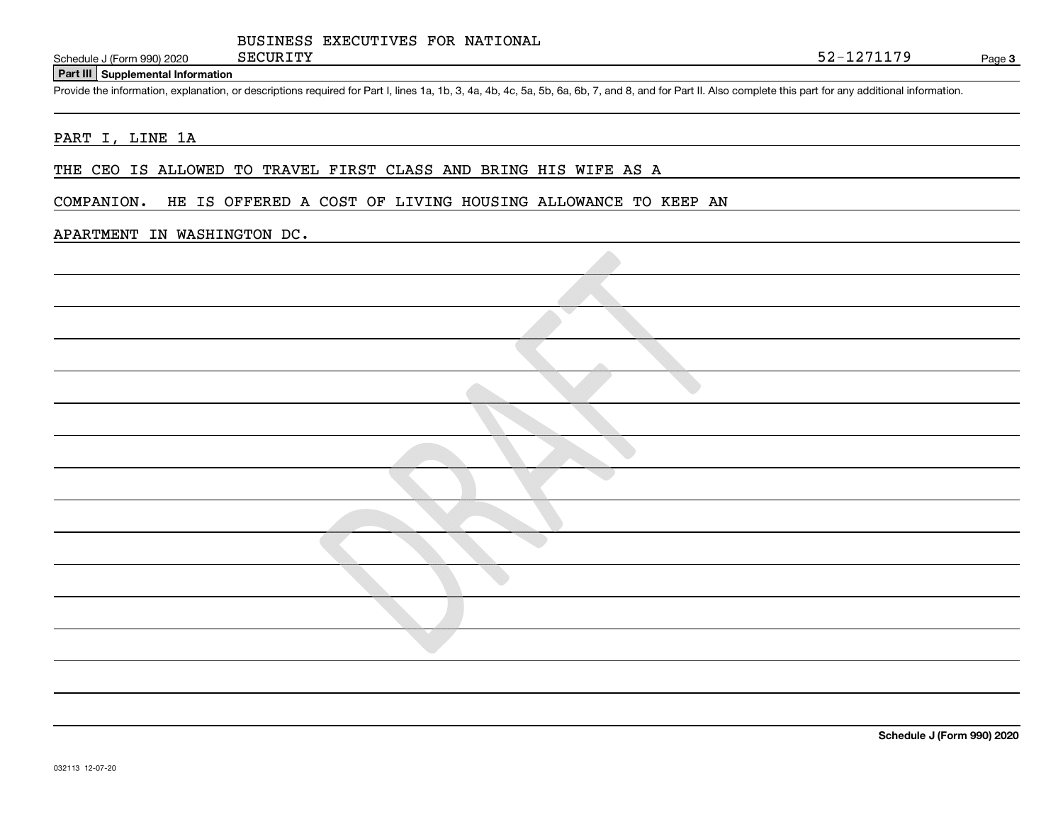BUSINESS EXECUTIVES FOR NATIONAL SECURITY

52-1271179

## Part III Supplemental Information

Provide the information, explanation, or descriptions required for Part I, lines 1a, 1b, 3, 4a, 4b, 4c, 5a, 5b, 6a, 6b, 7, and 8, and for Part II. Also complete this part for any additional information.

PART I, LINE 1A

THE CEO IS ALLOWED TO TRAVEL FIRST CLASS AND BRING HIS WIFE AS A COMPANION. HE IS OFFERED A COST OF LIVING HOUSING ALLOWANCE TO KEEP AN APARTMENT IN WASHINGTON DC.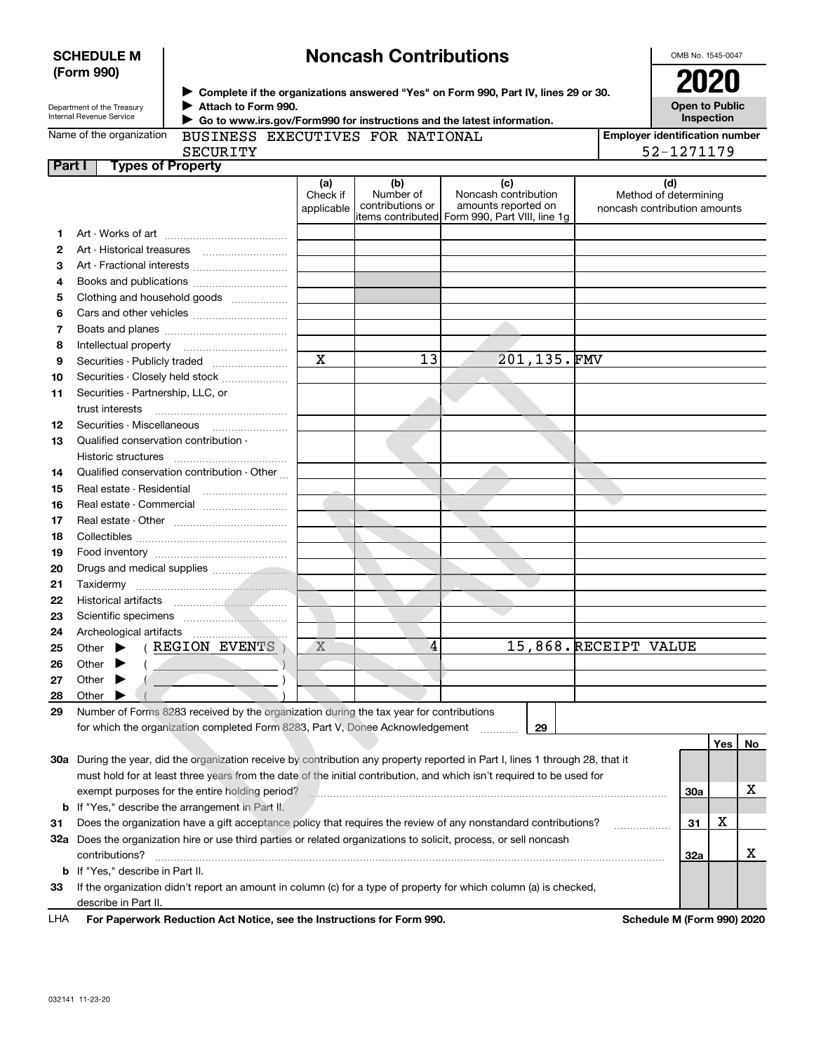**SCHEDULE M (Form 990)**

# Noncash Contributions

▶ Complete if the organizations answered "Yes" on Form 990, Part IV, lines 29 or 30.
▶ Attach to Form 990.
▶ Go to www.irs.gov/Form990 for instructions and the latest information.

Department of the Treasury
Internal Revenue Service

OMB No. 1545-0047

**2020**

**Open to Public Inspection**

Name of the organization: BUSINESS EXECUTIVES FOR NATIONAL SECURITY

Employer identification number: 52-1271179

## Part I Types of Property

| | | (a) Check if applicable | (b) Number of contributions or items contributed | (c) Noncash contribution amounts reported on Form 990, Part VIII, line 1g | (d) Method of determining noncash contribution amounts |
|---|---|---|---|---|---|
| 1 | Art - Works of art | | | | |
| 2 | Art - Historical treasures | | | | |
| 3 | Art - Fractional interests | | | | |
| 4 | Books and publications | | | | |
| 5 | Clothing and household goods | | | | |
| 6 | Cars and other vehicles | | | | |
| 7 | Boats and planes | | | | |
| 8 | Intellectual property | | | | |
| 9 | Securities - Publicly traded | X | 13 | 201,135. | FMV |
| 10 | Securities - Closely held stock | | | | |
| 11 | Securities - Partnership, LLC, or trust interests | | | | |
| 12 | Securities - Miscellaneous | | | | |
| 13 | Qualified conservation contribution - Historic structures | | | | |
| 14 | Qualified conservation contribution - Other | | | | |
| 15 | Real estate - Residential | | | | |
| 16 | Real estate - Commercial | | | | |
| 17 | Real estate - Other | | | | |
| 18 | Collectibles | | | | |
| 19 | Food inventory | | | | |
| 20 | Drugs and medical supplies | | | | |
| 21 | Taxidermy | | | | |
| 22 | Historical artifacts | | | | |
| 23 | Scientific specimens | | | | |
| 24 | Archeological artifacts | | | | |
| 25 | Other ▶ ( REGION EVENTS ) | X | 4 | 15,868. | RECEIPT VALUE |
| 26 | Other ▶ ( ) | | | | |
| 27 | Other ▶ ( ) | | | | |
| 28 | Other ▶ ( ) | | | | |

29 Number of Forms 8283 received by the organization during the tax year for contributions for which the organization completed Form 8283, Part V, Donee Acknowledgement ..... 29

| | | | Yes | No |
|---|---|---|---|---|
| 30a | During the year, did the organization receive by contribution any property reported in Part I, lines 1 through 28, that it must hold for at least three years from the date of the initial contribution, and which isn't required to be used for exempt purposes for the entire holding period? | 30a | | X |
| b | If "Yes," describe the arrangement in Part II. | | | |
| 31 | Does the organization have a gift acceptance policy that requires the review of any nonstandard contributions? | 31 | X | |
| 32a | Does the organization hire or use third parties or related organizations to solicit, process, or sell noncash contributions? | 32a | | X |
| b | If "Yes," describe in Part II. | | | |
| 33 | If the organization didn't report an amount in column (c) for a type of property for which column (a) is checked, describe in Part II. | | | |

LHA For Paperwork Reduction Act Notice, see the Instructions for Form 990. Schedule M (Form 990) 2020

032141 11-23-20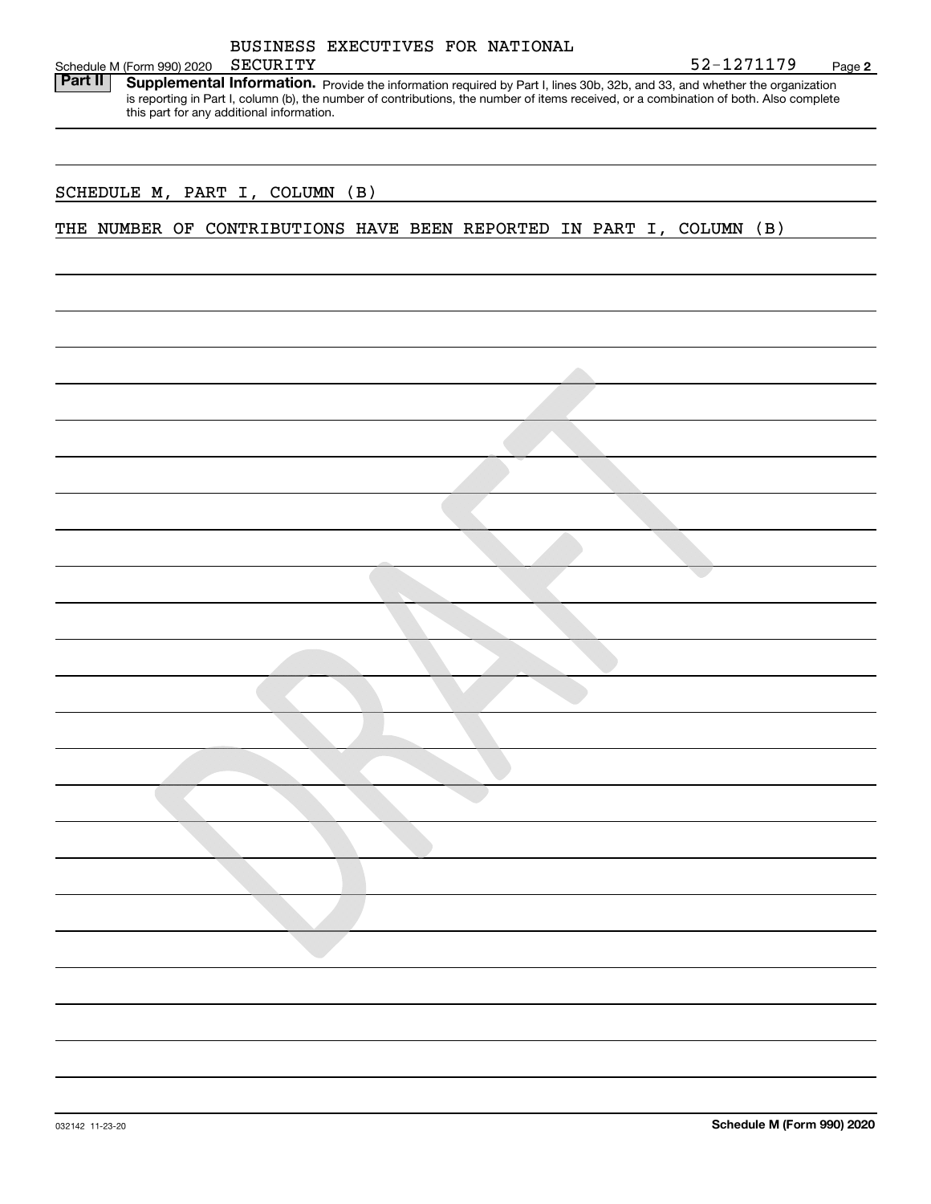BUSINESS EXECUTIVES FOR NATIONAL SECURITY

Schedule M (Form 990) 2020 SECURITY 52-1271179 Page **2**

**Part II** **Supplemental Information.** Provide the information required by Part I, lines 30b, 32b, and 33, and whether the organization is reporting in Part I, column (b), the number of contributions, the number of items received, or a combination of both. Also complete this part for any additional information.

SCHEDULE M, PART I, COLUMN (B)

THE NUMBER OF CONTRIBUTIONS HAVE BEEN REPORTED IN PART I, COLUMN (B)

032142 11-23-20 **Schedule M (Form 990) 2020**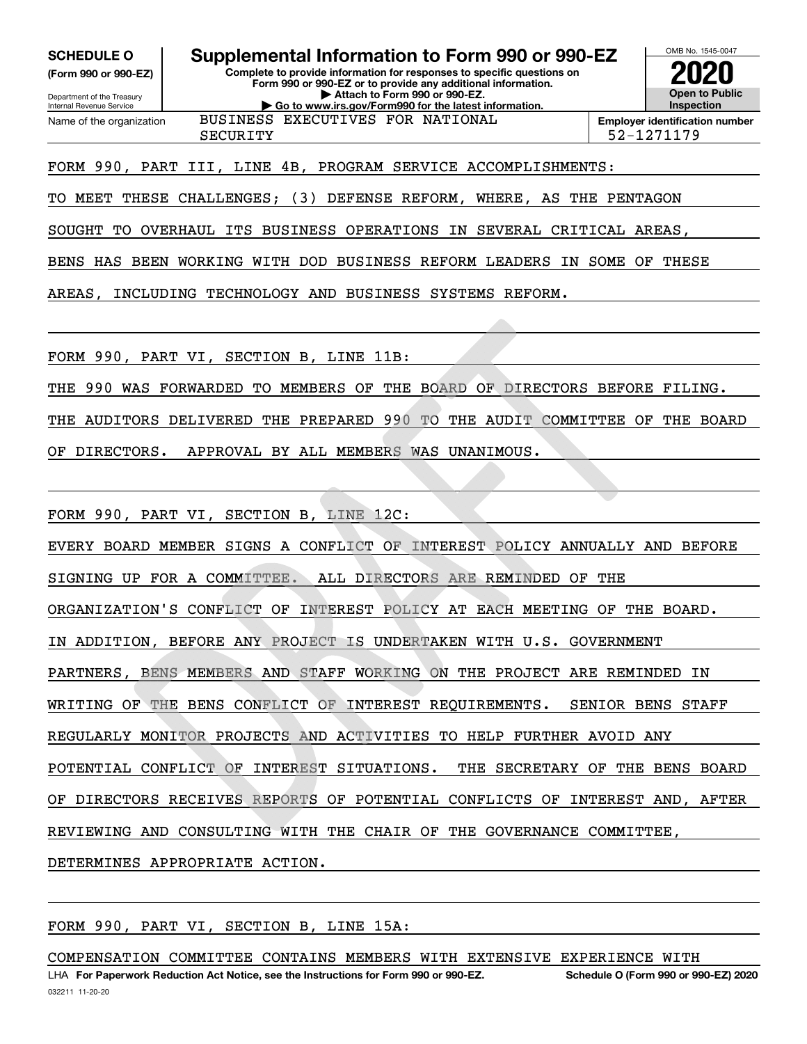**SCHEDULE O**
**(Form 990 or 990-EZ)**

Department of the Treasury
Internal Revenue Service

# Supplemental Information to Form 990 or 990-EZ

**Complete to provide information for responses to specific questions on Form 990 or 990-EZ or to provide any additional information.**
**▶ Attach to Form 990 or 990-EZ.**
**▶ Go to www.irs.gov/Form990 for the latest information.**

OMB No. 1545-0047

**2020**

**Open to Public Inspection**

| Name of the organization | Employer identification number |
|---|---|
| BUSINESS EXECUTIVES FOR NATIONAL SECURITY | 52-1271179 |

FORM 990, PART III, LINE 4B, PROGRAM SERVICE ACCOMPLISHMENTS:

TO MEET THESE CHALLENGES; (3) DEFENSE REFORM, WHERE, AS THE PENTAGON SOUGHT TO OVERHAUL ITS BUSINESS OPERATIONS IN SEVERAL CRITICAL AREAS, BENS HAS BEEN WORKING WITH DOD BUSINESS REFORM LEADERS IN SOME OF THESE AREAS, INCLUDING TECHNOLOGY AND BUSINESS SYSTEMS REFORM.

FORM 990, PART VI, SECTION B, LINE 11B:

THE 990 WAS FORWARDED TO MEMBERS OF THE BOARD OF DIRECTORS BEFORE FILING. THE AUDITORS DELIVERED THE PREPARED 990 TO THE AUDIT COMMITTEE OF THE BOARD OF DIRECTORS. APPROVAL BY ALL MEMBERS WAS UNANIMOUS.

FORM 990, PART VI, SECTION B, LINE 12C:

EVERY BOARD MEMBER SIGNS A CONFLICT OF INTEREST POLICY ANNUALLY AND BEFORE SIGNING UP FOR A COMMITTEE. ALL DIRECTORS ARE REMINDED OF THE ORGANIZATION'S CONFLICT OF INTEREST POLICY AT EACH MEETING OF THE BOARD. IN ADDITION, BEFORE ANY PROJECT IS UNDERTAKEN WITH U.S. GOVERNMENT PARTNERS, BENS MEMBERS AND STAFF WORKING ON THE PROJECT ARE REMINDED IN WRITING OF THE BENS CONFLICT OF INTEREST REQUIREMENTS. SENIOR BENS STAFF REGULARLY MONITOR PROJECTS AND ACTIVITIES TO HELP FURTHER AVOID ANY POTENTIAL CONFLICT OF INTEREST SITUATIONS. THE SECRETARY OF THE BENS BOARD OF DIRECTORS RECEIVES REPORTS OF POTENTIAL CONFLICTS OF INTEREST AND, AFTER REVIEWING AND CONSULTING WITH THE CHAIR OF THE GOVERNANCE COMMITTEE, DETERMINES APPROPRIATE ACTION.

FORM 990, PART VI, SECTION B, LINE 15A:

COMPENSATION COMMITTEE CONTAINS MEMBERS WITH EXTENSIVE EXPERIENCE WITH

LHA **For Paperwork Reduction Act Notice, see the Instructions for Form 990 or 990-EZ.** **Schedule O (Form 990 or 990-EZ) 2020**
032211 11-20-20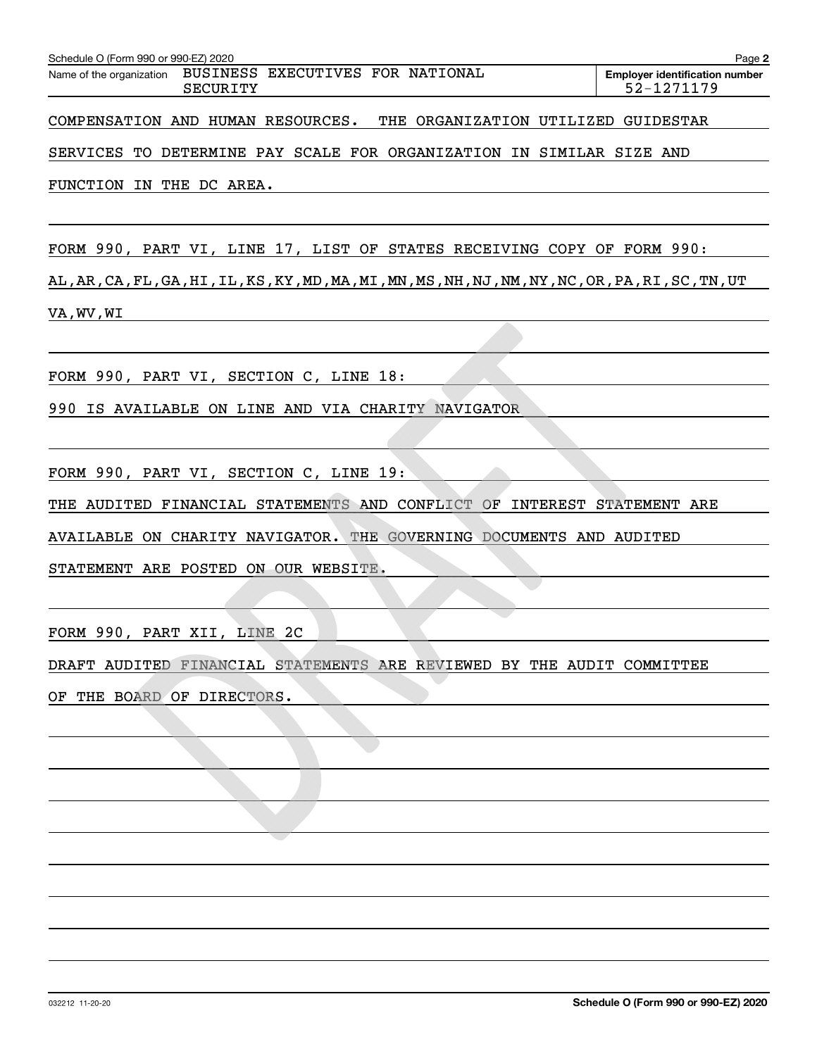Schedule O (Form 990 or 990-EZ) 2020

Name of the organization: BUSINESS EXECUTIVES FOR NATIONAL SECURITY

Employer identification number: 52-1271179

COMPENSATION AND HUMAN RESOURCES. THE ORGANIZATION UTILIZED GUIDESTAR SERVICES TO DETERMINE PAY SCALE FOR ORGANIZATION IN SIMILAR SIZE AND FUNCTION IN THE DC AREA.

FORM 990, PART VI, LINE 17, LIST OF STATES RECEIVING COPY OF FORM 990:

AL,AR,CA,FL,GA,HI,IL,KS,KY,MD,MA,MI,MN,MS,NH,NJ,NM,NY,NC,OR,PA,RI,SC,TN,UT VA,WV,WI

FORM 990, PART VI, SECTION C, LINE 18:

990 IS AVAILABLE ON LINE AND VIA CHARITY NAVIGATOR

FORM 990, PART VI, SECTION C, LINE 19:

THE AUDITED FINANCIAL STATEMENTS AND CONFLICT OF INTEREST STATEMENT ARE AVAILABLE ON CHARITY NAVIGATOR. THE GOVERNING DOCUMENTS AND AUDITED STATEMENT ARE POSTED ON OUR WEBSITE.

FORM 990, PART XII, LINE 2C

DRAFT AUDITED FINANCIAL STATEMENTS ARE REVIEWED BY THE AUDIT COMMITTEE OF THE BOARD OF DIRECTORS.

032212 11-20-20

Schedule O (Form 990 or 990-EZ) 2020